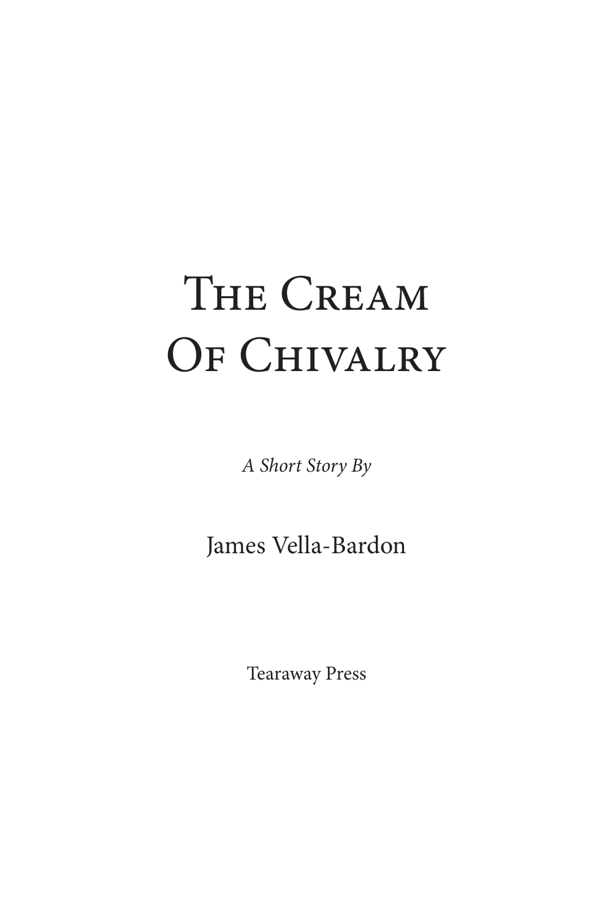# The Cream Of Chivalry

*A Short Story By*

James Vella-Bardon

Tearaway Press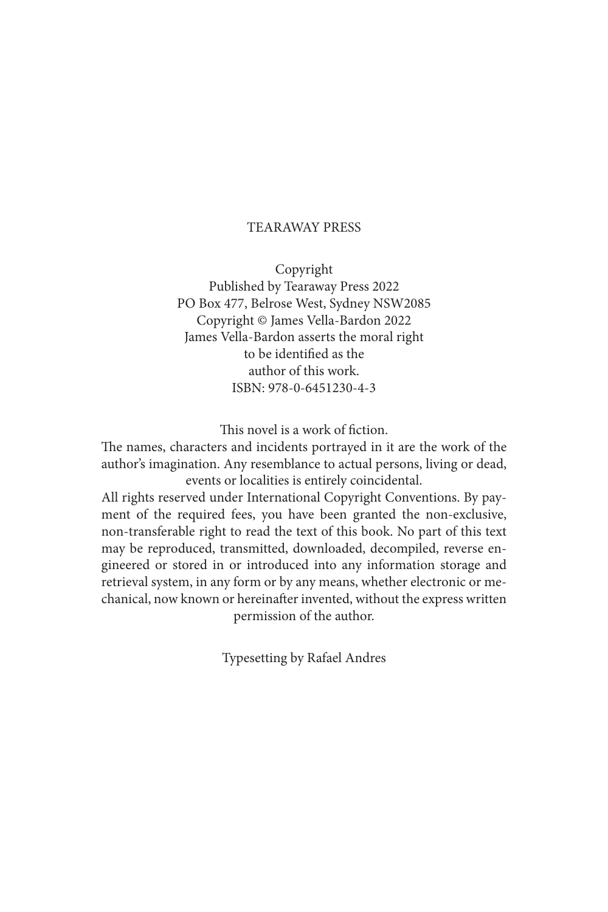TEARAWAY PRESS

Copyright
Published by Tearaway Press 2022
PO Box 477, Belrose West, Sydney NSW2085
Copyright © James Vella-Bardon 2022
James Vella-Bardon asserts the moral right
to be identified as the
author of this work.
ISBN: 978-0-6451230-4-3

This novel is a work of fiction.
The names, characters and incidents portrayed in it are the work of the author's imagination. Any resemblance to actual persons, living or dead, events or localities is entirely coincidental.
All rights reserved under International Copyright Conventions. By payment of the required fees, you have been granted the non-exclusive, non-transferable right to read the text of this book. No part of this text may be reproduced, transmitted, downloaded, decompiled, reverse engineered or stored in or introduced into any information storage and retrieval system, in any form or by any means, whether electronic or mechanical, now known or hereinafter invented, without the express written permission of the author.

Typesetting by Rafael Andres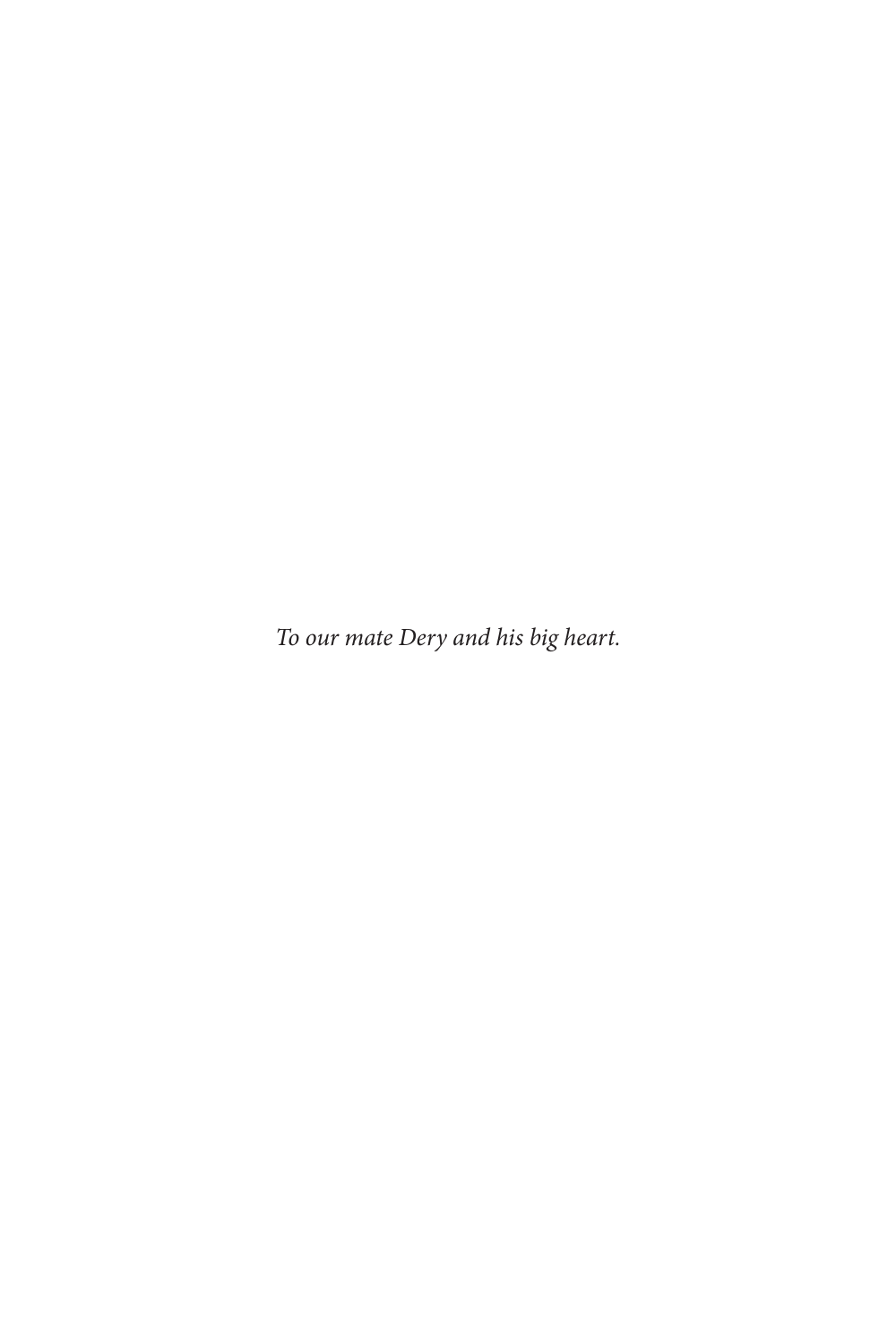*To our mate Dery and his big heart.*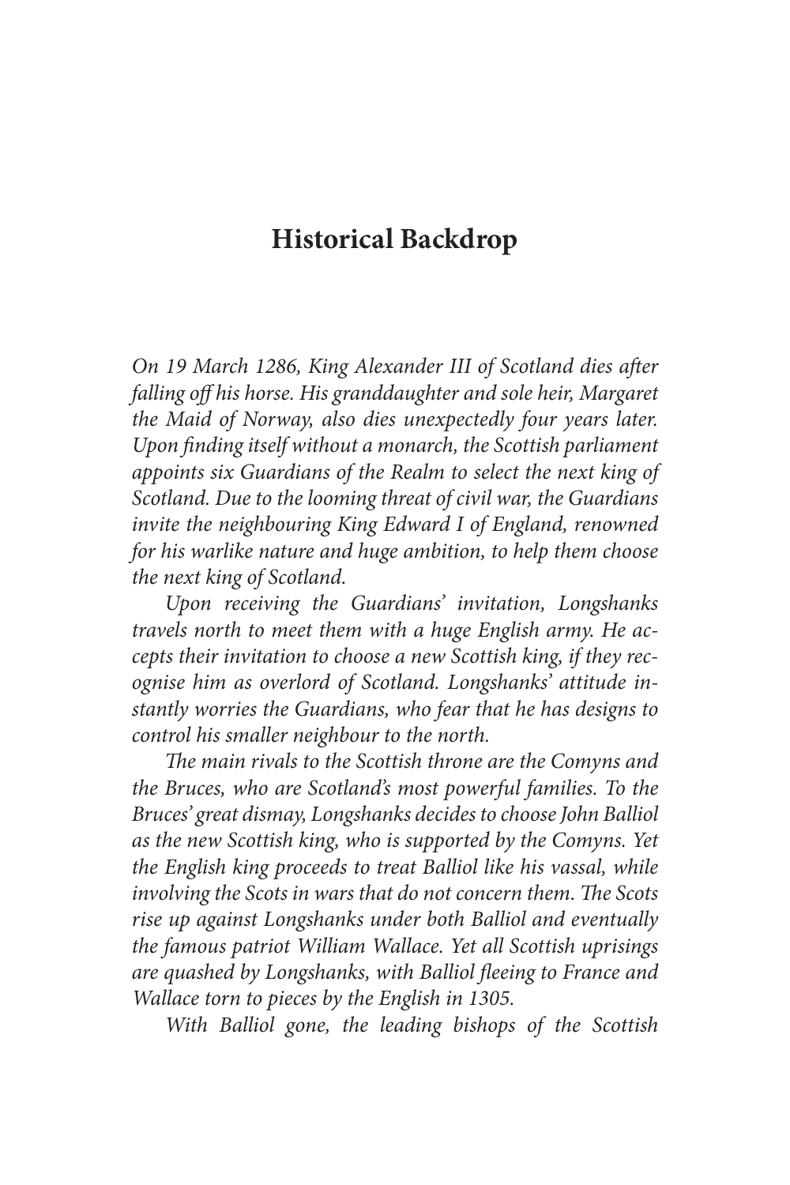# Historical Backdrop

*On 19 March 1286, King Alexander III of Scotland dies after falling off his horse. His granddaughter and sole heir, Margaret the Maid of Norway, also dies unexpectedly four years later. Upon finding itself without a monarch, the Scottish parliament appoints six Guardians of the Realm to select the next king of Scotland. Due to the looming threat of civil war, the Guardians invite the neighbouring King Edward I of England, renowned for his warlike nature and huge ambition, to help them choose the next king of Scotland.*

*Upon receiving the Guardians' invitation, Longshanks travels north to meet them with a huge English army. He accepts their invitation to choose a new Scottish king, if they recognise him as overlord of Scotland. Longshanks' attitude instantly worries the Guardians, who fear that he has designs to control his smaller neighbour to the north.*

*The main rivals to the Scottish throne are the Comyns and the Bruces, who are Scotland's most powerful families. To the Bruces' great dismay, Longshanks decides to choose John Balliol as the new Scottish king, who is supported by the Comyns. Yet the English king proceeds to treat Balliol like his vassal, while involving the Scots in wars that do not concern them. The Scots rise up against Longshanks under both Balliol and eventually the famous patriot William Wallace. Yet all Scottish uprisings are quashed by Longshanks, with Balliol fleeing to France and Wallace torn to pieces by the English in 1305.*

*With Balliol gone, the leading bishops of the Scottish*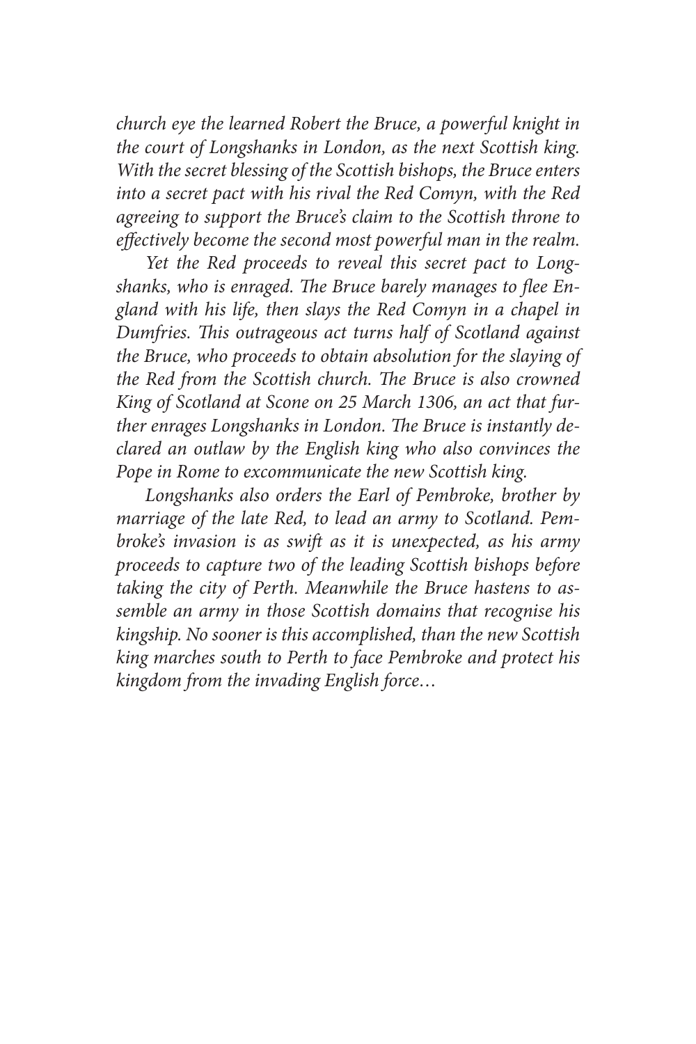*church eye the learned Robert the Bruce, a powerful knight in the court of Longshanks in London, as the next Scottish king. With the secret blessing of the Scottish bishops, the Bruce enters into a secret pact with his rival the Red Comyn, with the Red agreeing to support the Bruce's claim to the Scottish throne to effectively become the second most powerful man in the realm.*

*Yet the Red proceeds to reveal this secret pact to Longshanks, who is enraged. The Bruce barely manages to flee England with his life, then slays the Red Comyn in a chapel in Dumfries. This outrageous act turns half of Scotland against the Bruce, who proceeds to obtain absolution for the slaying of the Red from the Scottish church. The Bruce is also crowned King of Scotland at Scone on 25 March 1306, an act that further enrages Longshanks in London. The Bruce is instantly declared an outlaw by the English king who also convinces the Pope in Rome to excommunicate the new Scottish king.*

*Longshanks also orders the Earl of Pembroke, brother by marriage of the late Red, to lead an army to Scotland. Pembroke's invasion is as swift as it is unexpected, as his army proceeds to capture two of the leading Scottish bishops before taking the city of Perth. Meanwhile the Bruce hastens to assemble an army in those Scottish domains that recognise his kingship. No sooner is this accomplished, than the new Scottish king marches south to Perth to face Pembroke and protect his kingdom from the invading English force…*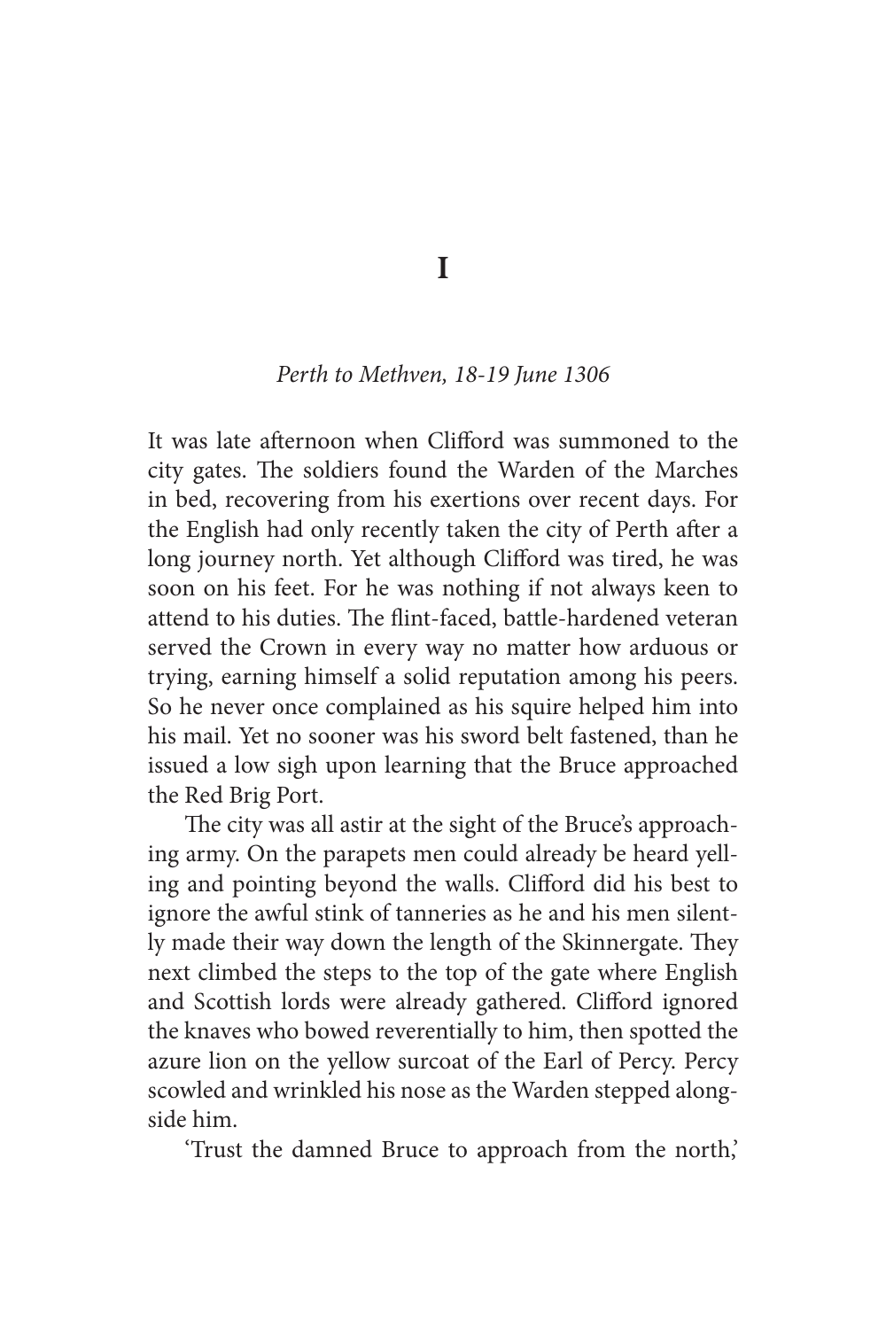# I

*Perth to Methven, 18-19 June 1306*

It was late afternoon when Clifford was summoned to the city gates. The soldiers found the Warden of the Marches in bed, recovering from his exertions over recent days. For the English had only recently taken the city of Perth after a long journey north. Yet although Clifford was tired, he was soon on his feet. For he was nothing if not always keen to attend to his duties. The flint-faced, battle-hardened veteran served the Crown in every way no matter how arduous or trying, earning himself a solid reputation among his peers. So he never once complained as his squire helped him into his mail. Yet no sooner was his sword belt fastened, than he issued a low sigh upon learning that the Bruce approached the Red Brig Port.

The city was all astir at the sight of the Bruce's approaching army. On the parapets men could already be heard yelling and pointing beyond the walls. Clifford did his best to ignore the awful stink of tanneries as he and his men silently made their way down the length of the Skinnergate. They next climbed the steps to the top of the gate where English and Scottish lords were already gathered. Clifford ignored the knaves who bowed reverentially to him, then spotted the azure lion on the yellow surcoat of the Earl of Percy. Percy scowled and wrinkled his nose as the Warden stepped alongside him.

'Trust the damned Bruce to approach from the north,'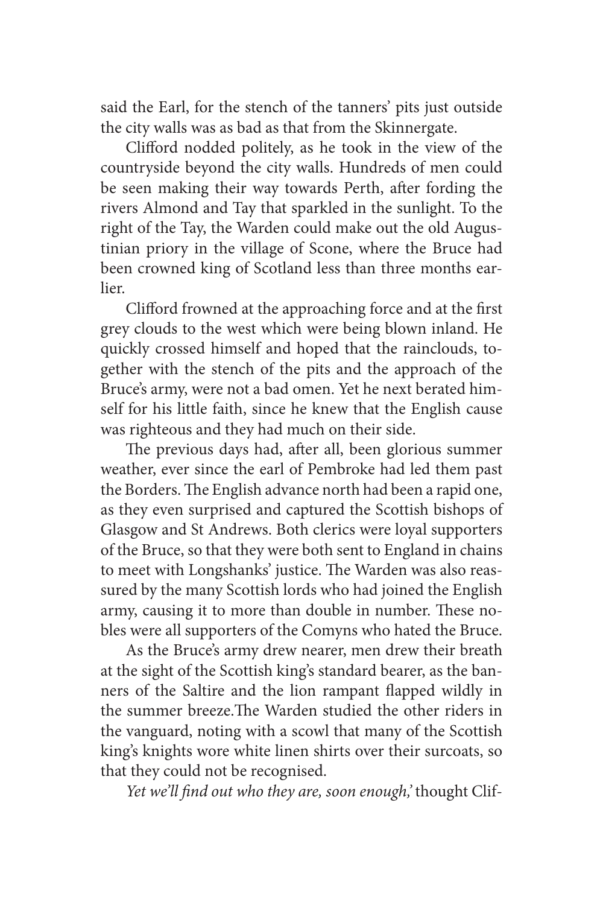said the Earl, for the stench of the tanners' pits just outside the city walls was as bad as that from the Skinnergate.

Clifford nodded politely, as he took in the view of the countryside beyond the city walls. Hundreds of men could be seen making their way towards Perth, after fording the rivers Almond and Tay that sparkled in the sunlight. To the right of the Tay, the Warden could make out the old Augustinian priory in the village of Scone, where the Bruce had been crowned king of Scotland less than three months earlier.

Clifford frowned at the approaching force and at the first grey clouds to the west which were being blown inland. He quickly crossed himself and hoped that the rainclouds, together with the stench of the pits and the approach of the Bruce's army, were not a bad omen. Yet he next berated himself for his little faith, since he knew that the English cause was righteous and they had much on their side.

The previous days had, after all, been glorious summer weather, ever since the earl of Pembroke had led them past the Borders. The English advance north had been a rapid one, as they even surprised and captured the Scottish bishops of Glasgow and St Andrews. Both clerics were loyal supporters of the Bruce, so that they were both sent to England in chains to meet with Longshanks' justice. The Warden was also reassured by the many Scottish lords who had joined the English army, causing it to more than double in number. These nobles were all supporters of the Comyns who hated the Bruce.

As the Bruce's army drew nearer, men drew their breath at the sight of the Scottish king's standard bearer, as the banners of the Saltire and the lion rampant flapped wildly in the summer breeze.The Warden studied the other riders in the vanguard, noting with a scowl that many of the Scottish king's knights wore white linen shirts over their surcoats, so that they could not be recognised.

*Yet we'll find out who they are, soon enough,'* thought Clif-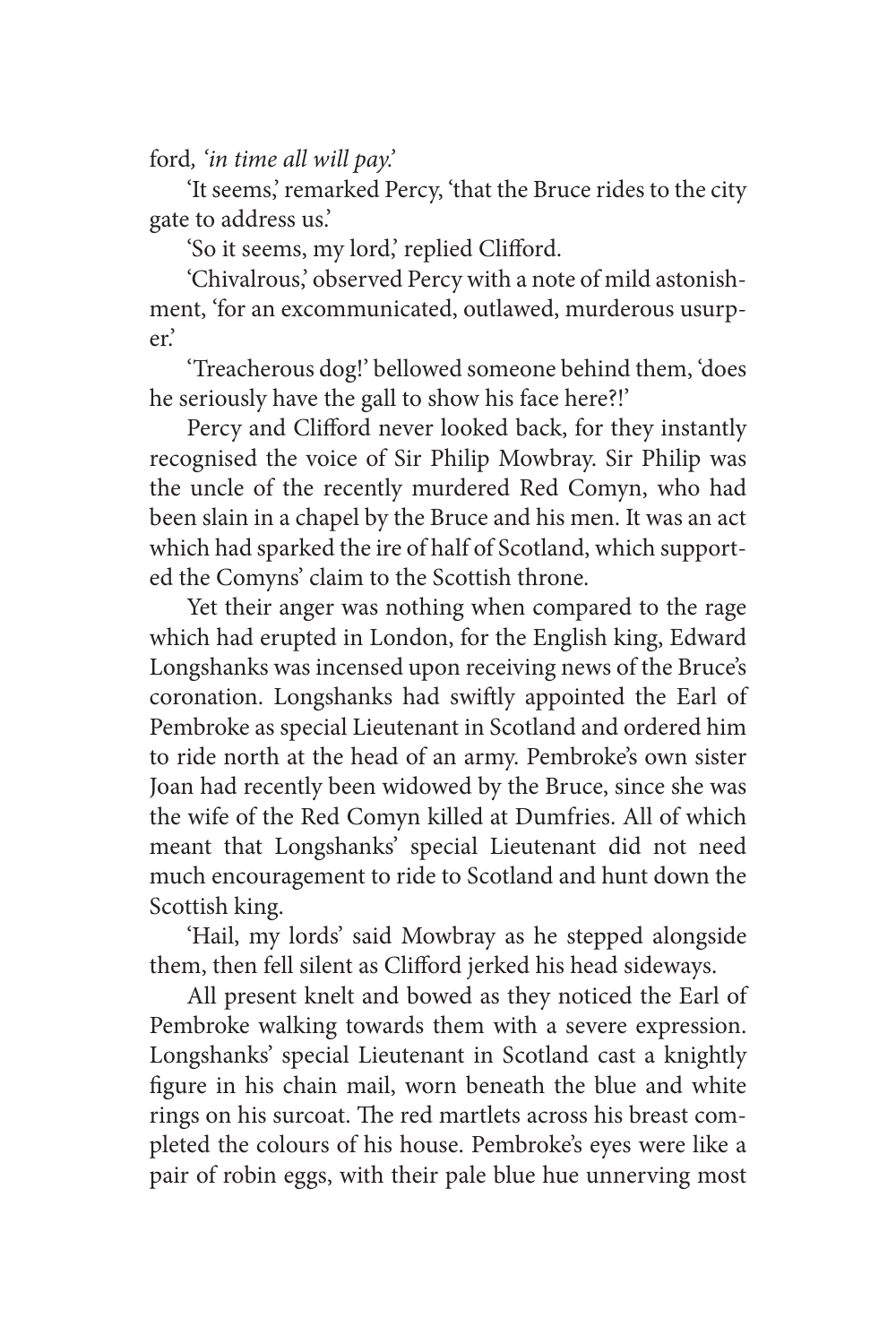ford, '*in time all will pay.*'

'It seems,' remarked Percy, 'that the Bruce rides to the city gate to address us.'

'So it seems, my lord,' replied Clifford.

'Chivalrous,' observed Percy with a note of mild astonishment, 'for an excommunicated, outlawed, murderous usurper.'

'Treacherous dog!' bellowed someone behind them, 'does he seriously have the gall to show his face here?!'

Percy and Clifford never looked back, for they instantly recognised the voice of Sir Philip Mowbray. Sir Philip was the uncle of the recently murdered Red Comyn, who had been slain in a chapel by the Bruce and his men. It was an act which had sparked the ire of half of Scotland, which supported the Comyns' claim to the Scottish throne.

Yet their anger was nothing when compared to the rage which had erupted in London, for the English king, Edward Longshanks was incensed upon receiving news of the Bruce's coronation. Longshanks had swiftly appointed the Earl of Pembroke as special Lieutenant in Scotland and ordered him to ride north at the head of an army. Pembroke's own sister Joan had recently been widowed by the Bruce, since she was the wife of the Red Comyn killed at Dumfries. All of which meant that Longshanks' special Lieutenant did not need much encouragement to ride to Scotland and hunt down the Scottish king.

'Hail, my lords' said Mowbray as he stepped alongside them, then fell silent as Clifford jerked his head sideways.

All present knelt and bowed as they noticed the Earl of Pembroke walking towards them with a severe expression. Longshanks' special Lieutenant in Scotland cast a knightly figure in his chain mail, worn beneath the blue and white rings on his surcoat. The red martlets across his breast completed the colours of his house. Pembroke's eyes were like a pair of robin eggs, with their pale blue hue unnerving most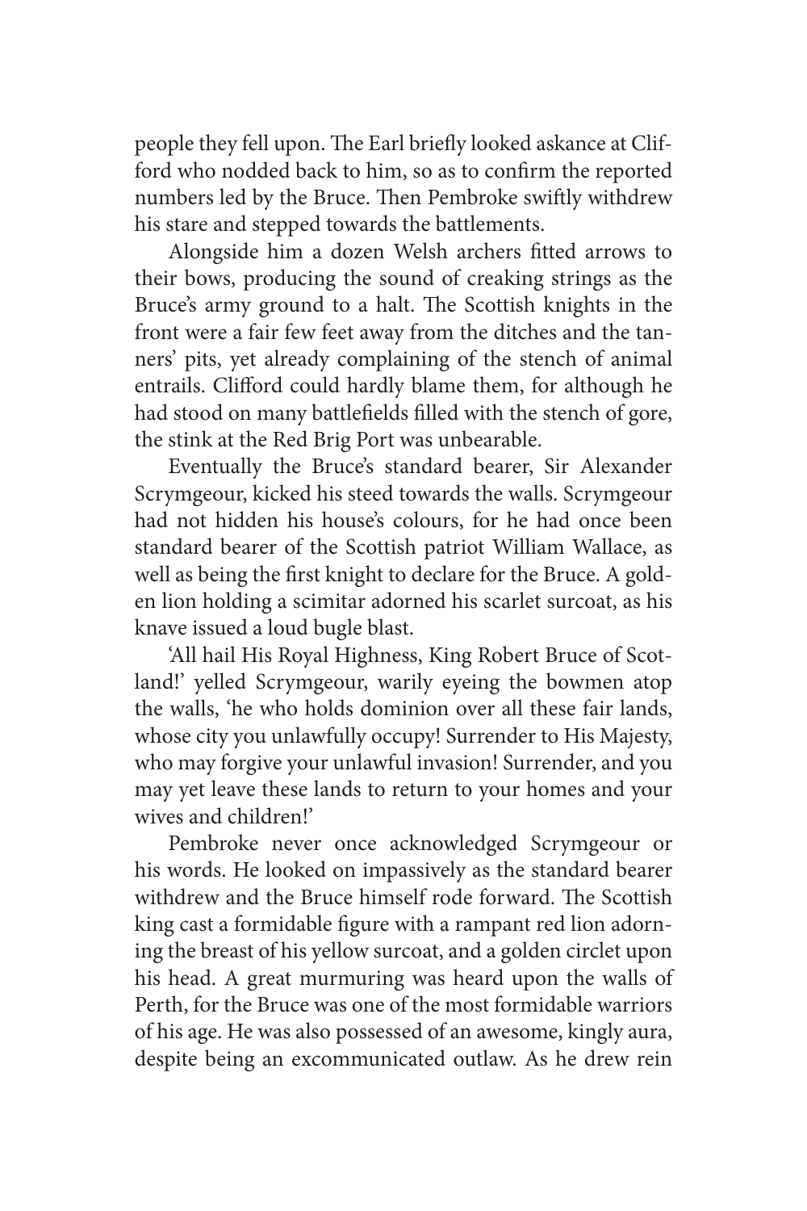people they fell upon. The Earl briefly looked askance at Clifford who nodded back to him, so as to confirm the reported numbers led by the Bruce. Then Pembroke swiftly withdrew his stare and stepped towards the battlements.

Alongside him a dozen Welsh archers fitted arrows to their bows, producing the sound of creaking strings as the Bruce's army ground to a halt. The Scottish knights in the front were a fair few feet away from the ditches and the tanners' pits, yet already complaining of the stench of animal entrails. Clifford could hardly blame them, for although he had stood on many battlefields filled with the stench of gore, the stink at the Red Brig Port was unbearable.

Eventually the Bruce's standard bearer, Sir Alexander Scrymgeour, kicked his steed towards the walls. Scrymgeour had not hidden his house's colours, for he had once been standard bearer of the Scottish patriot William Wallace, as well as being the first knight to declare for the Bruce. A golden lion holding a scimitar adorned his scarlet surcoat, as his knave issued a loud bugle blast.

'All hail His Royal Highness, King Robert Bruce of Scotland!' yelled Scrymgeour, warily eyeing the bowmen atop the walls, 'he who holds dominion over all these fair lands, whose city you unlawfully occupy! Surrender to His Majesty, who may forgive your unlawful invasion! Surrender, and you may yet leave these lands to return to your homes and your wives and children!'

Pembroke never once acknowledged Scrymgeour or his words. He looked on impassively as the standard bearer withdrew and the Bruce himself rode forward. The Scottish king cast a formidable figure with a rampant red lion adorning the breast of his yellow surcoat, and a golden circlet upon his head. A great murmuring was heard upon the walls of Perth, for the Bruce was one of the most formidable warriors of his age. He was also possessed of an awesome, kingly aura, despite being an excommunicated outlaw. As he drew rein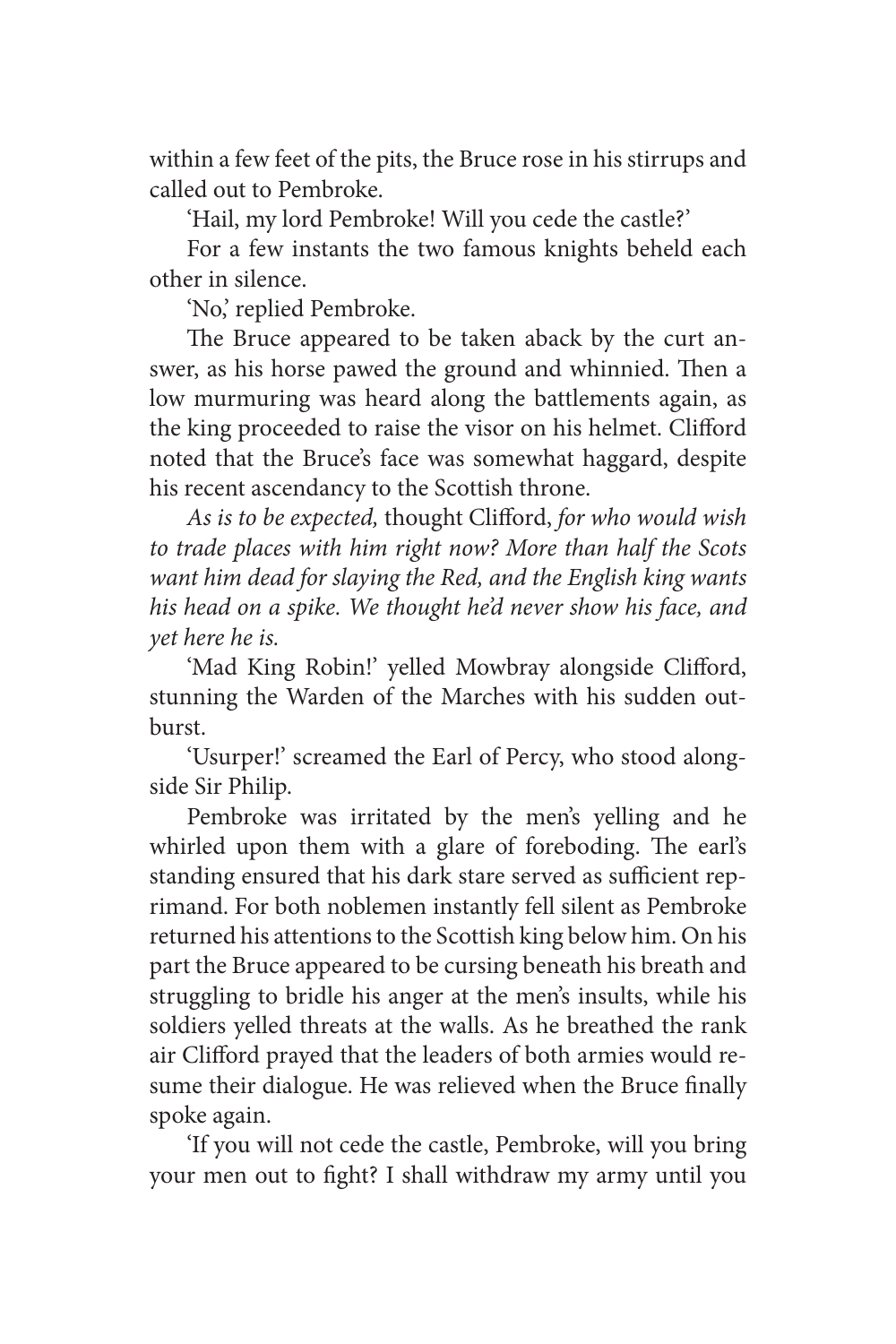within a few feet of the pits, the Bruce rose in his stirrups and called out to Pembroke.

'Hail, my lord Pembroke! Will you cede the castle?'

For a few instants the two famous knights beheld each other in silence.

'No,' replied Pembroke.

The Bruce appeared to be taken aback by the curt answer, as his horse pawed the ground and whinnied. Then a low murmuring was heard along the battlements again, as the king proceeded to raise the visor on his helmet. Clifford noted that the Bruce's face was somewhat haggard, despite his recent ascendancy to the Scottish throne.

*As is to be expected,* thought Clifford, *for who would wish to trade places with him right now? More than half the Scots want him dead for slaying the Red, and the English king wants his head on a spike. We thought he'd never show his face, and yet here he is.*

'Mad King Robin!' yelled Mowbray alongside Clifford, stunning the Warden of the Marches with his sudden outburst.

'Usurper!' screamed the Earl of Percy, who stood alongside Sir Philip.

Pembroke was irritated by the men's yelling and he whirled upon them with a glare of foreboding. The earl's standing ensured that his dark stare served as sufficient reprimand. For both noblemen instantly fell silent as Pembroke returned his attentions to the Scottish king below him. On his part the Bruce appeared to be cursing beneath his breath and struggling to bridle his anger at the men's insults, while his soldiers yelled threats at the walls. As he breathed the rank air Clifford prayed that the leaders of both armies would resume their dialogue. He was relieved when the Bruce finally spoke again.

'If you will not cede the castle, Pembroke, will you bring your men out to fight? I shall withdraw my army until you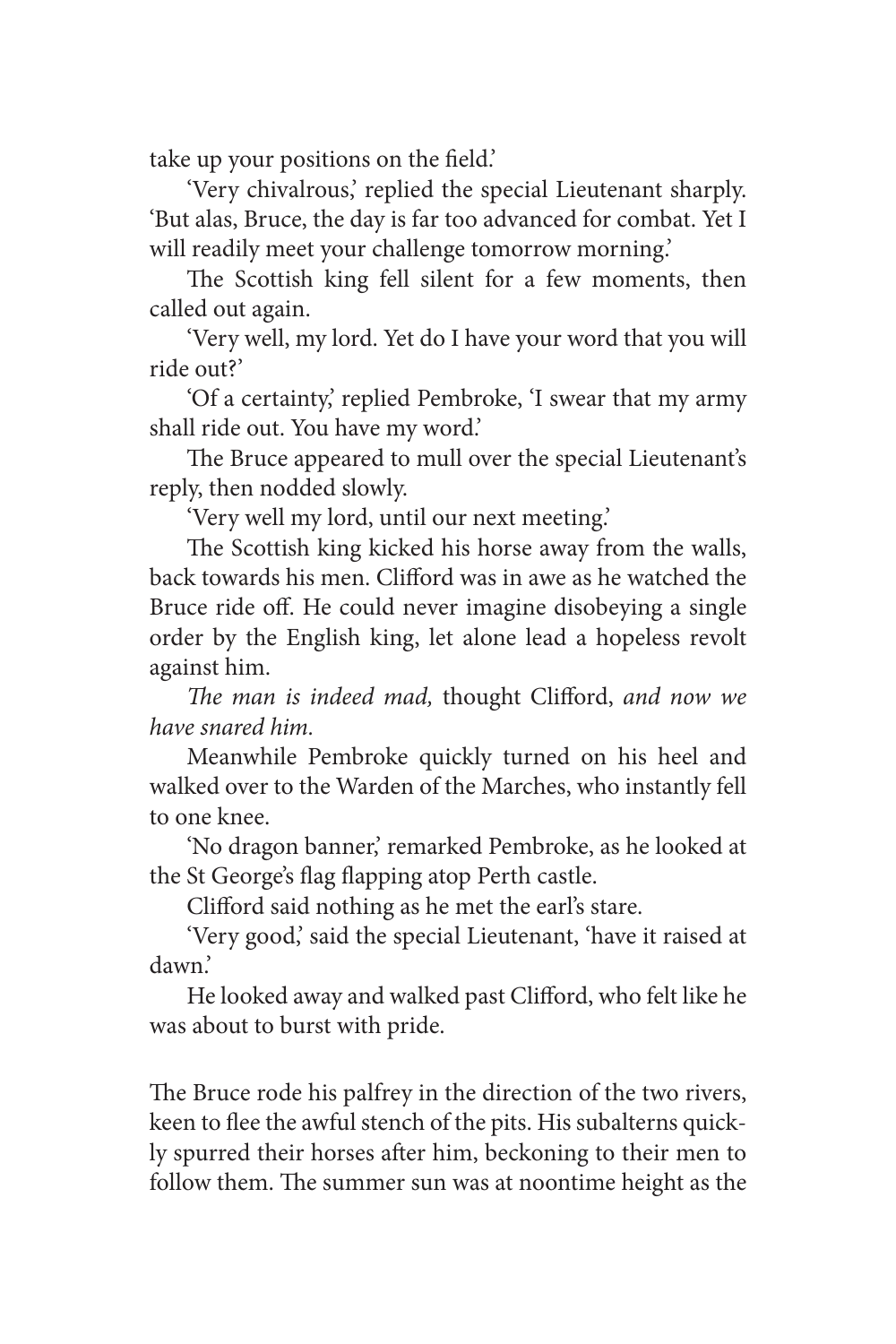take up your positions on the field.'

'Very chivalrous,' replied the special Lieutenant sharply. 'But alas, Bruce, the day is far too advanced for combat. Yet I will readily meet your challenge tomorrow morning.'

The Scottish king fell silent for a few moments, then called out again.

'Very well, my lord. Yet do I have your word that you will ride out?'

'Of a certainty,' replied Pembroke, 'I swear that my army shall ride out. You have my word.'

The Bruce appeared to mull over the special Lieutenant's reply, then nodded slowly.

'Very well my lord, until our next meeting.'

The Scottish king kicked his horse away from the walls, back towards his men. Clifford was in awe as he watched the Bruce ride off. He could never imagine disobeying a single order by the English king, let alone lead a hopeless revolt against him.

*The man is indeed mad,* thought Clifford, *and now we have snared him.*

Meanwhile Pembroke quickly turned on his heel and walked over to the Warden of the Marches, who instantly fell to one knee.

'No dragon banner,' remarked Pembroke, as he looked at the St George's flag flapping atop Perth castle.

Clifford said nothing as he met the earl's stare.

'Very good,' said the special Lieutenant, 'have it raised at dawn.'

He looked away and walked past Clifford, who felt like he was about to burst with pride.

The Bruce rode his palfrey in the direction of the two rivers, keen to flee the awful stench of the pits. His subalterns quickly spurred their horses after him, beckoning to their men to follow them. The summer sun was at noontime height as the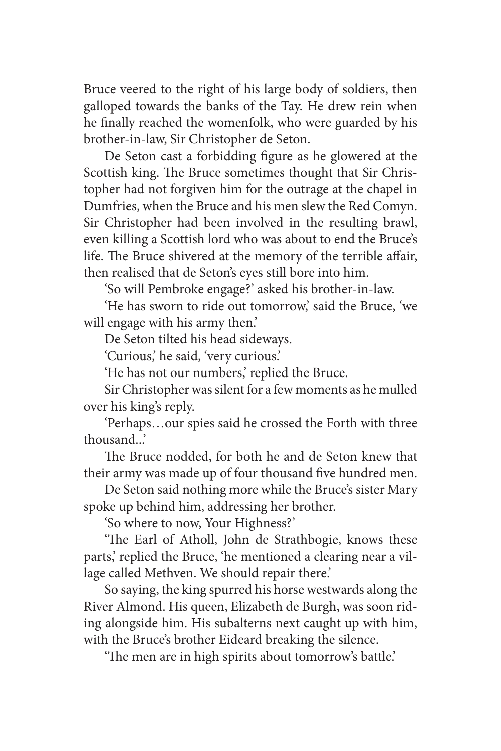Bruce veered to the right of his large body of soldiers, then galloped towards the banks of the Tay. He drew rein when he finally reached the womenfolk, who were guarded by his brother-in-law, Sir Christopher de Seton.

De Seton cast a forbidding figure as he glowered at the Scottish king. The Bruce sometimes thought that Sir Christopher had not forgiven him for the outrage at the chapel in Dumfries, when the Bruce and his men slew the Red Comyn. Sir Christopher had been involved in the resulting brawl, even killing a Scottish lord who was about to end the Bruce's life. The Bruce shivered at the memory of the terrible affair, then realised that de Seton's eyes still bore into him.

'So will Pembroke engage?' asked his brother-in-law.

'He has sworn to ride out tomorrow,' said the Bruce, 'we will engage with his army then.'

De Seton tilted his head sideways.

'Curious,' he said, 'very curious.'

'He has not our numbers,' replied the Bruce.

Sir Christopher was silent for a few moments as he mulled over his king's reply.

'Perhaps…our spies said he crossed the Forth with three thousand...'

The Bruce nodded, for both he and de Seton knew that their army was made up of four thousand five hundred men.

De Seton said nothing more while the Bruce's sister Mary spoke up behind him, addressing her brother.

'So where to now, Your Highness?'

'The Earl of Atholl, John de Strathbogie, knows these parts,' replied the Bruce, 'he mentioned a clearing near a village called Methven. We should repair there.'

So saying, the king spurred his horse westwards along the River Almond. His queen, Elizabeth de Burgh, was soon riding alongside him. His subalterns next caught up with him, with the Bruce's brother Eideard breaking the silence.

'The men are in high spirits about tomorrow's battle.'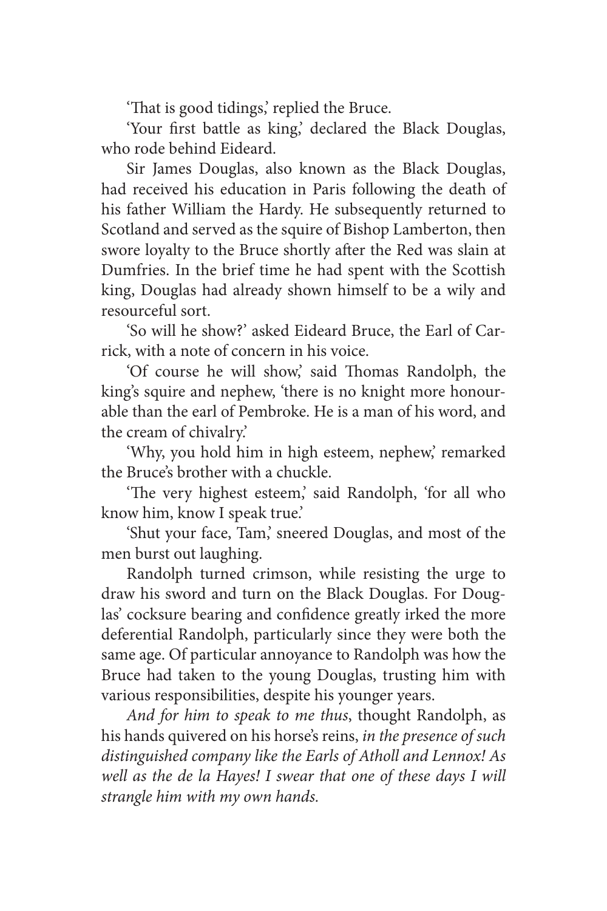'That is good tidings,' replied the Bruce.

'Your first battle as king,' declared the Black Douglas, who rode behind Eideard.

Sir James Douglas, also known as the Black Douglas, had received his education in Paris following the death of his father William the Hardy. He subsequently returned to Scotland and served as the squire of Bishop Lamberton, then swore loyalty to the Bruce shortly after the Red was slain at Dumfries. In the brief time he had spent with the Scottish king, Douglas had already shown himself to be a wily and resourceful sort.

'So will he show?' asked Eideard Bruce, the Earl of Carrick, with a note of concern in his voice.

'Of course he will show,' said Thomas Randolph, the king's squire and nephew, 'there is no knight more honourable than the earl of Pembroke. He is a man of his word, and the cream of chivalry.'

'Why, you hold him in high esteem, nephew,' remarked the Bruce's brother with a chuckle.

'The very highest esteem,' said Randolph, 'for all who know him, know I speak true.'

'Shut your face, Tam,' sneered Douglas, and most of the men burst out laughing.

Randolph turned crimson, while resisting the urge to draw his sword and turn on the Black Douglas. For Douglas' cocksure bearing and confidence greatly irked the more deferential Randolph, particularly since they were both the same age. Of particular annoyance to Randolph was how the Bruce had taken to the young Douglas, trusting him with various responsibilities, despite his younger years.

*And for him to speak to me thus*, thought Randolph, as his hands quivered on his horse's reins, *in the presence of such distinguished company like the Earls of Atholl and Lennox! As well as the de la Hayes! I swear that one of these days I will strangle him with my own hands.*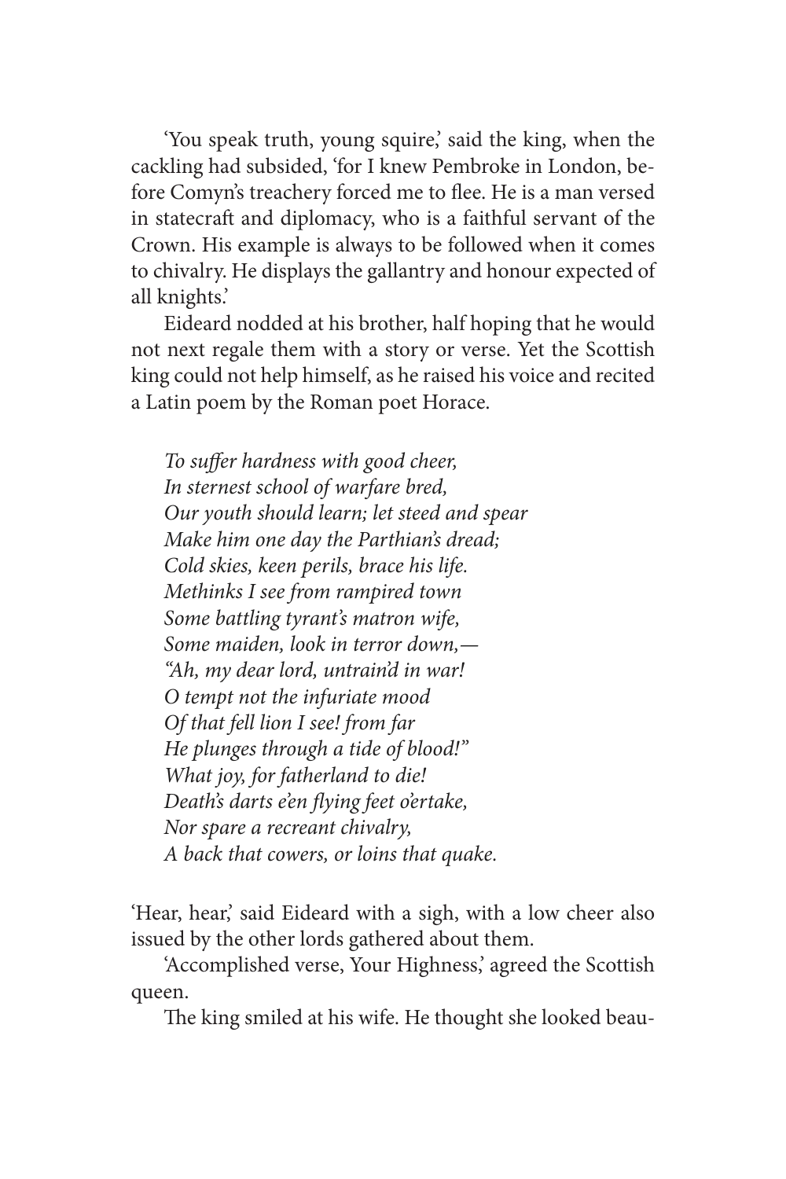'You speak truth, young squire,' said the king, when the cackling had subsided, 'for I knew Pembroke in London, before Comyn's treachery forced me to flee. He is a man versed in statecraft and diplomacy, who is a faithful servant of the Crown. His example is always to be followed when it comes to chivalry. He displays the gallantry and honour expected of all knights.'

Eideard nodded at his brother, half hoping that he would not next regale them with a story or verse. Yet the Scottish king could not help himself, as he raised his voice and recited a Latin poem by the Roman poet Horace.

*To suffer hardness with good cheer,*
*In sternest school of warfare bred,*
*Our youth should learn; let steed and spear*
*Make him one day the Parthian's dread;*
*Cold skies, keen perils, brace his life.*
*Methinks I see from rampired town*
*Some battling tyrant's matron wife,*
*Some maiden, look in terror down,—*
*"Ah, my dear lord, untrain'd in war!*
*O tempt not the infuriate mood*
*Of that fell lion I see! from far*
*He plunges through a tide of blood!"*
*What joy, for fatherland to die!*
*Death's darts e'en flying feet o'ertake,*
*Nor spare a recreant chivalry,*
*A back that cowers, or loins that quake.*

'Hear, hear,' said Eideard with a sigh, with a low cheer also issued by the other lords gathered about them.

'Accomplished verse, Your Highness,' agreed the Scottish queen.

The king smiled at his wife. He thought she looked beau-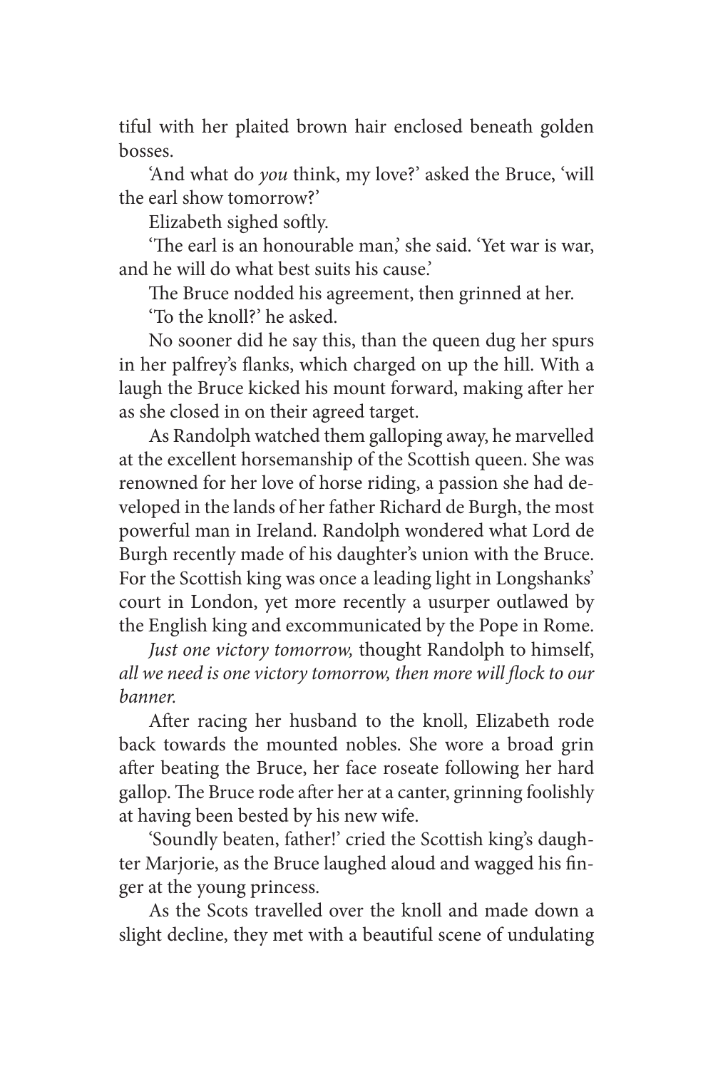tiful with her plaited brown hair enclosed beneath golden bosses.

'And what do *you* think, my love?' asked the Bruce, 'will the earl show tomorrow?'

Elizabeth sighed softly.

'The earl is an honourable man,' she said. 'Yet war is war, and he will do what best suits his cause.'

The Bruce nodded his agreement, then grinned at her.

'To the knoll?' he asked.

No sooner did he say this, than the queen dug her spurs in her palfrey's flanks, which charged on up the hill. With a laugh the Bruce kicked his mount forward, making after her as she closed in on their agreed target.

As Randolph watched them galloping away, he marvelled at the excellent horsemanship of the Scottish queen. She was renowned for her love of horse riding, a passion she had developed in the lands of her father Richard de Burgh, the most powerful man in Ireland. Randolph wondered what Lord de Burgh recently made of his daughter's union with the Bruce. For the Scottish king was once a leading light in Longshanks' court in London, yet more recently a usurper outlawed by the English king and excommunicated by the Pope in Rome.

*Just one victory tomorrow,* thought Randolph to himself, *all we need is one victory tomorrow, then more will flock to our banner.*

After racing her husband to the knoll, Elizabeth rode back towards the mounted nobles. She wore a broad grin after beating the Bruce, her face roseate following her hard gallop. The Bruce rode after her at a canter, grinning foolishly at having been bested by his new wife.

'Soundly beaten, father!' cried the Scottish king's daughter Marjorie, as the Bruce laughed aloud and wagged his finger at the young princess.

As the Scots travelled over the knoll and made down a slight decline, they met with a beautiful scene of undulating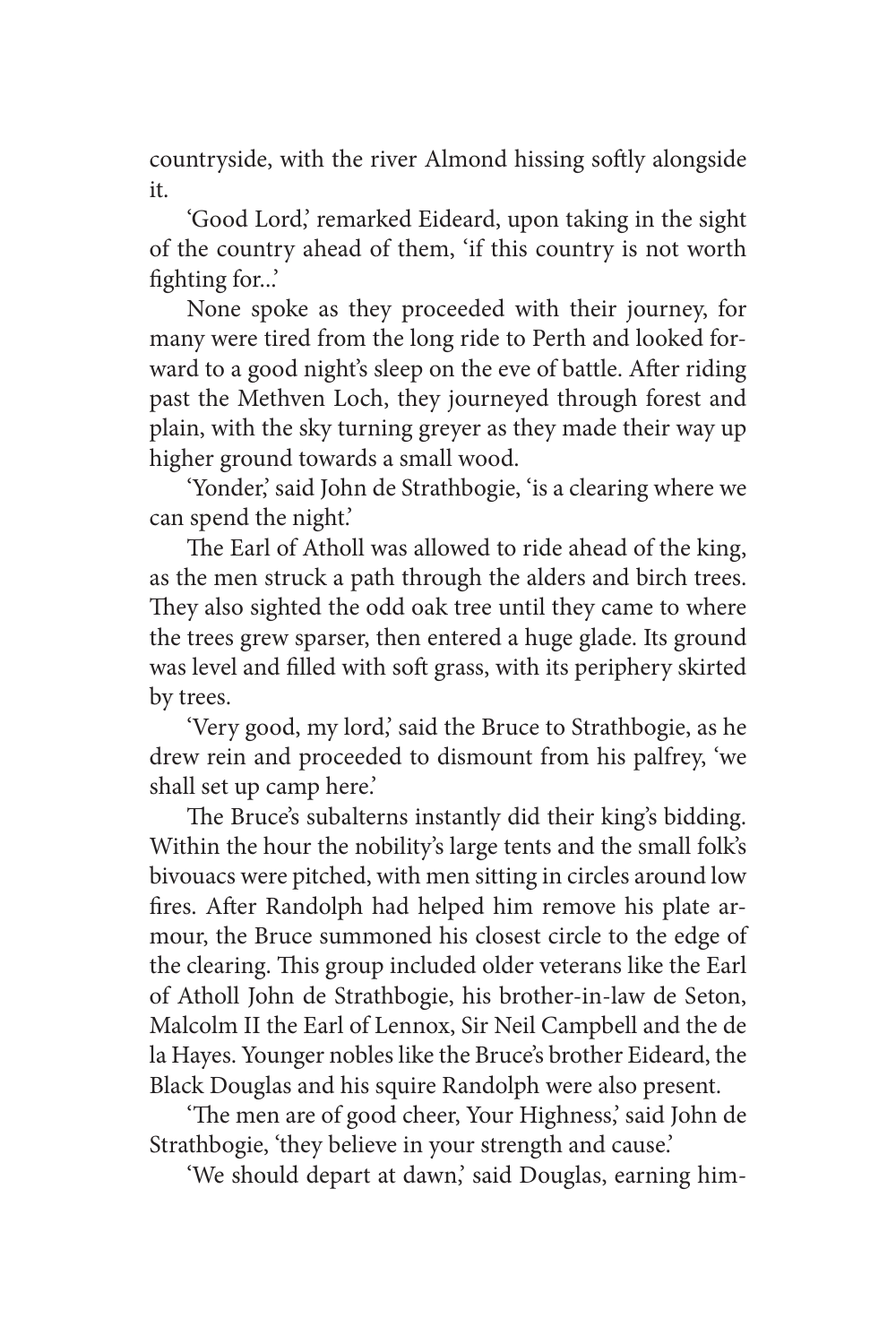countryside, with the river Almond hissing softly alongside it.

'Good Lord,' remarked Eideard, upon taking in the sight of the country ahead of them, 'if this country is not worth fighting for...'

None spoke as they proceeded with their journey, for many were tired from the long ride to Perth and looked forward to a good night's sleep on the eve of battle. After riding past the Methven Loch, they journeyed through forest and plain, with the sky turning greyer as they made their way up higher ground towards a small wood.

'Yonder,' said John de Strathbogie, 'is a clearing where we can spend the night.'

The Earl of Atholl was allowed to ride ahead of the king, as the men struck a path through the alders and birch trees. They also sighted the odd oak tree until they came to where the trees grew sparser, then entered a huge glade. Its ground was level and filled with soft grass, with its periphery skirted by trees.

'Very good, my lord,' said the Bruce to Strathbogie, as he drew rein and proceeded to dismount from his palfrey, 'we shall set up camp here.'

The Bruce's subalterns instantly did their king's bidding. Within the hour the nobility's large tents and the small folk's bivouacs were pitched, with men sitting in circles around low fires. After Randolph had helped him remove his plate armour, the Bruce summoned his closest circle to the edge of the clearing. This group included older veterans like the Earl of Atholl John de Strathbogie, his brother-in-law de Seton, Malcolm II the Earl of Lennox, Sir Neil Campbell and the de la Hayes. Younger nobles like the Bruce's brother Eideard, the Black Douglas and his squire Randolph were also present.

'The men are of good cheer, Your Highness,' said John de Strathbogie, 'they believe in your strength and cause.'

'We should depart at dawn,' said Douglas, earning him-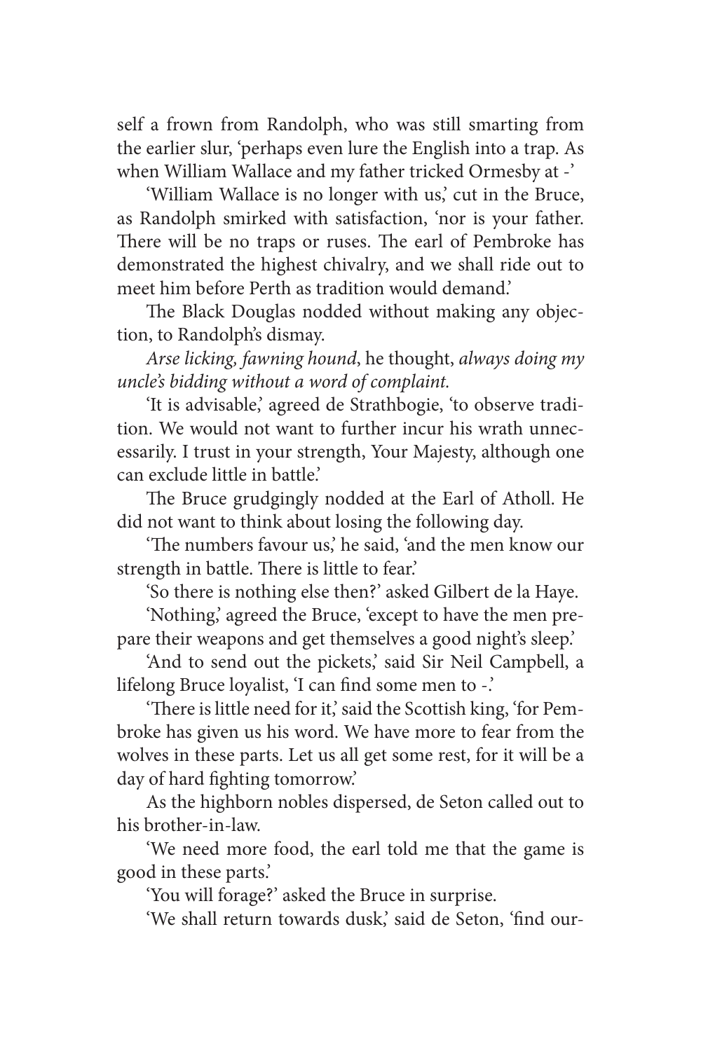self a frown from Randolph, who was still smarting from the earlier slur, 'perhaps even lure the English into a trap. As when William Wallace and my father tricked Ormesby at -'

'William Wallace is no longer with us,' cut in the Bruce, as Randolph smirked with satisfaction, 'nor is your father. There will be no traps or ruses. The earl of Pembroke has demonstrated the highest chivalry, and we shall ride out to meet him before Perth as tradition would demand.'

The Black Douglas nodded without making any objection, to Randolph's dismay.

*Arse licking, fawning hound*, he thought, *always doing my uncle's bidding without a word of complaint.*

'It is advisable,' agreed de Strathbogie, 'to observe tradition. We would not want to further incur his wrath unnecessarily. I trust in your strength, Your Majesty, although one can exclude little in battle.'

The Bruce grudgingly nodded at the Earl of Atholl. He did not want to think about losing the following day.

'The numbers favour us,' he said, 'and the men know our strength in battle. There is little to fear.'

'So there is nothing else then?' asked Gilbert de la Haye.

'Nothing,' agreed the Bruce, 'except to have the men prepare their weapons and get themselves a good night's sleep.'

'And to send out the pickets,' said Sir Neil Campbell, a lifelong Bruce loyalist, 'I can find some men to -.'

'There is little need for it,' said the Scottish king, 'for Pembroke has given us his word. We have more to fear from the wolves in these parts. Let us all get some rest, for it will be a day of hard fighting tomorrow.'

As the highborn nobles dispersed, de Seton called out to his brother-in-law.

'We need more food, the earl told me that the game is good in these parts.'

'You will forage?' asked the Bruce in surprise.

'We shall return towards dusk,' said de Seton, 'find our-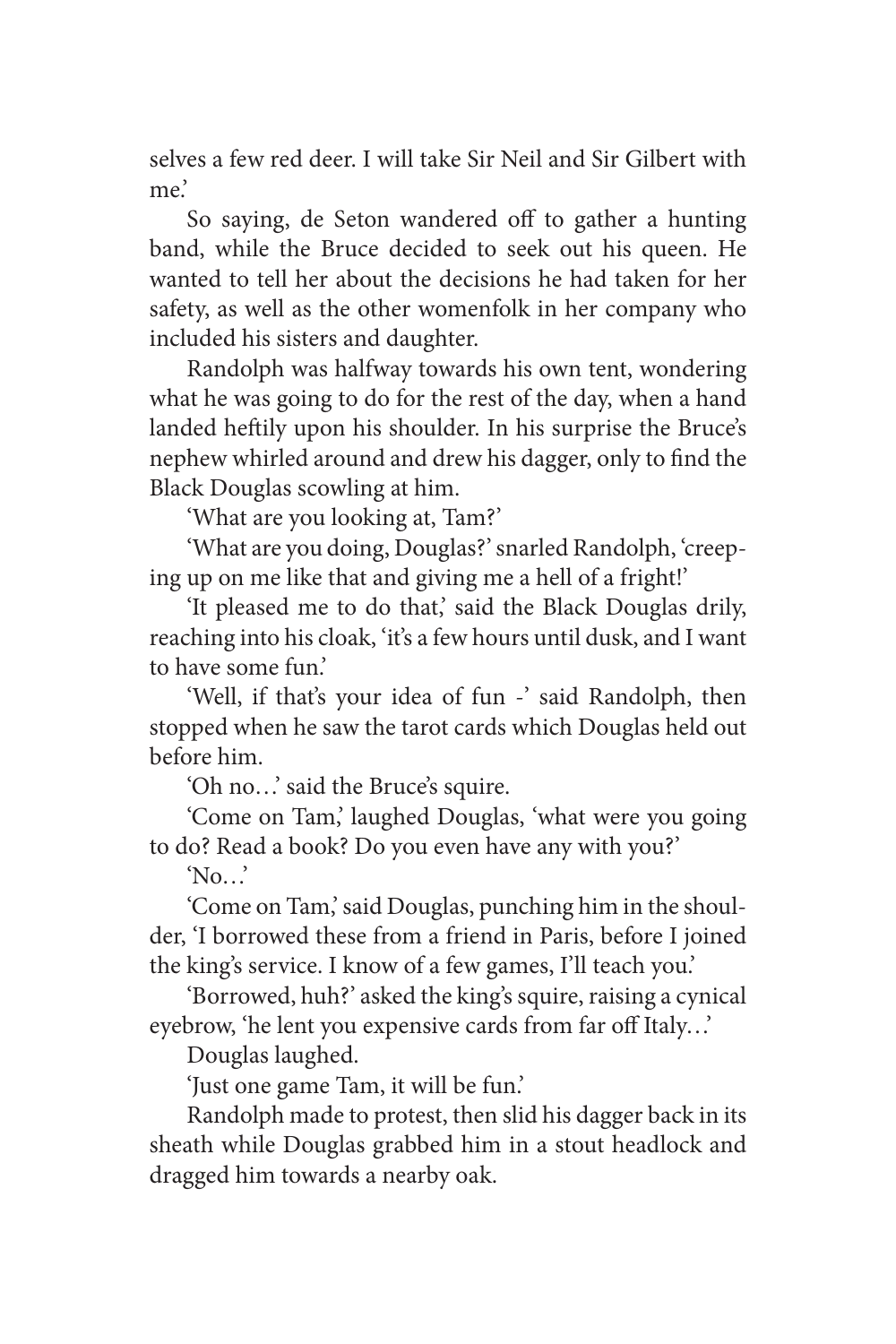selves a few red deer. I will take Sir Neil and Sir Gilbert with me.'

So saying, de Seton wandered off to gather a hunting band, while the Bruce decided to seek out his queen. He wanted to tell her about the decisions he had taken for her safety, as well as the other womenfolk in her company who included his sisters and daughter.

Randolph was halfway towards his own tent, wondering what he was going to do for the rest of the day, when a hand landed heftily upon his shoulder. In his surprise the Bruce's nephew whirled around and drew his dagger, only to find the Black Douglas scowling at him.

'What are you looking at, Tam?'

'What are you doing, Douglas?' snarled Randolph, 'creeping up on me like that and giving me a hell of a fright!'

'It pleased me to do that,' said the Black Douglas drily, reaching into his cloak, 'it's a few hours until dusk, and I want to have some fun.'

'Well, if that's your idea of fun -' said Randolph, then stopped when he saw the tarot cards which Douglas held out before him.

'Oh no…' said the Bruce's squire.

'Come on Tam,' laughed Douglas, 'what were you going to do? Read a book? Do you even have any with you?'

'No…'

'Come on Tam,' said Douglas, punching him in the shoulder, 'I borrowed these from a friend in Paris, before I joined the king's service. I know of a few games, I'll teach you.'

'Borrowed, huh?' asked the king's squire, raising a cynical eyebrow, 'he lent you expensive cards from far off Italy…'

Douglas laughed.

'Just one game Tam, it will be fun.'

Randolph made to protest, then slid his dagger back in its sheath while Douglas grabbed him in a stout headlock and dragged him towards a nearby oak.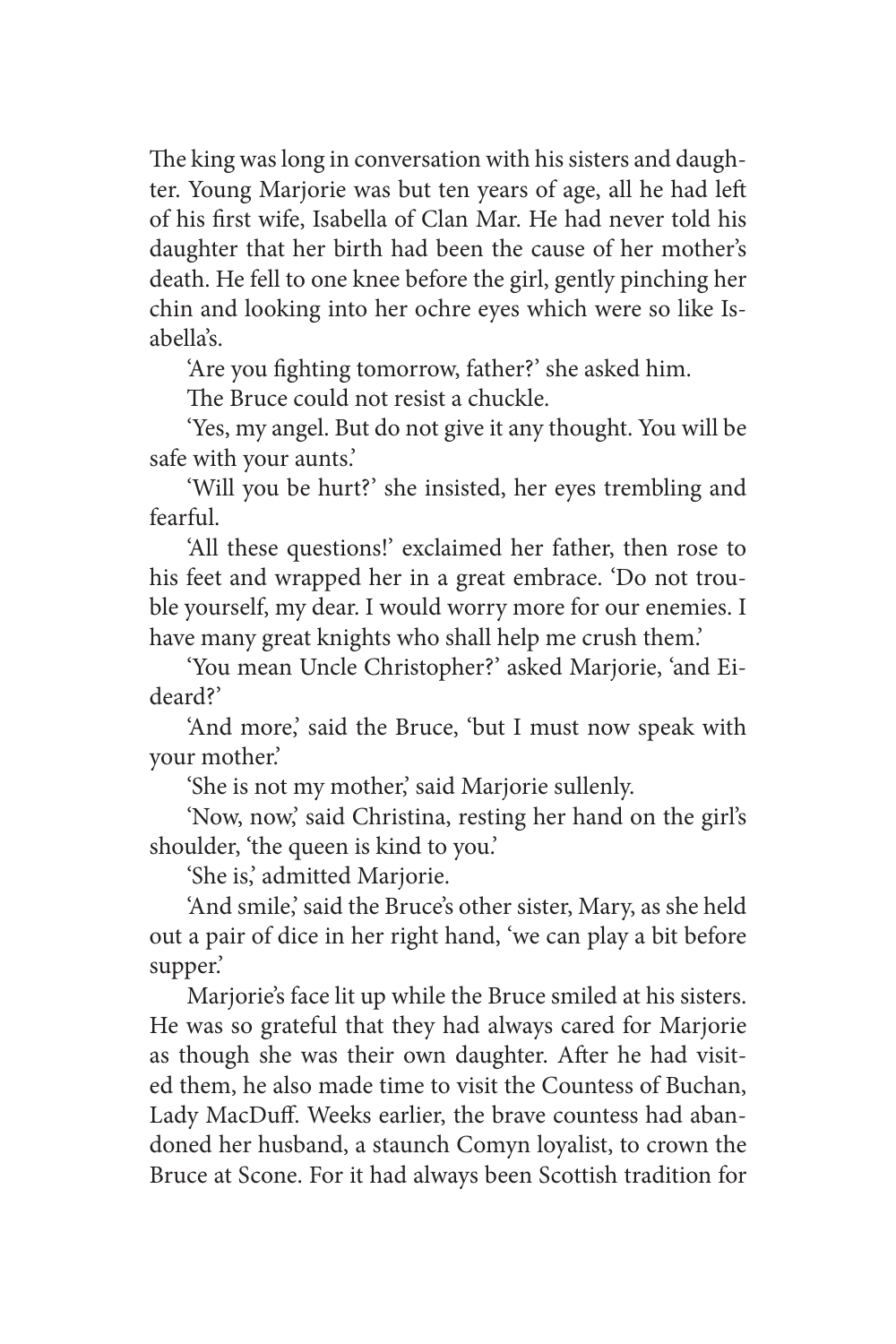The king was long in conversation with his sisters and daughter. Young Marjorie was but ten years of age, all he had left of his first wife, Isabella of Clan Mar. He had never told his daughter that her birth had been the cause of her mother's death. He fell to one knee before the girl, gently pinching her chin and looking into her ochre eyes which were so like Isabella's.

'Are you fighting tomorrow, father?' she asked him.

The Bruce could not resist a chuckle.

'Yes, my angel. But do not give it any thought. You will be safe with your aunts.'

'Will you be hurt?' she insisted, her eyes trembling and fearful.

'All these questions!' exclaimed her father, then rose to his feet and wrapped her in a great embrace. 'Do not trouble yourself, my dear. I would worry more for our enemies. I have many great knights who shall help me crush them.'

'You mean Uncle Christopher?' asked Marjorie, 'and Eideard?'

'And more,' said the Bruce, 'but I must now speak with your mother.'

'She is not my mother,' said Marjorie sullenly.

'Now, now,' said Christina, resting her hand on the girl's shoulder, 'the queen is kind to you.'

'She is,' admitted Marjorie.

'And smile,' said the Bruce's other sister, Mary, as she held out a pair of dice in her right hand, 'we can play a bit before supper.'

Marjorie's face lit up while the Bruce smiled at his sisters. He was so grateful that they had always cared for Marjorie as though she was their own daughter. After he had visited them, he also made time to visit the Countess of Buchan, Lady MacDuff. Weeks earlier, the brave countess had abandoned her husband, a staunch Comyn loyalist, to crown the Bruce at Scone. For it had always been Scottish tradition for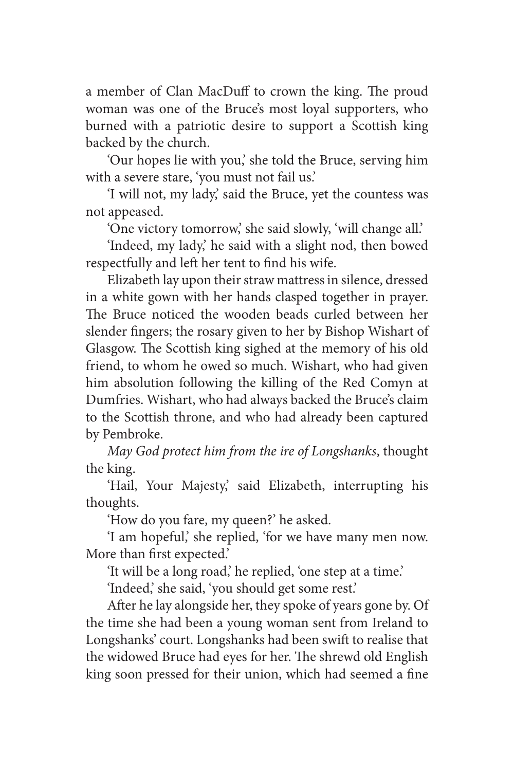a member of Clan MacDuff to crown the king. The proud woman was one of the Bruce's most loyal supporters, who burned with a patriotic desire to support a Scottish king backed by the church.

'Our hopes lie with you,' she told the Bruce, serving him with a severe stare, 'you must not fail us.'

'I will not, my lady,' said the Bruce, yet the countess was not appeased.

'One victory tomorrow,' she said slowly, 'will change all.'

'Indeed, my lady,' he said with a slight nod, then bowed respectfully and left her tent to find his wife.

Elizabeth lay upon their straw mattress in silence, dressed in a white gown with her hands clasped together in prayer. The Bruce noticed the wooden beads curled between her slender fingers; the rosary given to her by Bishop Wishart of Glasgow. The Scottish king sighed at the memory of his old friend, to whom he owed so much. Wishart, who had given him absolution following the killing of the Red Comyn at Dumfries. Wishart, who had always backed the Bruce's claim to the Scottish throne, and who had already been captured by Pembroke.

*May God protect him from the ire of Longshanks*, thought the king.

'Hail, Your Majesty,' said Elizabeth, interrupting his thoughts.

'How do you fare, my queen?' he asked.

'I am hopeful,' she replied, 'for we have many men now. More than first expected.'

'It will be a long road,' he replied, 'one step at a time.'

'Indeed,' she said, 'you should get some rest.'

After he lay alongside her, they spoke of years gone by. Of the time she had been a young woman sent from Ireland to Longshanks' court. Longshanks had been swift to realise that the widowed Bruce had eyes for her. The shrewd old English king soon pressed for their union, which had seemed a fine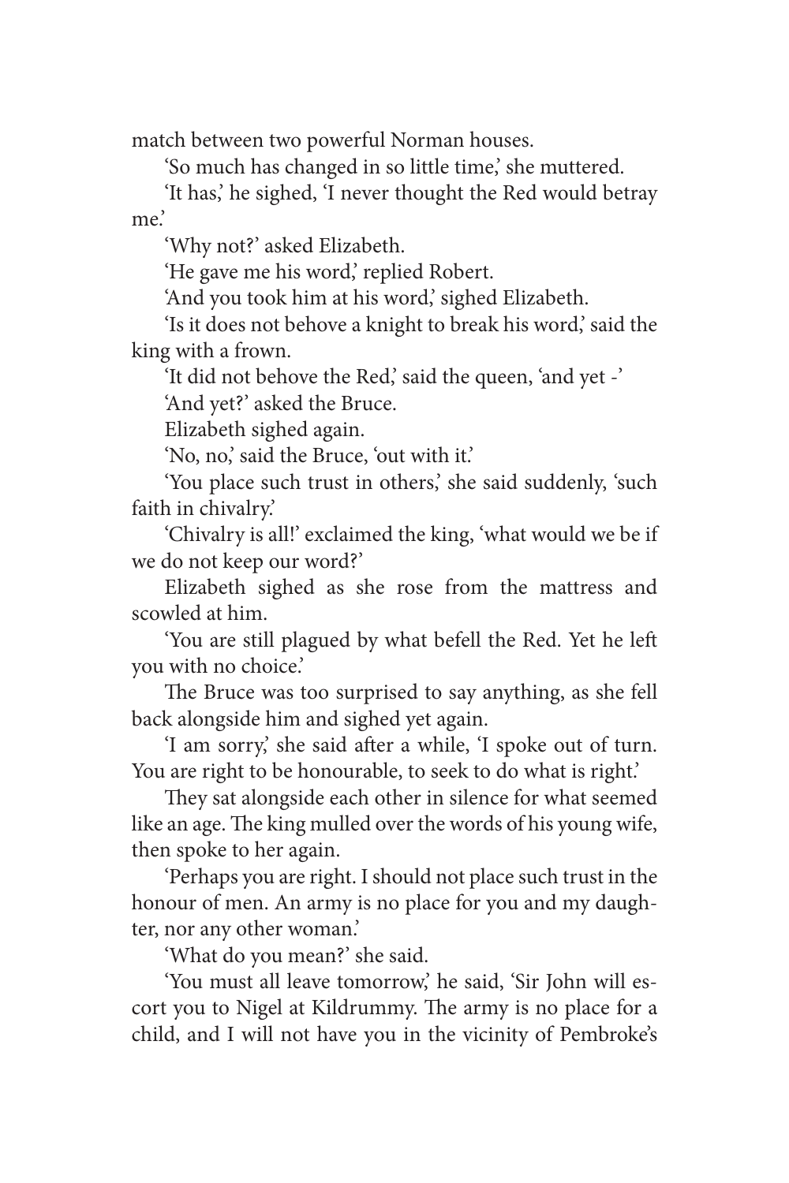match between two powerful Norman houses.

'So much has changed in so little time,' she muttered.

'It has,' he sighed, 'I never thought the Red would betray me.'

'Why not?' asked Elizabeth.

'He gave me his word,' replied Robert.

'And you took him at his word,' sighed Elizabeth.

'Is it does not behove a knight to break his word,' said the king with a frown.

'It did not behove the Red,' said the queen, 'and yet -'

'And yet?' asked the Bruce.

Elizabeth sighed again.

'No, no,' said the Bruce, 'out with it.'

'You place such trust in others,' she said suddenly, 'such faith in chivalry.'

'Chivalry is all!' exclaimed the king, 'what would we be if we do not keep our word?'

Elizabeth sighed as she rose from the mattress and scowled at him.

'You are still plagued by what befell the Red. Yet he left you with no choice.'

The Bruce was too surprised to say anything, as she fell back alongside him and sighed yet again.

'I am sorry,' she said after a while, 'I spoke out of turn. You are right to be honourable, to seek to do what is right.'

They sat alongside each other in silence for what seemed like an age. The king mulled over the words of his young wife, then spoke to her again.

'Perhaps you are right. I should not place such trust in the honour of men. An army is no place for you and my daughter, nor any other woman.'

'What do you mean?' she said.

'You must all leave tomorrow,' he said, 'Sir John will escort you to Nigel at Kildrummy. The army is no place for a child, and I will not have you in the vicinity of Pembroke's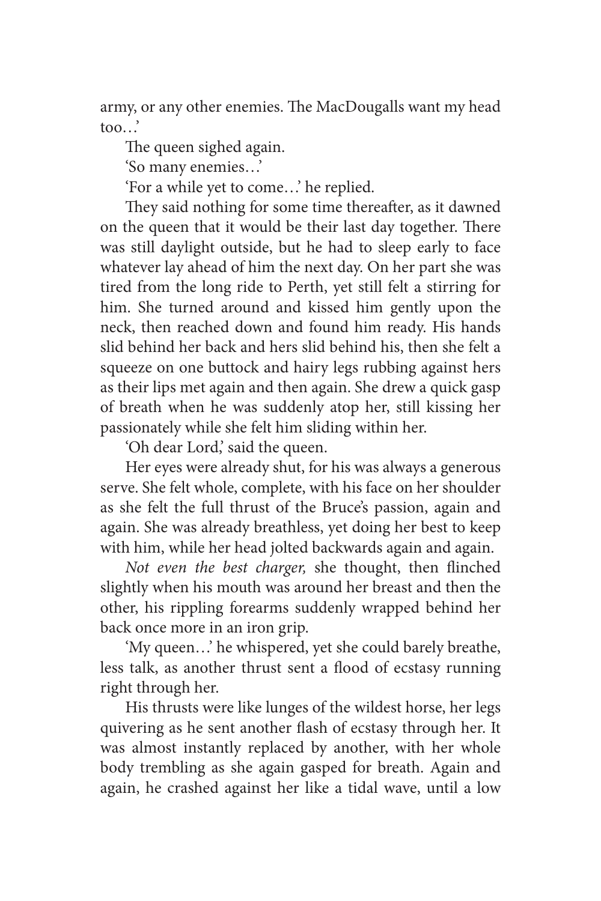army, or any other enemies. The MacDougalls want my head too…'

The queen sighed again.

'So many enemies…'

'For a while yet to come…' he replied.

They said nothing for some time thereafter, as it dawned on the queen that it would be their last day together. There was still daylight outside, but he had to sleep early to face whatever lay ahead of him the next day. On her part she was tired from the long ride to Perth, yet still felt a stirring for him. She turned around and kissed him gently upon the neck, then reached down and found him ready. His hands slid behind her back and hers slid behind his, then she felt a squeeze on one buttock and hairy legs rubbing against hers as their lips met again and then again. She drew a quick gasp of breath when he was suddenly atop her, still kissing her passionately while she felt him sliding within her.

'Oh dear Lord,' said the queen.

Her eyes were already shut, for his was always a generous serve. She felt whole, complete, with his face on her shoulder as she felt the full thrust of the Bruce's passion, again and again. She was already breathless, yet doing her best to keep with him, while her head jolted backwards again and again.

*Not even the best charger,* she thought, then flinched slightly when his mouth was around her breast and then the other, his rippling forearms suddenly wrapped behind her back once more in an iron grip.

'My queen…' he whispered, yet she could barely breathe, less talk, as another thrust sent a flood of ecstasy running right through her.

His thrusts were like lunges of the wildest horse, her legs quivering as he sent another flash of ecstasy through her. It was almost instantly replaced by another, with her whole body trembling as she again gasped for breath. Again and again, he crashed against her like a tidal wave, until a low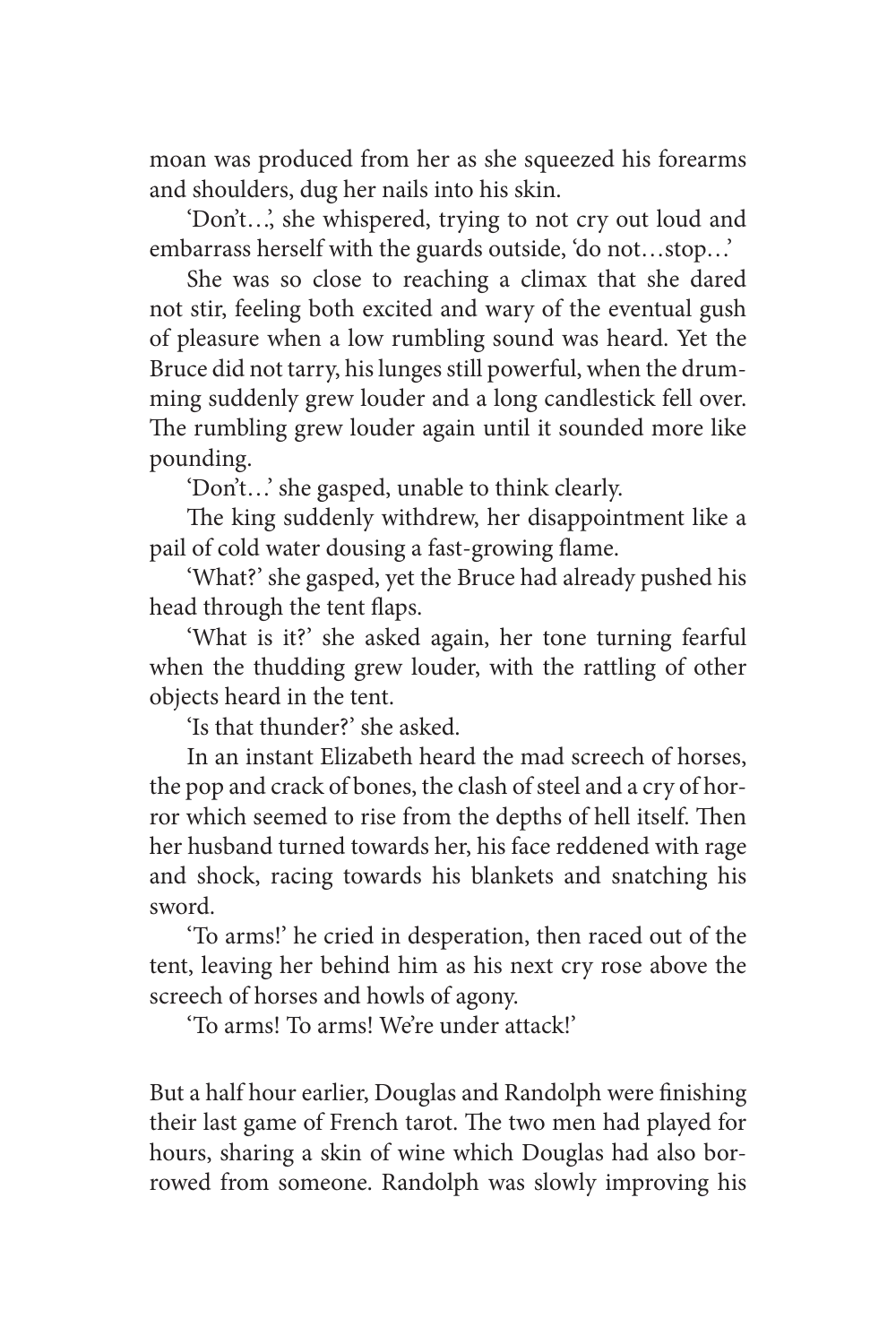moan was produced from her as she squeezed his forearms and shoulders, dug her nails into his skin.

'Don't…', she whispered, trying to not cry out loud and embarrass herself with the guards outside, 'do not…stop…'

She was so close to reaching a climax that she dared not stir, feeling both excited and wary of the eventual gush of pleasure when a low rumbling sound was heard. Yet the Bruce did not tarry, his lunges still powerful, when the drumming suddenly grew louder and a long candlestick fell over. The rumbling grew louder again until it sounded more like pounding.

'Don't…' she gasped, unable to think clearly.

The king suddenly withdrew, her disappointment like a pail of cold water dousing a fast-growing flame.

'What?' she gasped, yet the Bruce had already pushed his head through the tent flaps.

'What is it?' she asked again, her tone turning fearful when the thudding grew louder, with the rattling of other objects heard in the tent.

'Is that thunder?' she asked.

In an instant Elizabeth heard the mad screech of horses, the pop and crack of bones, the clash of steel and a cry of horror which seemed to rise from the depths of hell itself. Then her husband turned towards her, his face reddened with rage and shock, racing towards his blankets and snatching his sword.

'To arms!' he cried in desperation, then raced out of the tent, leaving her behind him as his next cry rose above the screech of horses and howls of agony.

'To arms! To arms! We're under attack!'

But a half hour earlier, Douglas and Randolph were finishing their last game of French tarot. The two men had played for hours, sharing a skin of wine which Douglas had also borrowed from someone. Randolph was slowly improving his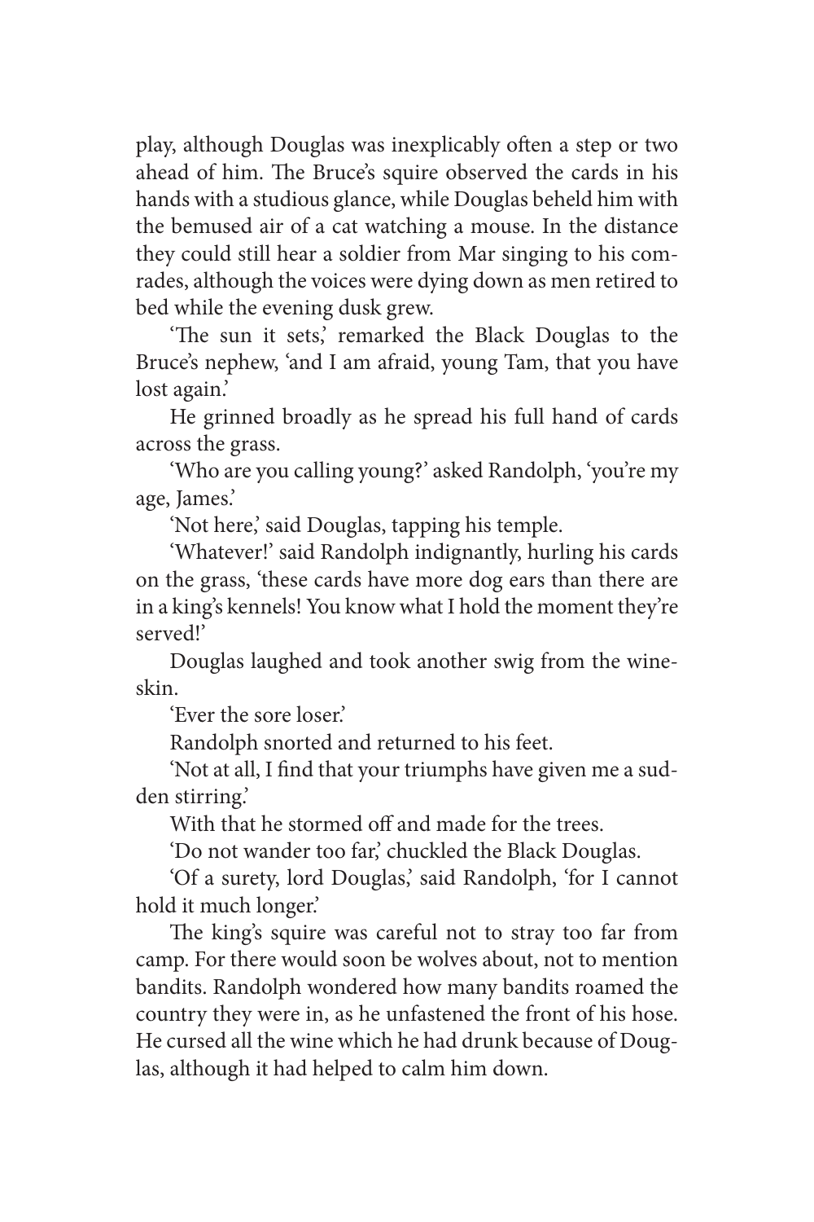play, although Douglas was inexplicably often a step or two ahead of him. The Bruce's squire observed the cards in his hands with a studious glance, while Douglas beheld him with the bemused air of a cat watching a mouse. In the distance they could still hear a soldier from Mar singing to his comrades, although the voices were dying down as men retired to bed while the evening dusk grew.

'The sun it sets,' remarked the Black Douglas to the Bruce's nephew, 'and I am afraid, young Tam, that you have lost again.'

He grinned broadly as he spread his full hand of cards across the grass.

'Who are you calling young?' asked Randolph, 'you're my age, James.'

'Not here,' said Douglas, tapping his temple.

'Whatever!' said Randolph indignantly, hurling his cards on the grass, 'these cards have more dog ears than there are in a king's kennels! You know what I hold the moment they're served!'

Douglas laughed and took another swig from the wineskin.

'Ever the sore loser.'

Randolph snorted and returned to his feet.

'Not at all, I find that your triumphs have given me a sudden stirring.'

With that he stormed off and made for the trees.

'Do not wander too far,' chuckled the Black Douglas.

'Of a surety, lord Douglas,' said Randolph, 'for I cannot hold it much longer.'

The king's squire was careful not to stray too far from camp. For there would soon be wolves about, not to mention bandits. Randolph wondered how many bandits roamed the country they were in, as he unfastened the front of his hose. He cursed all the wine which he had drunk because of Douglas, although it had helped to calm him down.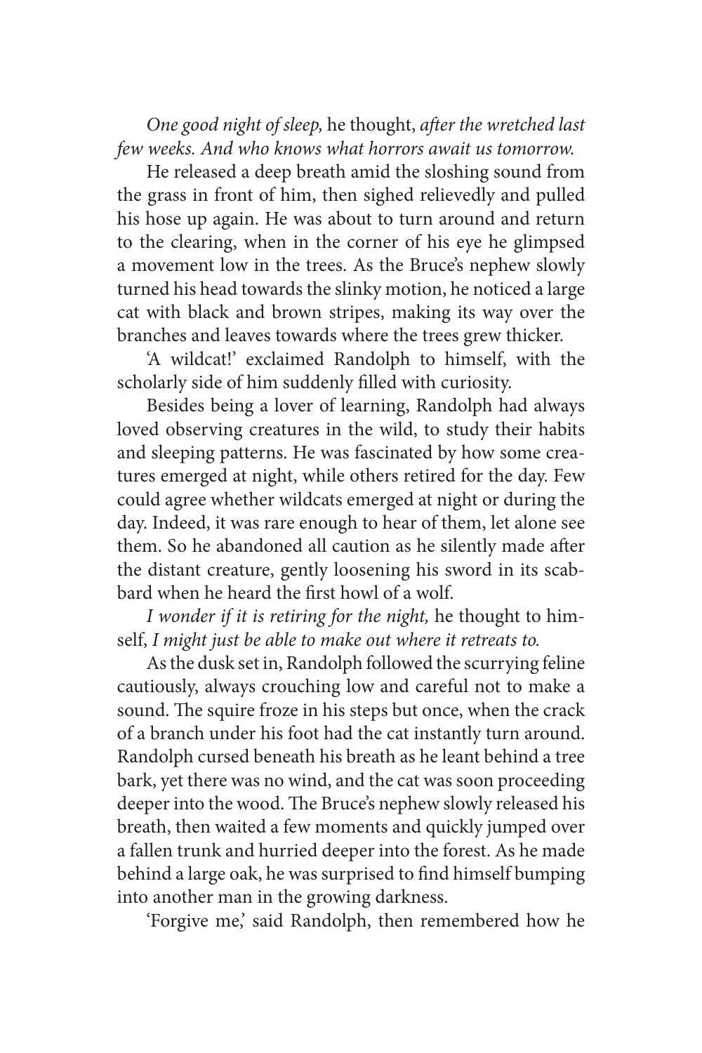*One good night of sleep,* he thought, *after the wretched last few weeks. And who knows what horrors await us tomorrow.*

He released a deep breath amid the sloshing sound from the grass in front of him, then sighed relievedly and pulled his hose up again. He was about to turn around and return to the clearing, when in the corner of his eye he glimpsed a movement low in the trees. As the Bruce's nephew slowly turned his head towards the slinky motion, he noticed a large cat with black and brown stripes, making its way over the branches and leaves towards where the trees grew thicker.

'A wildcat!' exclaimed Randolph to himself, with the scholarly side of him suddenly filled with curiosity.

Besides being a lover of learning, Randolph had always loved observing creatures in the wild, to study their habits and sleeping patterns. He was fascinated by how some creatures emerged at night, while others retired for the day. Few could agree whether wildcats emerged at night or during the day. Indeed, it was rare enough to hear of them, let alone see them. So he abandoned all caution as he silently made after the distant creature, gently loosening his sword in its scabbard when he heard the first howl of a wolf.

*I wonder if it is retiring for the night,* he thought to himself, *I might just be able to make out where it retreats to.*

As the dusk set in, Randolph followed the scurrying feline cautiously, always crouching low and careful not to make a sound. The squire froze in his steps but once, when the crack of a branch under his foot had the cat instantly turn around. Randolph cursed beneath his breath as he leant behind a tree bark, yet there was no wind, and the cat was soon proceeding deeper into the wood. The Bruce's nephew slowly released his breath, then waited a few moments and quickly jumped over a fallen trunk and hurried deeper into the forest. As he made behind a large oak, he was surprised to find himself bumping into another man in the growing darkness.

'Forgive me,' said Randolph, then remembered how he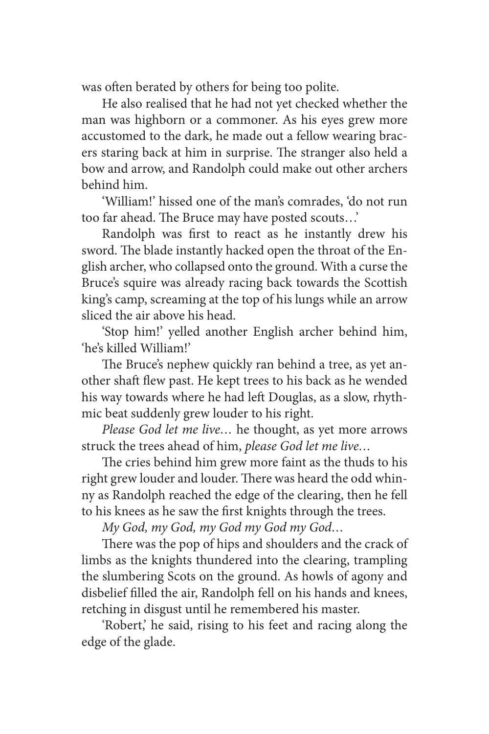was often berated by others for being too polite.

He also realised that he had not yet checked whether the man was highborn or a commoner. As his eyes grew more accustomed to the dark, he made out a fellow wearing bracers staring back at him in surprise. The stranger also held a bow and arrow, and Randolph could make out other archers behind him.

'William!' hissed one of the man's comrades, 'do not run too far ahead. The Bruce may have posted scouts…'

Randolph was first to react as he instantly drew his sword. The blade instantly hacked open the throat of the English archer, who collapsed onto the ground. With a curse the Bruce's squire was already racing back towards the Scottish king's camp, screaming at the top of his lungs while an arrow sliced the air above his head.

'Stop him!' yelled another English archer behind him, 'he's killed William!'

The Bruce's nephew quickly ran behind a tree, as yet another shaft flew past. He kept trees to his back as he wended his way towards where he had left Douglas, as a slow, rhythmic beat suddenly grew louder to his right.

*Please God let me live…* he thought, as yet more arrows struck the trees ahead of him, *please God let me live…*

The cries behind him grew more faint as the thuds to his right grew louder and louder. There was heard the odd whinny as Randolph reached the edge of the clearing, then he fell to his knees as he saw the first knights through the trees.

*My God, my God, my God my God my God…*

There was the pop of hips and shoulders and the crack of limbs as the knights thundered into the clearing, trampling the slumbering Scots on the ground. As howls of agony and disbelief filled the air, Randolph fell on his hands and knees, retching in disgust until he remembered his master.

'Robert,' he said, rising to his feet and racing along the edge of the glade.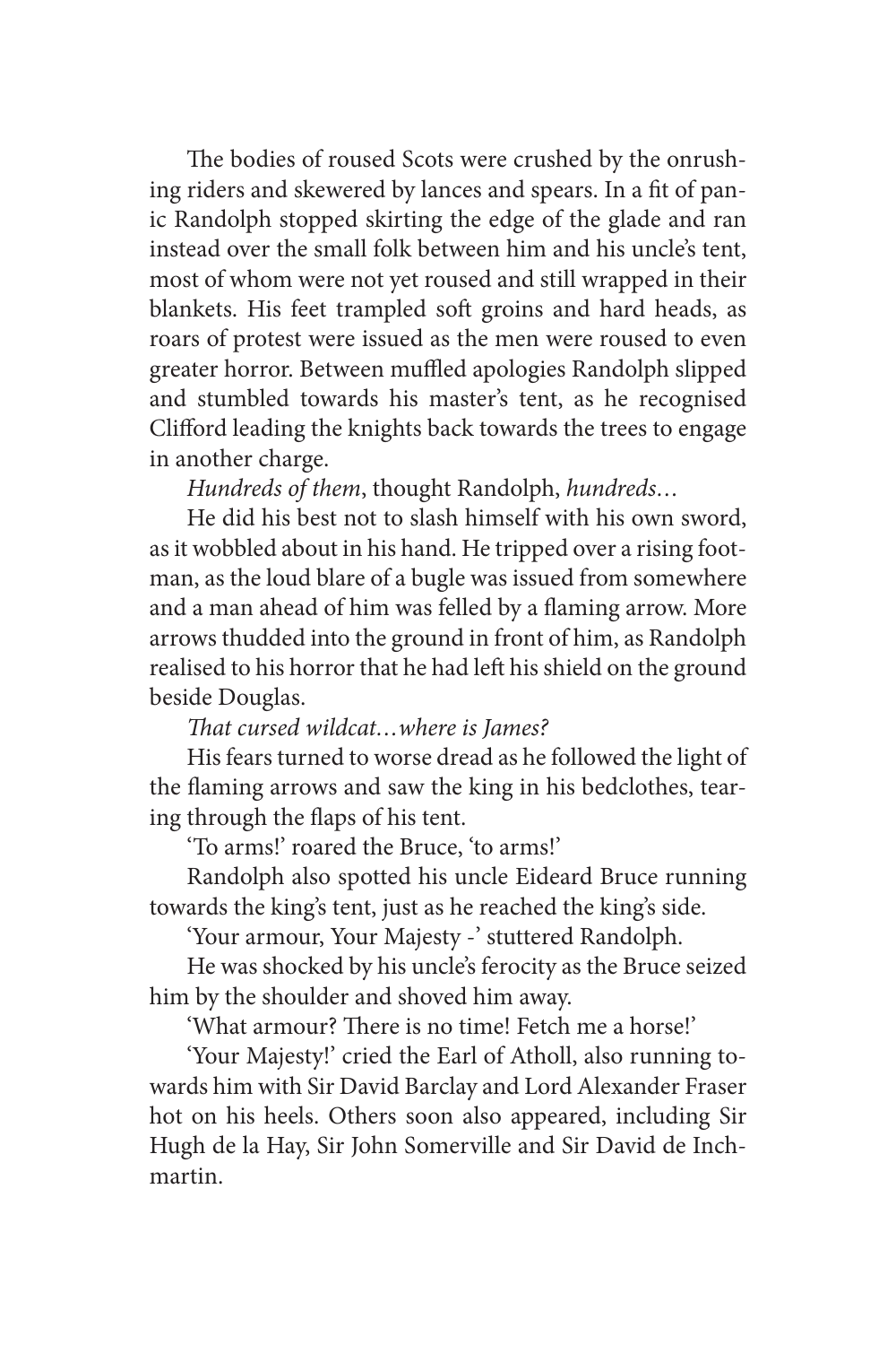The bodies of roused Scots were crushed by the onrushing riders and skewered by lances and spears. In a fit of panic Randolph stopped skirting the edge of the glade and ran instead over the small folk between him and his uncle's tent, most of whom were not yet roused and still wrapped in their blankets. His feet trampled soft groins and hard heads, as roars of protest were issued as the men were roused to even greater horror. Between muffled apologies Randolph slipped and stumbled towards his master's tent, as he recognised Clifford leading the knights back towards the trees to engage in another charge.

*Hundreds of them*, thought Randolph, *hundreds…*

He did his best not to slash himself with his own sword, as it wobbled about in his hand. He tripped over a rising footman, as the loud blare of a bugle was issued from somewhere and a man ahead of him was felled by a flaming arrow. More arrows thudded into the ground in front of him, as Randolph realised to his horror that he had left his shield on the ground beside Douglas.

*That cursed wildcat…where is James?*

His fears turned to worse dread as he followed the light of the flaming arrows and saw the king in his bedclothes, tearing through the flaps of his tent.

'To arms!' roared the Bruce, 'to arms!'

Randolph also spotted his uncle Eideard Bruce running towards the king's tent, just as he reached the king's side.

'Your armour, Your Majesty -' stuttered Randolph.

He was shocked by his uncle's ferocity as the Bruce seized him by the shoulder and shoved him away.

'What armour? There is no time! Fetch me a horse!'

'Your Majesty!' cried the Earl of Atholl, also running towards him with Sir David Barclay and Lord Alexander Fraser hot on his heels. Others soon also appeared, including Sir Hugh de la Hay, Sir John Somerville and Sir David de Inchmartin.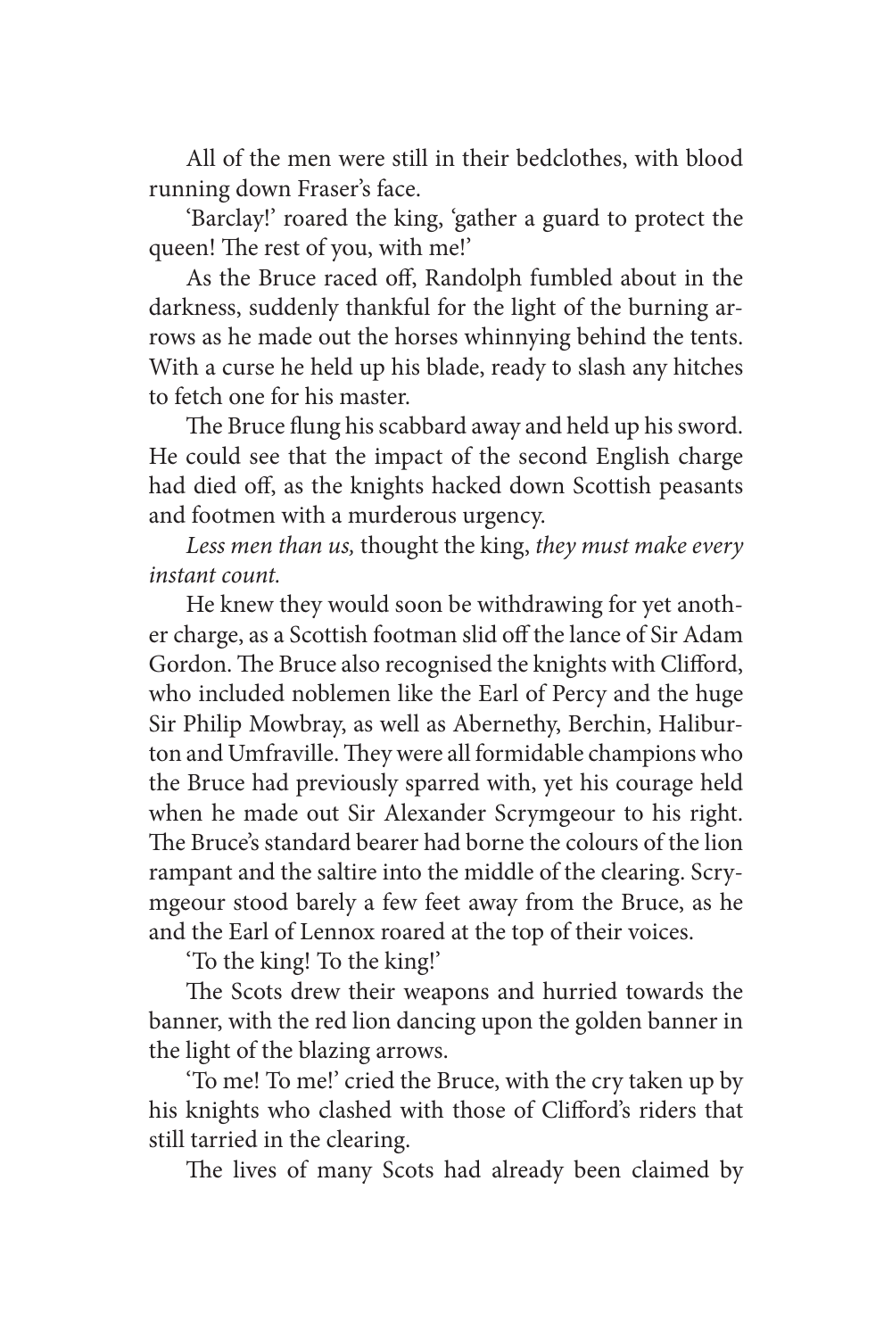All of the men were still in their bedclothes, with blood running down Fraser's face.

'Barclay!' roared the king, 'gather a guard to protect the queen! The rest of you, with me!'

As the Bruce raced off, Randolph fumbled about in the darkness, suddenly thankful for the light of the burning arrows as he made out the horses whinnying behind the tents. With a curse he held up his blade, ready to slash any hitches to fetch one for his master.

The Bruce flung his scabbard away and held up his sword. He could see that the impact of the second English charge had died off, as the knights hacked down Scottish peasants and footmen with a murderous urgency.

*Less men than us,* thought the king, *they must make every instant count.*

He knew they would soon be withdrawing for yet another charge, as a Scottish footman slid off the lance of Sir Adam Gordon. The Bruce also recognised the knights with Clifford, who included noblemen like the Earl of Percy and the huge Sir Philip Mowbray, as well as Abernethy, Berchin, Haliburton and Umfraville. They were all formidable champions who the Bruce had previously sparred with, yet his courage held when he made out Sir Alexander Scrymgeour to his right. The Bruce's standard bearer had borne the colours of the lion rampant and the saltire into the middle of the clearing. Scrymgeour stood barely a few feet away from the Bruce, as he and the Earl of Lennox roared at the top of their voices.

'To the king! To the king!'

The Scots drew their weapons and hurried towards the banner, with the red lion dancing upon the golden banner in the light of the blazing arrows.

'To me! To me!' cried the Bruce, with the cry taken up by his knights who clashed with those of Clifford's riders that still tarried in the clearing.

The lives of many Scots had already been claimed by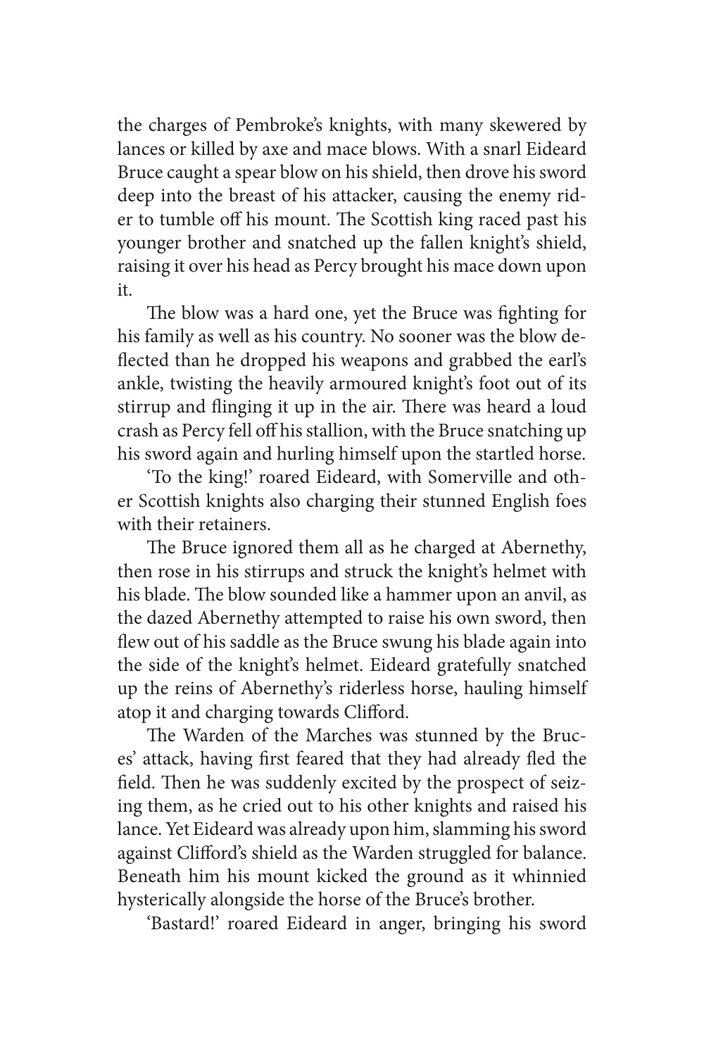the charges of Pembroke's knights, with many skewered by lances or killed by axe and mace blows. With a snarl Eideard Bruce caught a spear blow on his shield, then drove his sword deep into the breast of his attacker, causing the enemy rider to tumble off his mount. The Scottish king raced past his younger brother and snatched up the fallen knight's shield, raising it over his head as Percy brought his mace down upon it.

The blow was a hard one, yet the Bruce was fighting for his family as well as his country. No sooner was the blow deflected than he dropped his weapons and grabbed the earl's ankle, twisting the heavily armoured knight's foot out of its stirrup and flinging it up in the air. There was heard a loud crash as Percy fell off his stallion, with the Bruce snatching up his sword again and hurling himself upon the startled horse.

'To the king!' roared Eideard, with Somerville and other Scottish knights also charging their stunned English foes with their retainers.

The Bruce ignored them all as he charged at Abernethy, then rose in his stirrups and struck the knight's helmet with his blade. The blow sounded like a hammer upon an anvil, as the dazed Abernethy attempted to raise his own sword, then flew out of his saddle as the Bruce swung his blade again into the side of the knight's helmet. Eideard gratefully snatched up the reins of Abernethy's riderless horse, hauling himself atop it and charging towards Clifford.

The Warden of the Marches was stunned by the Bruces' attack, having first feared that they had already fled the field. Then he was suddenly excited by the prospect of seizing them, as he cried out to his other knights and raised his lance. Yet Eideard was already upon him, slamming his sword against Clifford's shield as the Warden struggled for balance. Beneath him his mount kicked the ground as it whinnied hysterically alongside the horse of the Bruce's brother.

'Bastard!' roared Eideard in anger, bringing his sword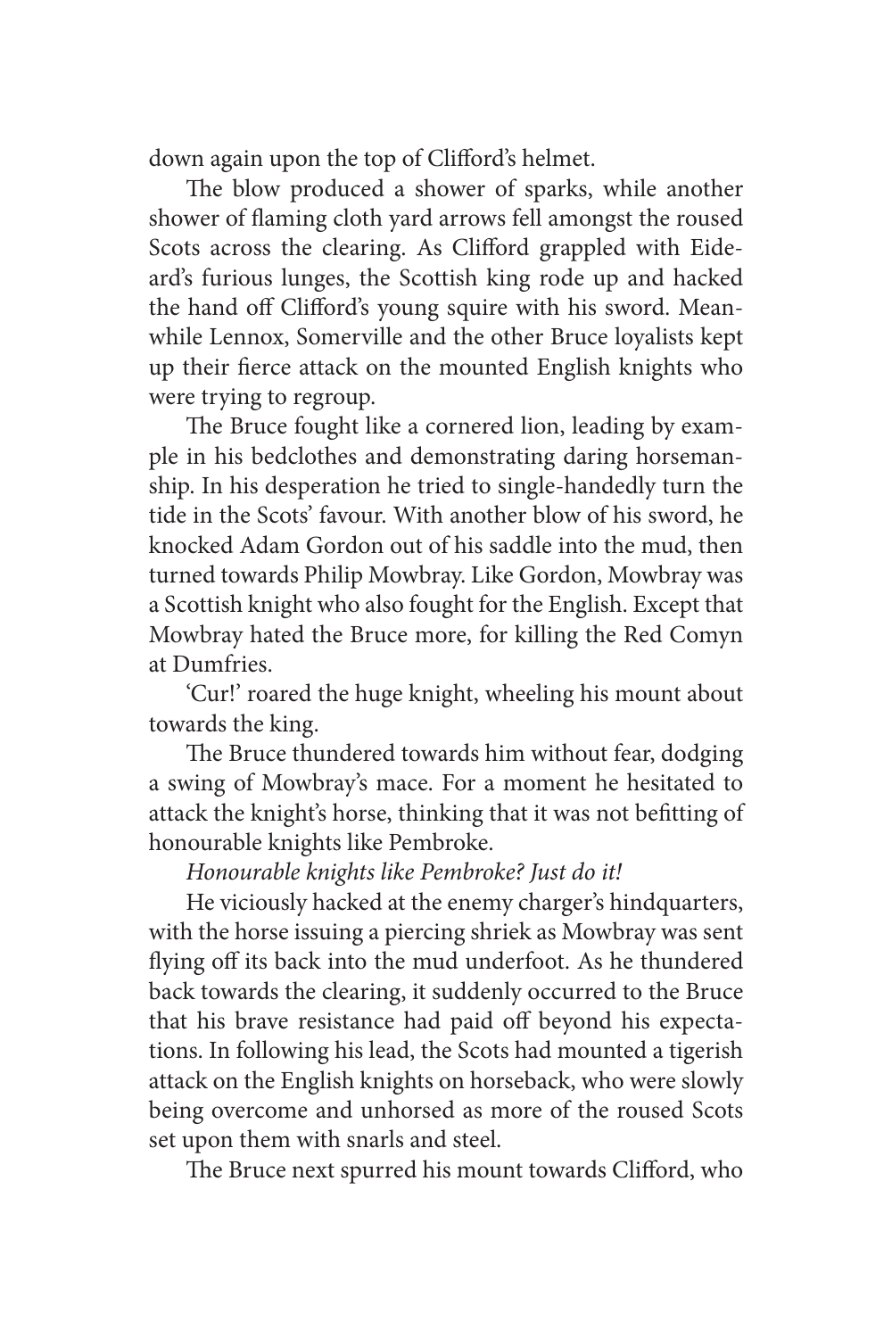down again upon the top of Clifford's helmet.

The blow produced a shower of sparks, while another shower of flaming cloth yard arrows fell amongst the roused Scots across the clearing. As Clifford grappled with Eideard's furious lunges, the Scottish king rode up and hacked the hand off Clifford's young squire with his sword. Meanwhile Lennox, Somerville and the other Bruce loyalists kept up their fierce attack on the mounted English knights who were trying to regroup.

The Bruce fought like a cornered lion, leading by example in his bedclothes and demonstrating daring horsemanship. In his desperation he tried to single-handedly turn the tide in the Scots' favour. With another blow of his sword, he knocked Adam Gordon out of his saddle into the mud, then turned towards Philip Mowbray. Like Gordon, Mowbray was a Scottish knight who also fought for the English. Except that Mowbray hated the Bruce more, for killing the Red Comyn at Dumfries.

'Cur!' roared the huge knight, wheeling his mount about towards the king.

The Bruce thundered towards him without fear, dodging a swing of Mowbray's mace. For a moment he hesitated to attack the knight's horse, thinking that it was not befitting of honourable knights like Pembroke.

*Honourable knights like Pembroke? Just do it!*

He viciously hacked at the enemy charger's hindquarters, with the horse issuing a piercing shriek as Mowbray was sent flying off its back into the mud underfoot. As he thundered back towards the clearing, it suddenly occurred to the Bruce that his brave resistance had paid off beyond his expectations. In following his lead, the Scots had mounted a tigerish attack on the English knights on horseback, who were slowly being overcome and unhorsed as more of the roused Scots set upon them with snarls and steel.

The Bruce next spurred his mount towards Clifford, who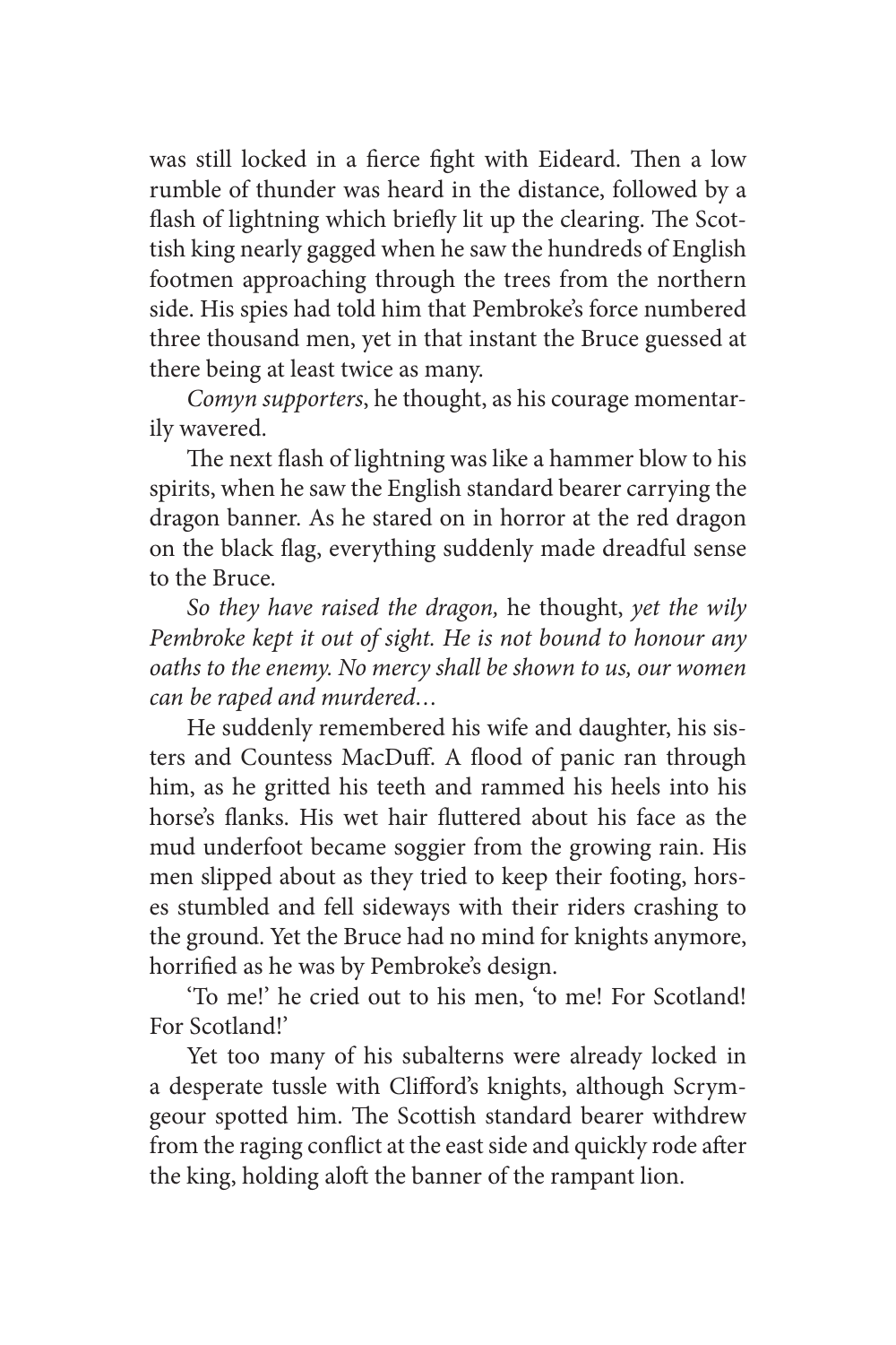was still locked in a fierce fight with Eideard. Then a low rumble of thunder was heard in the distance, followed by a flash of lightning which briefly lit up the clearing. The Scottish king nearly gagged when he saw the hundreds of English footmen approaching through the trees from the northern side. His spies had told him that Pembroke's force numbered three thousand men, yet in that instant the Bruce guessed at there being at least twice as many.

*Comyn supporters*, he thought, as his courage momentarily wavered.

The next flash of lightning was like a hammer blow to his spirits, when he saw the English standard bearer carrying the dragon banner. As he stared on in horror at the red dragon on the black flag, everything suddenly made dreadful sense to the Bruce.

*So they have raised the dragon,* he thought, *yet the wily Pembroke kept it out of sight. He is not bound to honour any oaths to the enemy. No mercy shall be shown to us, our women can be raped and murdered…*

He suddenly remembered his wife and daughter, his sisters and Countess MacDuff. A flood of panic ran through him, as he gritted his teeth and rammed his heels into his horse's flanks. His wet hair fluttered about his face as the mud underfoot became soggier from the growing rain. His men slipped about as they tried to keep their footing, horses stumbled and fell sideways with their riders crashing to the ground. Yet the Bruce had no mind for knights anymore, horrified as he was by Pembroke's design.

'To me!' he cried out to his men, 'to me! For Scotland! For Scotland!'

Yet too many of his subalterns were already locked in a desperate tussle with Clifford's knights, although Scrymgeour spotted him. The Scottish standard bearer withdrew from the raging conflict at the east side and quickly rode after the king, holding aloft the banner of the rampant lion.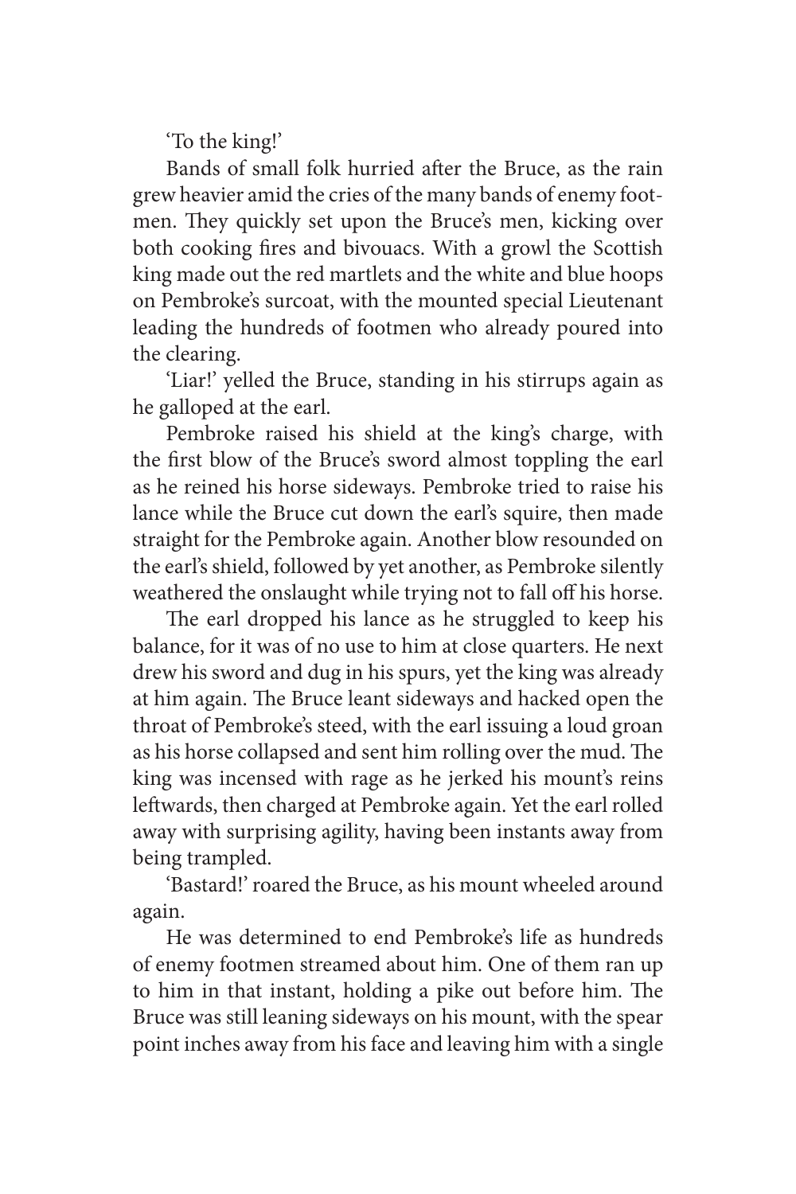'To the king!'

Bands of small folk hurried after the Bruce, as the rain grew heavier amid the cries of the many bands of enemy footmen. They quickly set upon the Bruce's men, kicking over both cooking fires and bivouacs. With a growl the Scottish king made out the red martlets and the white and blue hoops on Pembroke's surcoat, with the mounted special Lieutenant leading the hundreds of footmen who already poured into the clearing.

'Liar!' yelled the Bruce, standing in his stirrups again as he galloped at the earl.

Pembroke raised his shield at the king's charge, with the first blow of the Bruce's sword almost toppling the earl as he reined his horse sideways. Pembroke tried to raise his lance while the Bruce cut down the earl's squire, then made straight for the Pembroke again. Another blow resounded on the earl's shield, followed by yet another, as Pembroke silently weathered the onslaught while trying not to fall off his horse.

The earl dropped his lance as he struggled to keep his balance, for it was of no use to him at close quarters. He next drew his sword and dug in his spurs, yet the king was already at him again. The Bruce leant sideways and hacked open the throat of Pembroke's steed, with the earl issuing a loud groan as his horse collapsed and sent him rolling over the mud. The king was incensed with rage as he jerked his mount's reins leftwards, then charged at Pembroke again. Yet the earl rolled away with surprising agility, having been instants away from being trampled.

'Bastard!' roared the Bruce, as his mount wheeled around again.

He was determined to end Pembroke's life as hundreds of enemy footmen streamed about him. One of them ran up to him in that instant, holding a pike out before him. The Bruce was still leaning sideways on his mount, with the spear point inches away from his face and leaving him with a single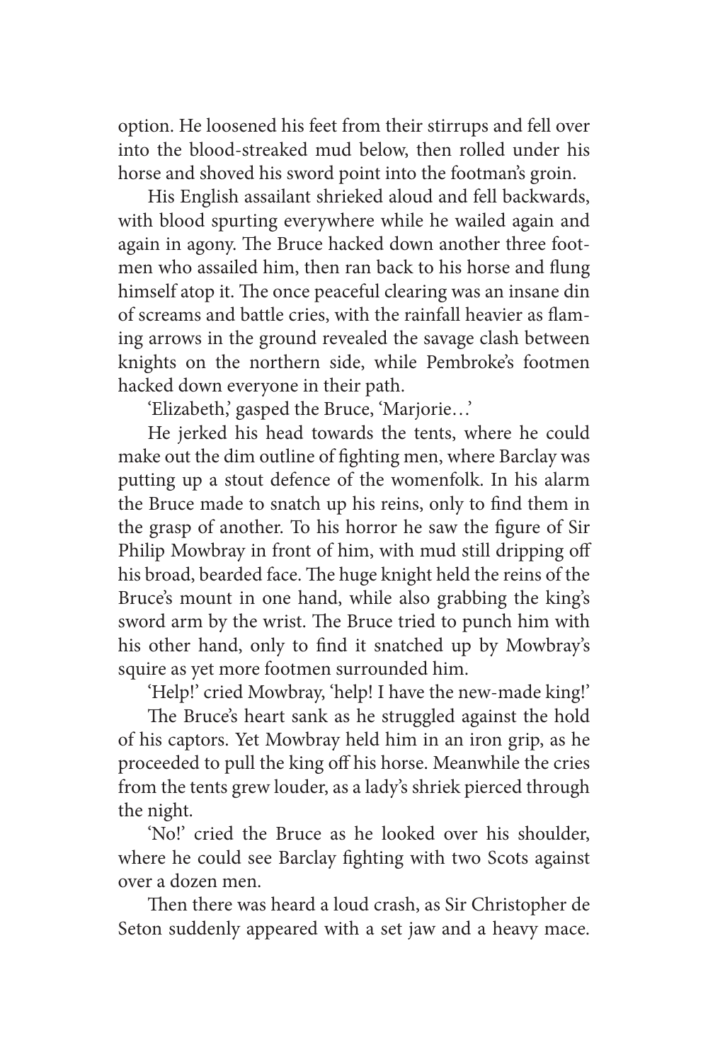option. He loosened his feet from their stirrups and fell over into the blood-streaked mud below, then rolled under his horse and shoved his sword point into the footman's groin.

His English assailant shrieked aloud and fell backwards, with blood spurting everywhere while he wailed again and again in agony. The Bruce hacked down another three footmen who assailed him, then ran back to his horse and flung himself atop it. The once peaceful clearing was an insane din of screams and battle cries, with the rainfall heavier as flaming arrows in the ground revealed the savage clash between knights on the northern side, while Pembroke's footmen hacked down everyone in their path.

'Elizabeth,' gasped the Bruce, 'Marjorie…'

He jerked his head towards the tents, where he could make out the dim outline of fighting men, where Barclay was putting up a stout defence of the womenfolk. In his alarm the Bruce made to snatch up his reins, only to find them in the grasp of another. To his horror he saw the figure of Sir Philip Mowbray in front of him, with mud still dripping off his broad, bearded face. The huge knight held the reins of the Bruce's mount in one hand, while also grabbing the king's sword arm by the wrist. The Bruce tried to punch him with his other hand, only to find it snatched up by Mowbray's squire as yet more footmen surrounded him.

'Help!' cried Mowbray, 'help! I have the new-made king!'

The Bruce's heart sank as he struggled against the hold of his captors. Yet Mowbray held him in an iron grip, as he proceeded to pull the king off his horse. Meanwhile the cries from the tents grew louder, as a lady's shriek pierced through the night.

'No!' cried the Bruce as he looked over his shoulder, where he could see Barclay fighting with two Scots against over a dozen men.

Then there was heard a loud crash, as Sir Christopher de Seton suddenly appeared with a set jaw and a heavy mace.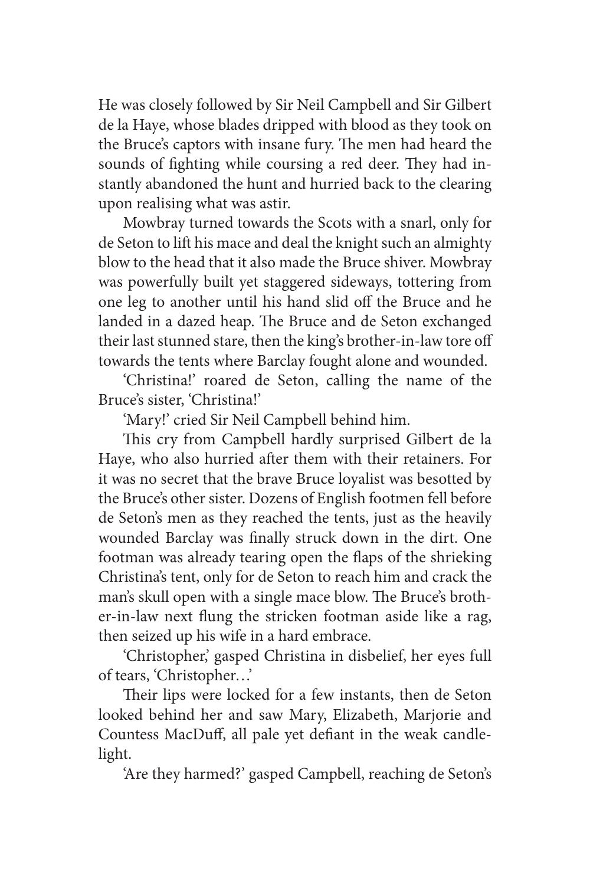He was closely followed by Sir Neil Campbell and Sir Gilbert de la Haye, whose blades dripped with blood as they took on the Bruce's captors with insane fury. The men had heard the sounds of fighting while coursing a red deer. They had instantly abandoned the hunt and hurried back to the clearing upon realising what was astir.

Mowbray turned towards the Scots with a snarl, only for de Seton to lift his mace and deal the knight such an almighty blow to the head that it also made the Bruce shiver. Mowbray was powerfully built yet staggered sideways, tottering from one leg to another until his hand slid off the Bruce and he landed in a dazed heap. The Bruce and de Seton exchanged their last stunned stare, then the king's brother-in-law tore off towards the tents where Barclay fought alone and wounded.

'Christina!' roared de Seton, calling the name of the Bruce's sister, 'Christina!'

'Mary!' cried Sir Neil Campbell behind him.

This cry from Campbell hardly surprised Gilbert de la Haye, who also hurried after them with their retainers. For it was no secret that the brave Bruce loyalist was besotted by the Bruce's other sister. Dozens of English footmen fell before de Seton's men as they reached the tents, just as the heavily wounded Barclay was finally struck down in the dirt. One footman was already tearing open the flaps of the shrieking Christina's tent, only for de Seton to reach him and crack the man's skull open with a single mace blow. The Bruce's brother-in-law next flung the stricken footman aside like a rag, then seized up his wife in a hard embrace.

'Christopher,' gasped Christina in disbelief, her eyes full of tears, 'Christopher…'

Their lips were locked for a few instants, then de Seton looked behind her and saw Mary, Elizabeth, Marjorie and Countess MacDuff, all pale yet defiant in the weak candlelight.

'Are they harmed?' gasped Campbell, reaching de Seton's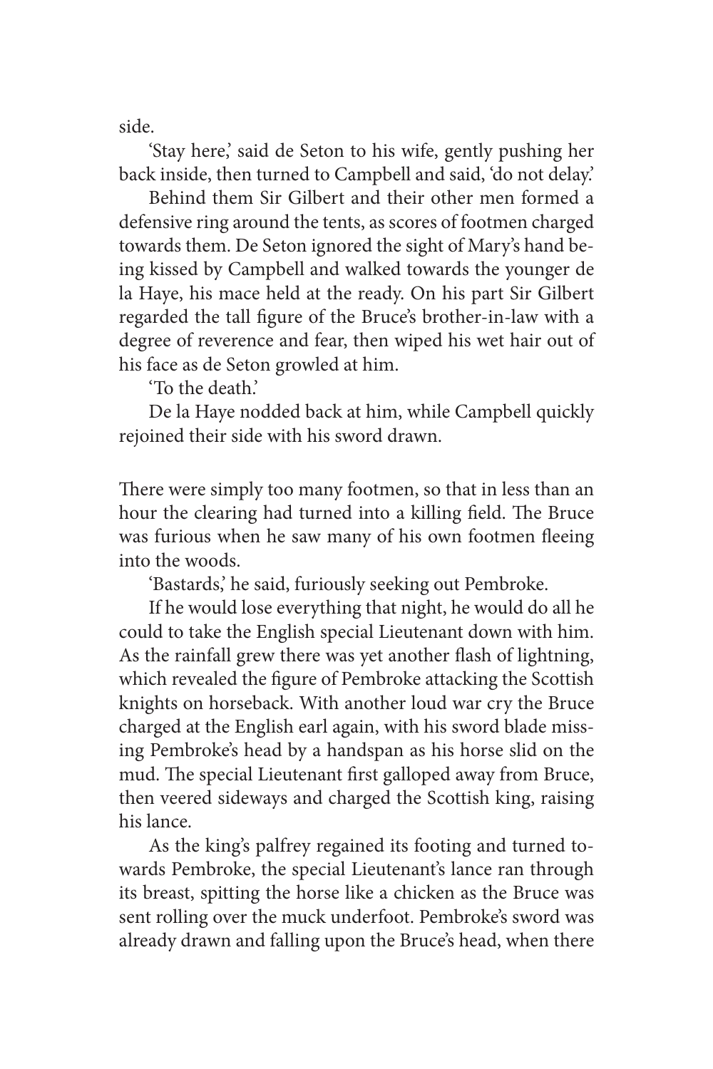side.

'Stay here,' said de Seton to his wife, gently pushing her back inside, then turned to Campbell and said, 'do not delay.'

Behind them Sir Gilbert and their other men formed a defensive ring around the tents, as scores of footmen charged towards them. De Seton ignored the sight of Mary's hand being kissed by Campbell and walked towards the younger de la Haye, his mace held at the ready. On his part Sir Gilbert regarded the tall figure of the Bruce's brother-in-law with a degree of reverence and fear, then wiped his wet hair out of his face as de Seton growled at him.

'To the death.'

De la Haye nodded back at him, while Campbell quickly rejoined their side with his sword drawn.

There were simply too many footmen, so that in less than an hour the clearing had turned into a killing field. The Bruce was furious when he saw many of his own footmen fleeing into the woods.

'Bastards,' he said, furiously seeking out Pembroke.

If he would lose everything that night, he would do all he could to take the English special Lieutenant down with him. As the rainfall grew there was yet another flash of lightning, which revealed the figure of Pembroke attacking the Scottish knights on horseback. With another loud war cry the Bruce charged at the English earl again, with his sword blade missing Pembroke's head by a handspan as his horse slid on the mud. The special Lieutenant first galloped away from Bruce, then veered sideways and charged the Scottish king, raising his lance.

As the king's palfrey regained its footing and turned towards Pembroke, the special Lieutenant's lance ran through its breast, spitting the horse like a chicken as the Bruce was sent rolling over the muck underfoot. Pembroke's sword was already drawn and falling upon the Bruce's head, when there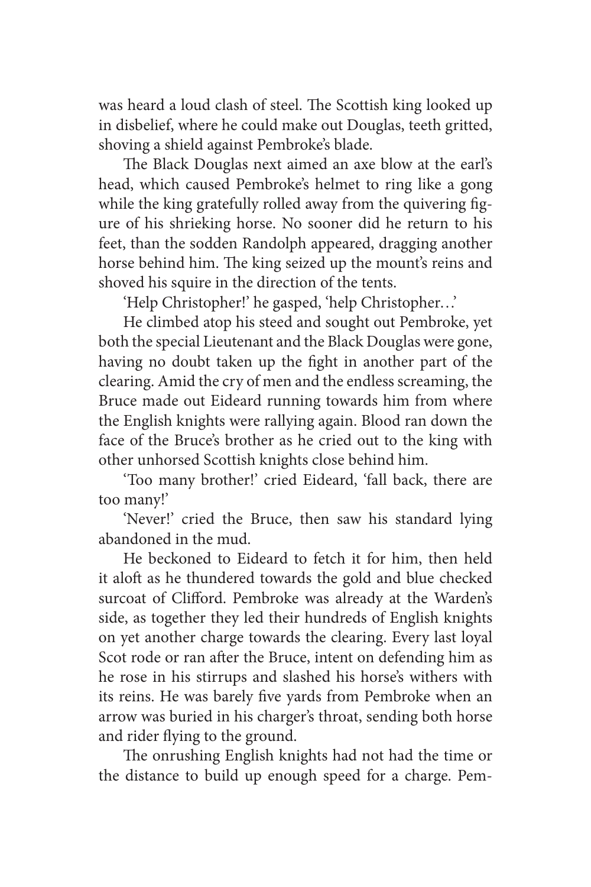was heard a loud clash of steel. The Scottish king looked up in disbelief, where he could make out Douglas, teeth gritted, shoving a shield against Pembroke's blade.

The Black Douglas next aimed an axe blow at the earl's head, which caused Pembroke's helmet to ring like a gong while the king gratefully rolled away from the quivering figure of his shrieking horse. No sooner did he return to his feet, than the sodden Randolph appeared, dragging another horse behind him. The king seized up the mount's reins and shoved his squire in the direction of the tents.

'Help Christopher!' he gasped, 'help Christopher…'

He climbed atop his steed and sought out Pembroke, yet both the special Lieutenant and the Black Douglas were gone, having no doubt taken up the fight in another part of the clearing. Amid the cry of men and the endless screaming, the Bruce made out Eideard running towards him from where the English knights were rallying again. Blood ran down the face of the Bruce's brother as he cried out to the king with other unhorsed Scottish knights close behind him.

'Too many brother!' cried Eideard, 'fall back, there are too many!'

'Never!' cried the Bruce, then saw his standard lying abandoned in the mud.

He beckoned to Eideard to fetch it for him, then held it aloft as he thundered towards the gold and blue checked surcoat of Clifford. Pembroke was already at the Warden's side, as together they led their hundreds of English knights on yet another charge towards the clearing. Every last loyal Scot rode or ran after the Bruce, intent on defending him as he rose in his stirrups and slashed his horse's withers with its reins. He was barely five yards from Pembroke when an arrow was buried in his charger's throat, sending both horse and rider flying to the ground.

The onrushing English knights had not had the time or the distance to build up enough speed for a charge. Pem-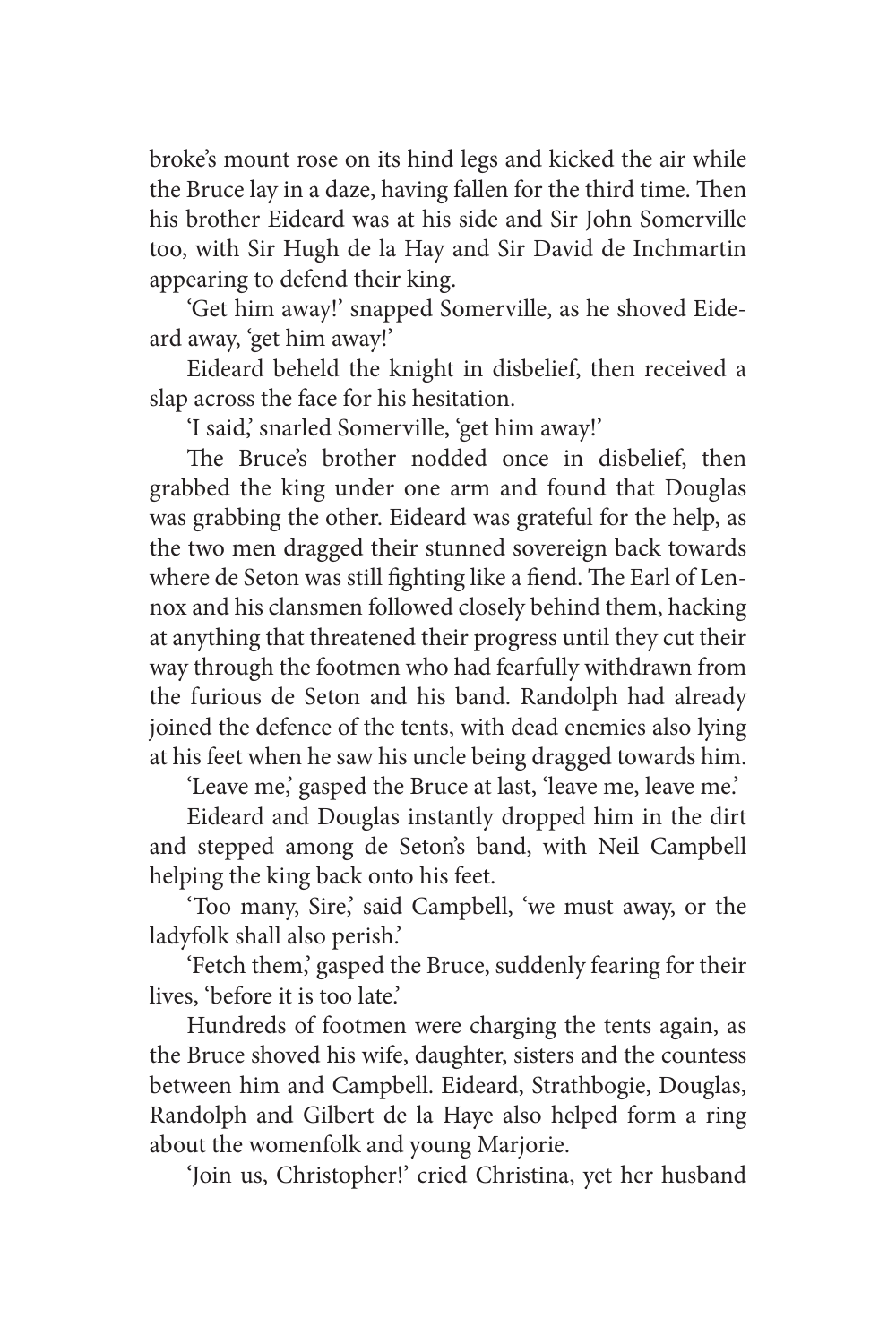broke's mount rose on its hind legs and kicked the air while the Bruce lay in a daze, having fallen for the third time. Then his brother Eideard was at his side and Sir John Somerville too, with Sir Hugh de la Hay and Sir David de Inchmartin appearing to defend their king.

'Get him away!' snapped Somerville, as he shoved Eideard away, 'get him away!'

Eideard beheld the knight in disbelief, then received a slap across the face for his hesitation.

'I said,' snarled Somerville, 'get him away!'

The Bruce's brother nodded once in disbelief, then grabbed the king under one arm and found that Douglas was grabbing the other. Eideard was grateful for the help, as the two men dragged their stunned sovereign back towards where de Seton was still fighting like a fiend. The Earl of Lennox and his clansmen followed closely behind them, hacking at anything that threatened their progress until they cut their way through the footmen who had fearfully withdrawn from the furious de Seton and his band. Randolph had already joined the defence of the tents, with dead enemies also lying at his feet when he saw his uncle being dragged towards him.

'Leave me,' gasped the Bruce at last, 'leave me, leave me.'

Eideard and Douglas instantly dropped him in the dirt and stepped among de Seton's band, with Neil Campbell helping the king back onto his feet.

'Too many, Sire,' said Campbell, 'we must away, or the ladyfolk shall also perish.'

'Fetch them,' gasped the Bruce, suddenly fearing for their lives, 'before it is too late.'

Hundreds of footmen were charging the tents again, as the Bruce shoved his wife, daughter, sisters and the countess between him and Campbell. Eideard, Strathbogie, Douglas, Randolph and Gilbert de la Haye also helped form a ring about the womenfolk and young Marjorie.

'Join us, Christopher!' cried Christina, yet her husband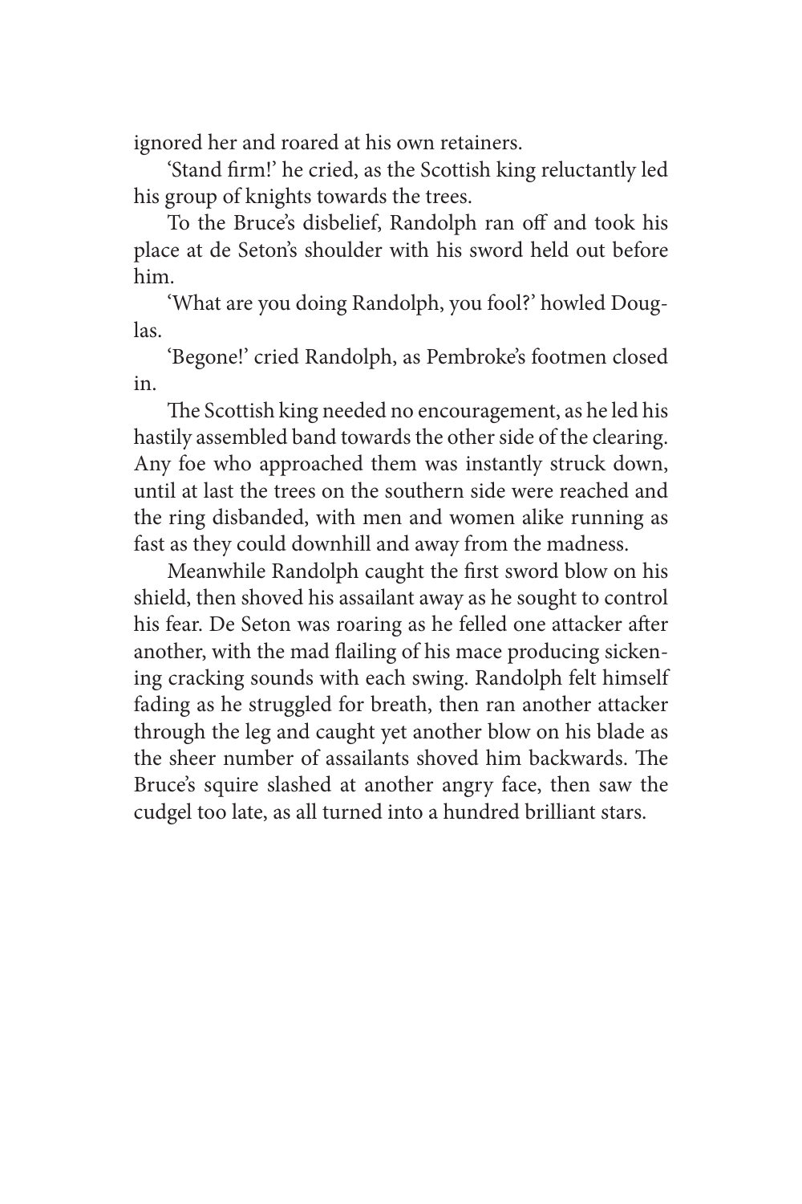ignored her and roared at his own retainers.

'Stand firm!' he cried, as the Scottish king reluctantly led his group of knights towards the trees.

To the Bruce's disbelief, Randolph ran off and took his place at de Seton's shoulder with his sword held out before him.

'What are you doing Randolph, you fool?' howled Douglas.

'Begone!' cried Randolph, as Pembroke's footmen closed in.

The Scottish king needed no encouragement, as he led his hastily assembled band towards the other side of the clearing. Any foe who approached them was instantly struck down, until at last the trees on the southern side were reached and the ring disbanded, with men and women alike running as fast as they could downhill and away from the madness.

Meanwhile Randolph caught the first sword blow on his shield, then shoved his assailant away as he sought to control his fear. De Seton was roaring as he felled one attacker after another, with the mad flailing of his mace producing sickening cracking sounds with each swing. Randolph felt himself fading as he struggled for breath, then ran another attacker through the leg and caught yet another blow on his blade as the sheer number of assailants shoved him backwards. The Bruce's squire slashed at another angry face, then saw the cudgel too late, as all turned into a hundred brilliant stars.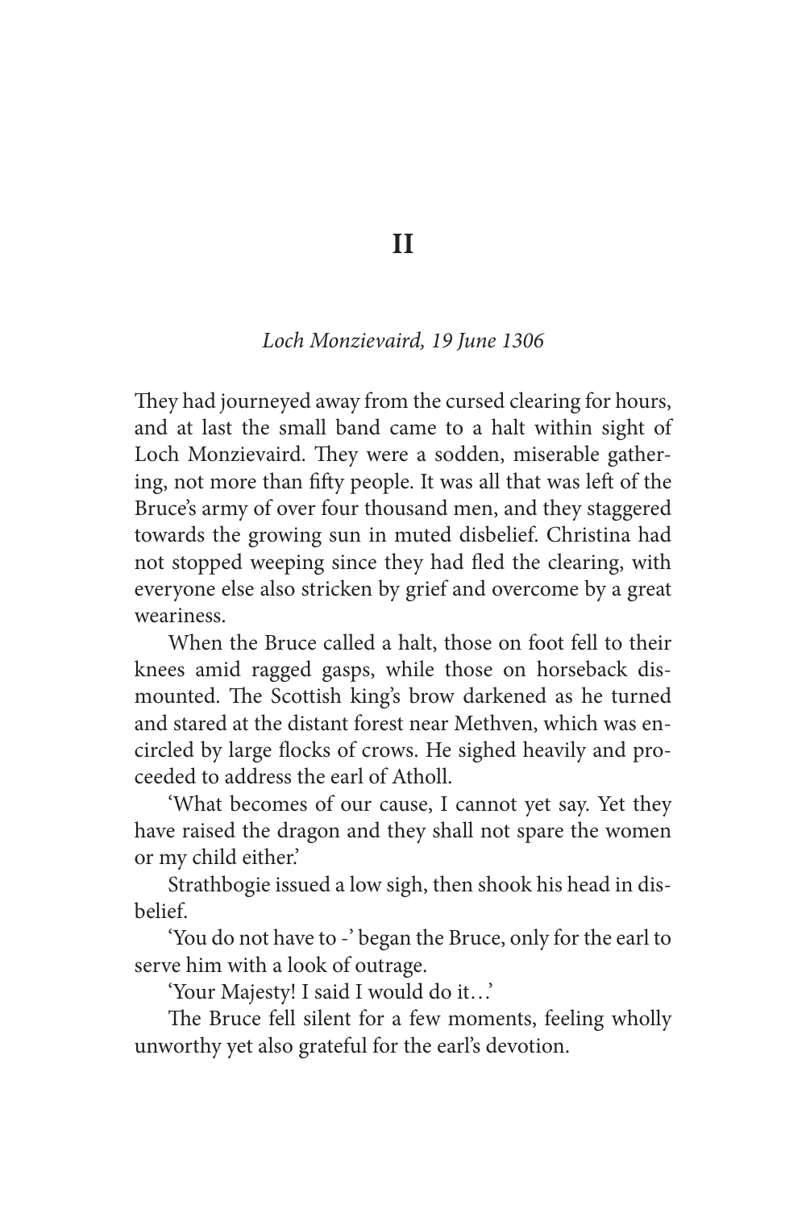# II

*Loch Monzievaird, 19 June 1306*

They had journeyed away from the cursed clearing for hours, and at last the small band came to a halt within sight of Loch Monzievaird. They were a sodden, miserable gathering, not more than fifty people. It was all that was left of the Bruce's army of over four thousand men, and they staggered towards the growing sun in muted disbelief. Christina had not stopped weeping since they had fled the clearing, with everyone else also stricken by grief and overcome by a great weariness.

When the Bruce called a halt, those on foot fell to their knees amid ragged gasps, while those on horseback dismounted. The Scottish king's brow darkened as he turned and stared at the distant forest near Methven, which was encircled by large flocks of crows. He sighed heavily and proceeded to address the earl of Atholl.

'What becomes of our cause, I cannot yet say. Yet they have raised the dragon and they shall not spare the women or my child either.'

Strathbogie issued a low sigh, then shook his head in disbelief.

'You do not have to -' began the Bruce, only for the earl to serve him with a look of outrage.

'Your Majesty! I said I would do it…'

The Bruce fell silent for a few moments, feeling wholly unworthy yet also grateful for the earl's devotion.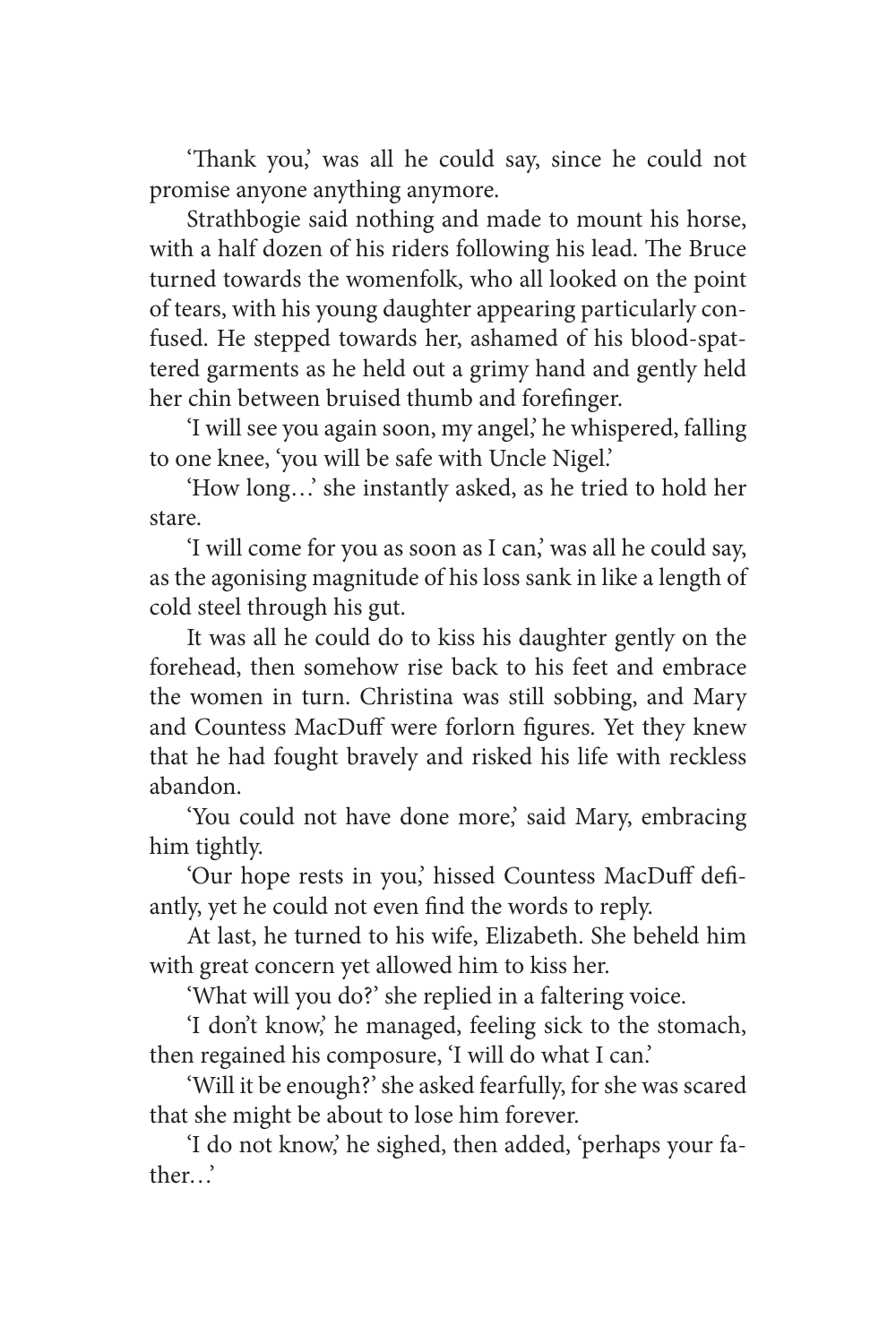'Thank you,' was all he could say, since he could not promise anyone anything anymore.

Strathbogie said nothing and made to mount his horse, with a half dozen of his riders following his lead. The Bruce turned towards the womenfolk, who all looked on the point of tears, with his young daughter appearing particularly confused. He stepped towards her, ashamed of his blood-spattered garments as he held out a grimy hand and gently held her chin between bruised thumb and forefinger.

'I will see you again soon, my angel,' he whispered, falling to one knee, 'you will be safe with Uncle Nigel.'

'How long…' she instantly asked, as he tried to hold her stare.

'I will come for you as soon as I can,' was all he could say, as the agonising magnitude of his loss sank in like a length of cold steel through his gut.

It was all he could do to kiss his daughter gently on the forehead, then somehow rise back to his feet and embrace the women in turn. Christina was still sobbing, and Mary and Countess MacDuff were forlorn figures. Yet they knew that he had fought bravely and risked his life with reckless abandon.

'You could not have done more,' said Mary, embracing him tightly.

'Our hope rests in you,' hissed Countess MacDuff defiantly, yet he could not even find the words to reply.

At last, he turned to his wife, Elizabeth. She beheld him with great concern yet allowed him to kiss her.

'What will you do?' she replied in a faltering voice.

'I don't know,' he managed, feeling sick to the stomach, then regained his composure, 'I will do what I can.'

'Will it be enough?' she asked fearfully, for she was scared that she might be about to lose him forever.

'I do not know,' he sighed, then added, 'perhaps your father…'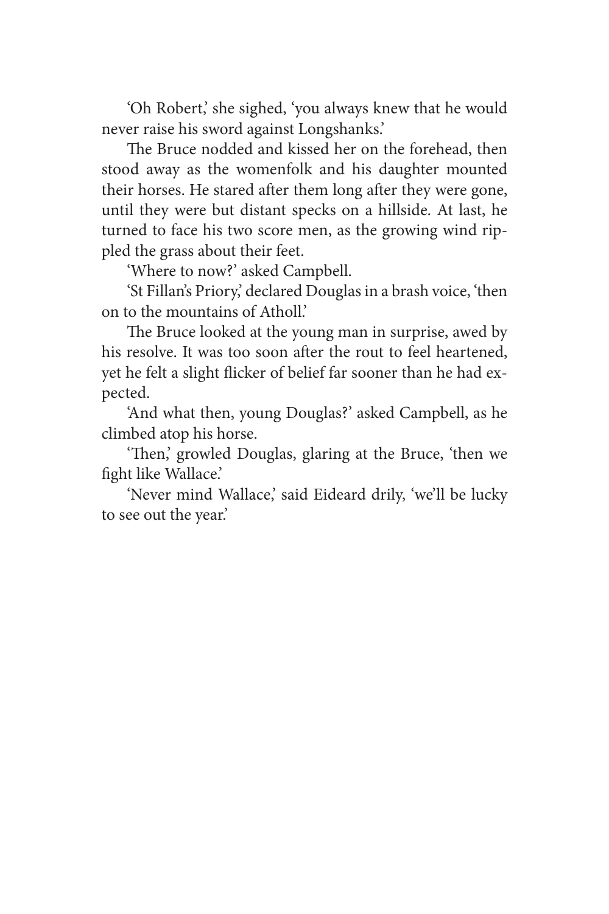'Oh Robert,' she sighed, 'you always knew that he would never raise his sword against Longshanks.'

The Bruce nodded and kissed her on the forehead, then stood away as the womenfolk and his daughter mounted their horses. He stared after them long after they were gone, until they were but distant specks on a hillside. At last, he turned to face his two score men, as the growing wind rippled the grass about their feet.

'Where to now?' asked Campbell.

'St Fillan's Priory,' declared Douglas in a brash voice, 'then on to the mountains of Atholl.'

The Bruce looked at the young man in surprise, awed by his resolve. It was too soon after the rout to feel heartened, yet he felt a slight flicker of belief far sooner than he had expected.

'And what then, young Douglas?' asked Campbell, as he climbed atop his horse.

'Then,' growled Douglas, glaring at the Bruce, 'then we fight like Wallace.'

'Never mind Wallace,' said Eideard drily, 'we'll be lucky to see out the year.'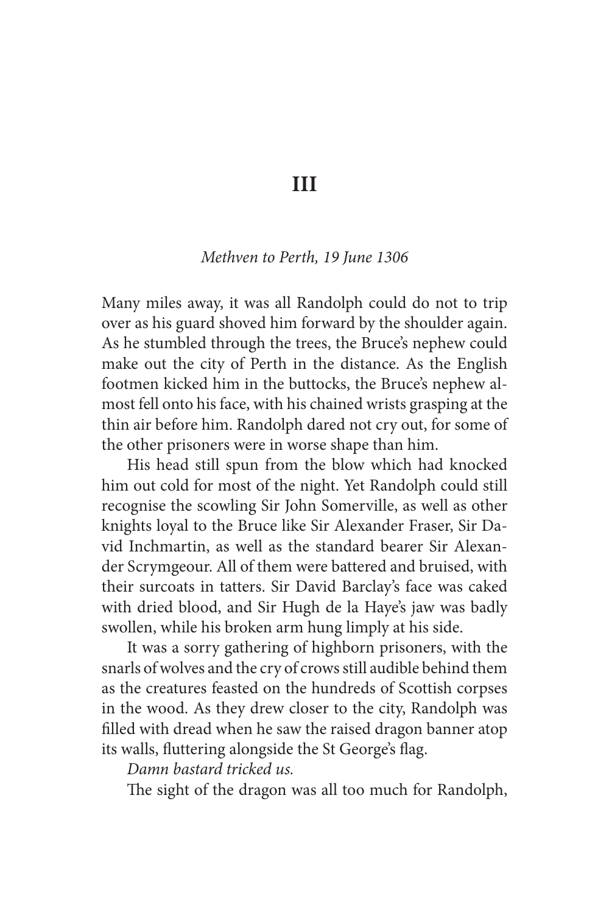# III

*Methven to Perth, 19 June 1306*

Many miles away, it was all Randolph could do not to trip over as his guard shoved him forward by the shoulder again. As he stumbled through the trees, the Bruce's nephew could make out the city of Perth in the distance. As the English footmen kicked him in the buttocks, the Bruce's nephew almost fell onto his face, with his chained wrists grasping at the thin air before him. Randolph dared not cry out, for some of the other prisoners were in worse shape than him.

His head still spun from the blow which had knocked him out cold for most of the night. Yet Randolph could still recognise the scowling Sir John Somerville, as well as other knights loyal to the Bruce like Sir Alexander Fraser, Sir David Inchmartin, as well as the standard bearer Sir Alexander Scrymgeour. All of them were battered and bruised, with their surcoats in tatters. Sir David Barclay's face was caked with dried blood, and Sir Hugh de la Haye's jaw was badly swollen, while his broken arm hung limply at his side.

It was a sorry gathering of highborn prisoners, with the snarls of wolves and the cry of crows still audible behind them as the creatures feasted on the hundreds of Scottish corpses in the wood. As they drew closer to the city, Randolph was filled with dread when he saw the raised dragon banner atop its walls, fluttering alongside the St George's flag.

*Damn bastard tricked us.*

The sight of the dragon was all too much for Randolph,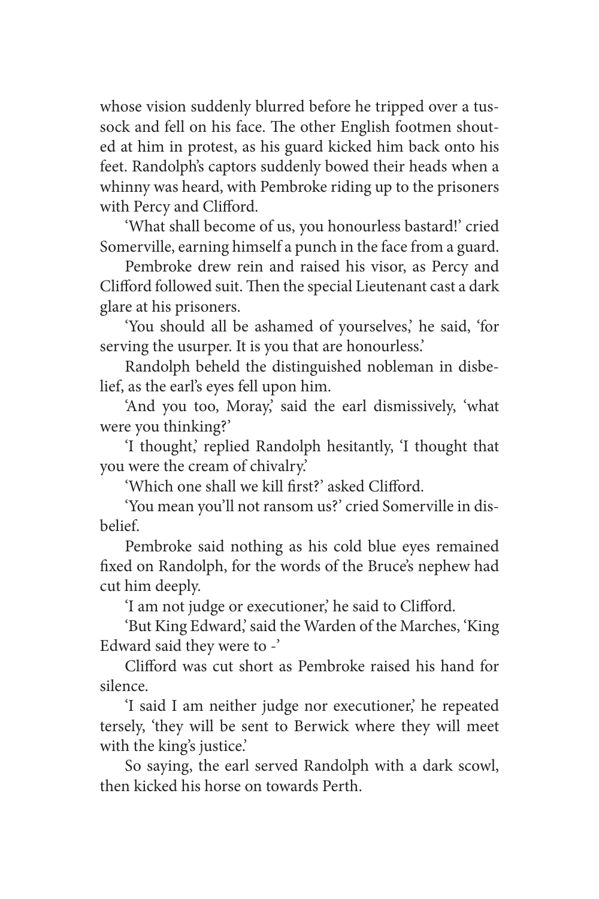whose vision suddenly blurred before he tripped over a tussock and fell on his face. The other English footmen shouted at him in protest, as his guard kicked him back onto his feet. Randolph's captors suddenly bowed their heads when a whinny was heard, with Pembroke riding up to the prisoners with Percy and Clifford.

'What shall become of us, you honourless bastard!' cried Somerville, earning himself a punch in the face from a guard.

Pembroke drew rein and raised his visor, as Percy and Clifford followed suit. Then the special Lieutenant cast a dark glare at his prisoners.

'You should all be ashamed of yourselves,' he said, 'for serving the usurper. It is you that are honourless.'

Randolph beheld the distinguished nobleman in disbelief, as the earl's eyes fell upon him.

'And you too, Moray,' said the earl dismissively, 'what were you thinking?'

'I thought,' replied Randolph hesitantly, 'I thought that you were the cream of chivalry.'

'Which one shall we kill first?' asked Clifford.

'You mean you'll not ransom us?' cried Somerville in disbelief.

Pembroke said nothing as his cold blue eyes remained fixed on Randolph, for the words of the Bruce's nephew had cut him deeply.

'I am not judge or executioner,' he said to Clifford.

'But King Edward,' said the Warden of the Marches, 'King Edward said they were to -'

Clifford was cut short as Pembroke raised his hand for silence.

'I said I am neither judge nor executioner,' he repeated tersely, 'they will be sent to Berwick where they will meet with the king's justice.'

So saying, the earl served Randolph with a dark scowl, then kicked his horse on towards Perth.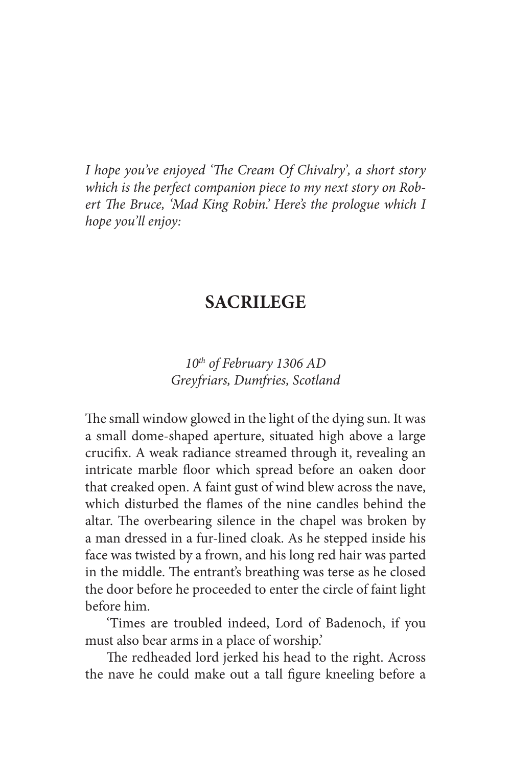*I hope you've enjoyed 'The Cream Of Chivalry', a short story which is the perfect companion piece to my next story on Robert The Bruce, 'Mad King Robin.' Here's the prologue which I hope you'll enjoy:*

## SACRILEGE

*10th of February 1306 AD*
*Greyfriars, Dumfries, Scotland*

The small window glowed in the light of the dying sun. It was a small dome-shaped aperture, situated high above a large crucifix. A weak radiance streamed through it, revealing an intricate marble floor which spread before an oaken door that creaked open. A faint gust of wind blew across the nave, which disturbed the flames of the nine candles behind the altar. The overbearing silence in the chapel was broken by a man dressed in a fur-lined cloak. As he stepped inside his face was twisted by a frown, and his long red hair was parted in the middle. The entrant's breathing was terse as he closed the door before he proceeded to enter the circle of faint light before him.

'Times are troubled indeed, Lord of Badenoch, if you must also bear arms in a place of worship.'

The redheaded lord jerked his head to the right. Across the nave he could make out a tall figure kneeling before a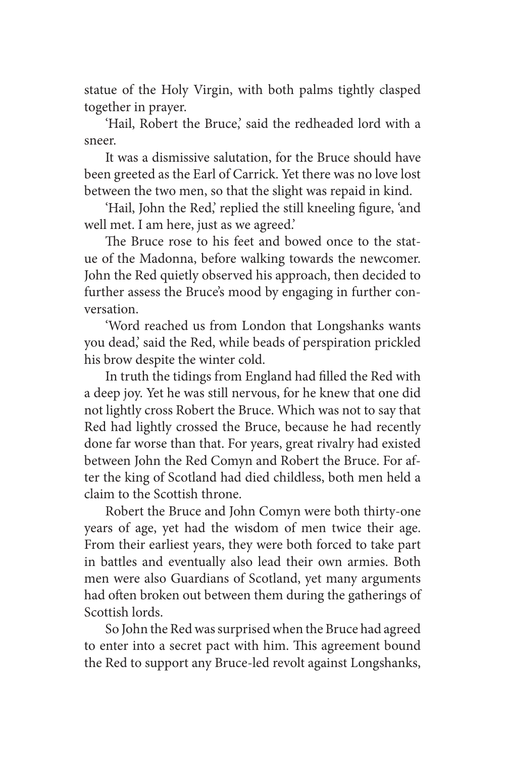statue of the Holy Virgin, with both palms tightly clasped together in prayer.

'Hail, Robert the Bruce,' said the redheaded lord with a sneer.

It was a dismissive salutation, for the Bruce should have been greeted as the Earl of Carrick. Yet there was no love lost between the two men, so that the slight was repaid in kind.

'Hail, John the Red,' replied the still kneeling figure, 'and well met. I am here, just as we agreed.'

The Bruce rose to his feet and bowed once to the statue of the Madonna, before walking towards the newcomer. John the Red quietly observed his approach, then decided to further assess the Bruce's mood by engaging in further conversation.

'Word reached us from London that Longshanks wants you dead,' said the Red, while beads of perspiration prickled his brow despite the winter cold.

In truth the tidings from England had filled the Red with a deep joy. Yet he was still nervous, for he knew that one did not lightly cross Robert the Bruce. Which was not to say that Red had lightly crossed the Bruce, because he had recently done far worse than that. For years, great rivalry had existed between John the Red Comyn and Robert the Bruce. For after the king of Scotland had died childless, both men held a claim to the Scottish throne.

Robert the Bruce and John Comyn were both thirty-one years of age, yet had the wisdom of men twice their age. From their earliest years, they were both forced to take part in battles and eventually also lead their own armies. Both men were also Guardians of Scotland, yet many arguments had often broken out between them during the gatherings of Scottish lords.

So John the Red was surprised when the Bruce had agreed to enter into a secret pact with him. This agreement bound the Red to support any Bruce-led revolt against Longshanks,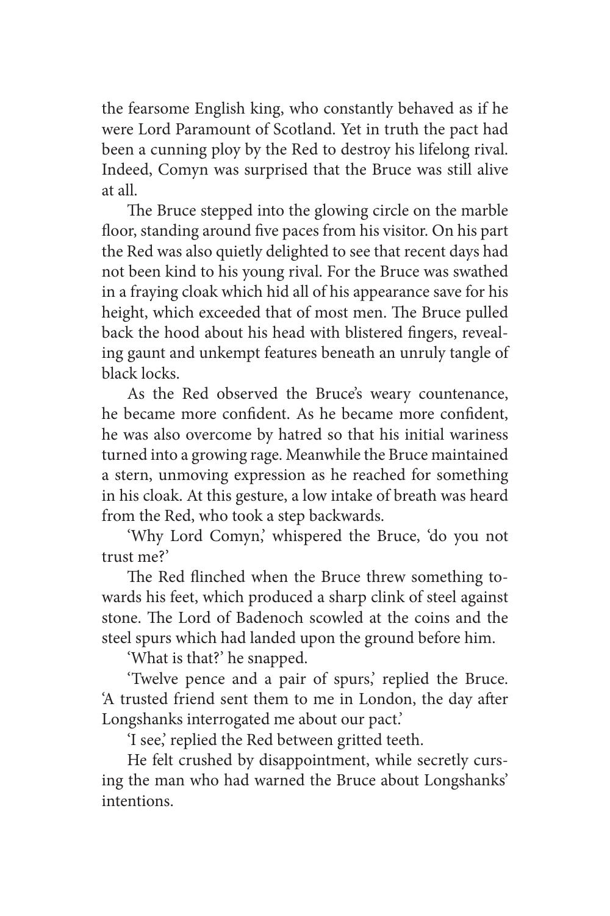the fearsome English king, who constantly behaved as if he were Lord Paramount of Scotland. Yet in truth the pact had been a cunning ploy by the Red to destroy his lifelong rival. Indeed, Comyn was surprised that the Bruce was still alive at all.

The Bruce stepped into the glowing circle on the marble floor, standing around five paces from his visitor. On his part the Red was also quietly delighted to see that recent days had not been kind to his young rival. For the Bruce was swathed in a fraying cloak which hid all of his appearance save for his height, which exceeded that of most men. The Bruce pulled back the hood about his head with blistered fingers, revealing gaunt and unkempt features beneath an unruly tangle of black locks.

As the Red observed the Bruce's weary countenance, he became more confident. As he became more confident, he was also overcome by hatred so that his initial wariness turned into a growing rage. Meanwhile the Bruce maintained a stern, unmoving expression as he reached for something in his cloak. At this gesture, a low intake of breath was heard from the Red, who took a step backwards.

'Why Lord Comyn,' whispered the Bruce, 'do you not trust me?'

The Red flinched when the Bruce threw something towards his feet, which produced a sharp clink of steel against stone. The Lord of Badenoch scowled at the coins and the steel spurs which had landed upon the ground before him.

'What is that?' he snapped.

'Twelve pence and a pair of spurs,' replied the Bruce. 'A trusted friend sent them to me in London, the day after Longshanks interrogated me about our pact.'

'I see,' replied the Red between gritted teeth.

He felt crushed by disappointment, while secretly cursing the man who had warned the Bruce about Longshanks' intentions.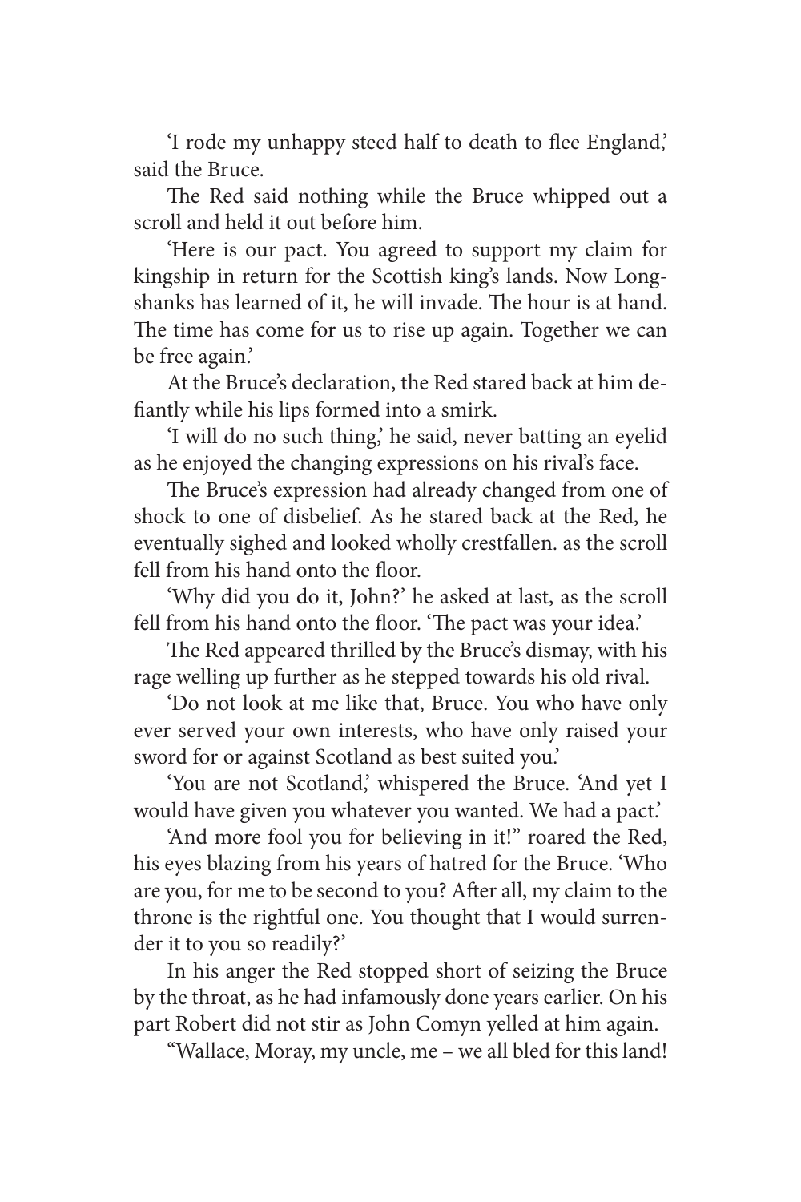'I rode my unhappy steed half to death to flee England,' said the Bruce.

The Red said nothing while the Bruce whipped out a scroll and held it out before him.

'Here is our pact. You agreed to support my claim for kingship in return for the Scottish king's lands. Now Longshanks has learned of it, he will invade. The hour is at hand. The time has come for us to rise up again. Together we can be free again.'

At the Bruce's declaration, the Red stared back at him defiantly while his lips formed into a smirk.

'I will do no such thing,' he said, never batting an eyelid as he enjoyed the changing expressions on his rival's face.

The Bruce's expression had already changed from one of shock to one of disbelief. As he stared back at the Red, he eventually sighed and looked wholly crestfallen. as the scroll fell from his hand onto the floor.

'Why did you do it, John?' he asked at last, as the scroll fell from his hand onto the floor. 'The pact was your idea.'

The Red appeared thrilled by the Bruce's dismay, with his rage welling up further as he stepped towards his old rival.

'Do not look at me like that, Bruce. You who have only ever served your own interests, who have only raised your sword for or against Scotland as best suited you.'

'You are not Scotland,' whispered the Bruce. 'And yet I would have given you whatever you wanted. We had a pact.'

'And more fool you for believing in it!" roared the Red, his eyes blazing from his years of hatred for the Bruce. 'Who are you, for me to be second to you? After all, my claim to the throne is the rightful one. You thought that I would surrender it to you so readily?'

In his anger the Red stopped short of seizing the Bruce by the throat, as he had infamously done years earlier. On his part Robert did not stir as John Comyn yelled at him again.

"Wallace, Moray, my uncle, me – we all bled for this land!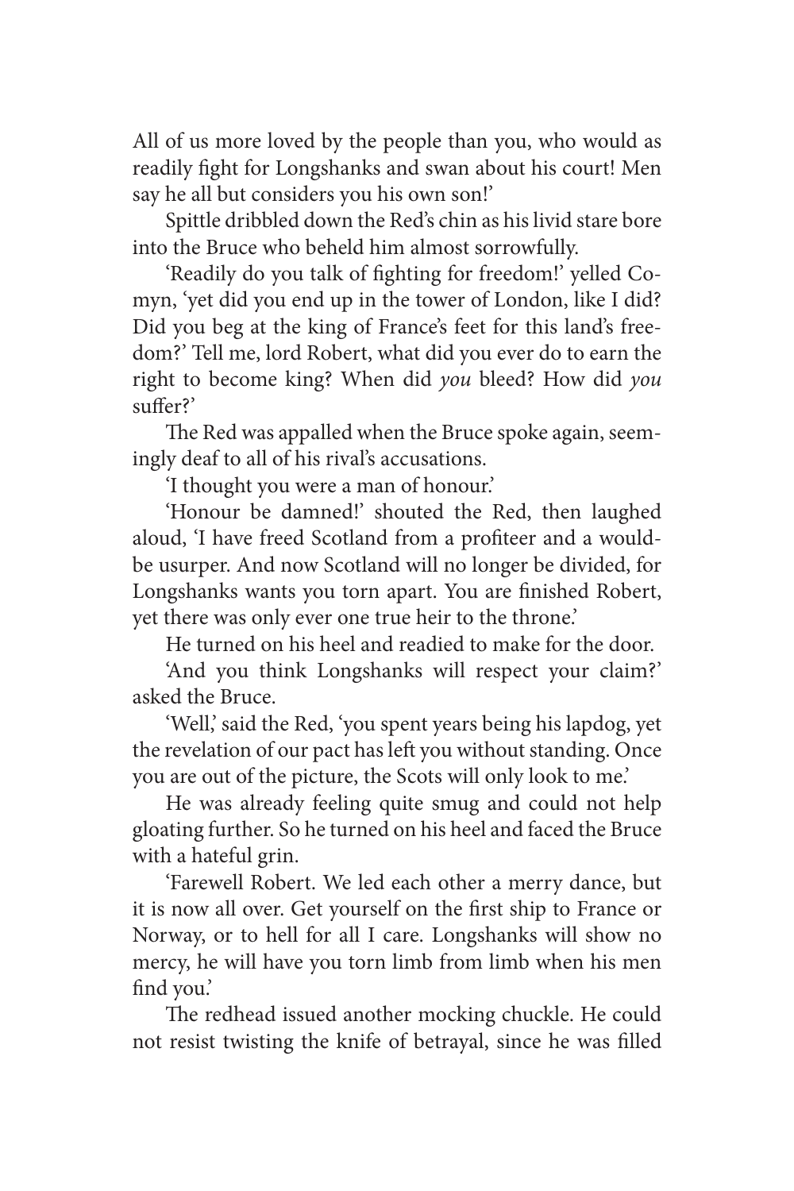All of us more loved by the people than you, who would as readily fight for Longshanks and swan about his court! Men say he all but considers you his own son!'

Spittle dribbled down the Red's chin as his livid stare bore into the Bruce who beheld him almost sorrowfully.

'Readily do you talk of fighting for freedom!' yelled Comyn, 'yet did you end up in the tower of London, like I did? Did you beg at the king of France's feet for this land's freedom?' Tell me, lord Robert, what did you ever do to earn the right to become king? When did *you* bleed? How did *you* suffer?'

The Red was appalled when the Bruce spoke again, seemingly deaf to all of his rival's accusations.

'I thought you were a man of honour.'

'Honour be damned!' shouted the Red, then laughed aloud, 'I have freed Scotland from a profiteer and a would-be usurper. And now Scotland will no longer be divided, for Longshanks wants you torn apart. You are finished Robert, yet there was only ever one true heir to the throne.'

He turned on his heel and readied to make for the door.

'And you think Longshanks will respect your claim?' asked the Bruce.

'Well,' said the Red, 'you spent years being his lapdog, yet the revelation of our pact has left you without standing. Once you are out of the picture, the Scots will only look to me.'

He was already feeling quite smug and could not help gloating further. So he turned on his heel and faced the Bruce with a hateful grin.

'Farewell Robert. We led each other a merry dance, but it is now all over. Get yourself on the first ship to France or Norway, or to hell for all I care. Longshanks will show no mercy, he will have you torn limb from limb when his men find you.'

The redhead issued another mocking chuckle. He could not resist twisting the knife of betrayal, since he was filled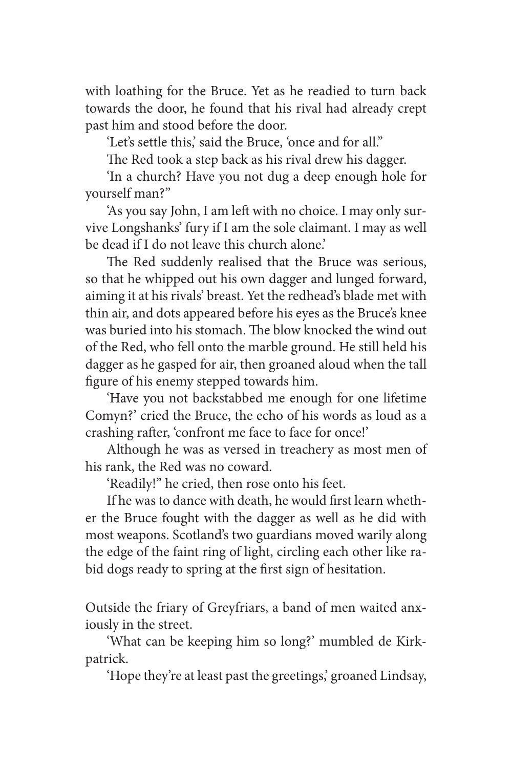with loathing for the Bruce. Yet as he readied to turn back towards the door, he found that his rival had already crept past him and stood before the door.

'Let's settle this,' said the Bruce, 'once and for all."

The Red took a step back as his rival drew his dagger.

'In a church? Have you not dug a deep enough hole for yourself man?"

'As you say John, I am left with no choice. I may only survive Longshanks' fury if I am the sole claimant. I may as well be dead if I do not leave this church alone.'

The Red suddenly realised that the Bruce was serious, so that he whipped out his own dagger and lunged forward, aiming it at his rivals' breast. Yet the redhead's blade met with thin air, and dots appeared before his eyes as the Bruce's knee was buried into his stomach. The blow knocked the wind out of the Red, who fell onto the marble ground. He still held his dagger as he gasped for air, then groaned aloud when the tall figure of his enemy stepped towards him.

'Have you not backstabbed me enough for one lifetime Comyn?' cried the Bruce, the echo of his words as loud as a crashing rafter, 'confront me face to face for once!'

Although he was as versed in treachery as most men of his rank, the Red was no coward.

'Readily!" he cried, then rose onto his feet.

If he was to dance with death, he would first learn whether the Bruce fought with the dagger as well as he did with most weapons. Scotland's two guardians moved warily along the edge of the faint ring of light, circling each other like rabid dogs ready to spring at the first sign of hesitation.

Outside the friary of Greyfriars, a band of men waited anxiously in the street.

'What can be keeping him so long?' mumbled de Kirkpatrick.

'Hope they're at least past the greetings,' groaned Lindsay,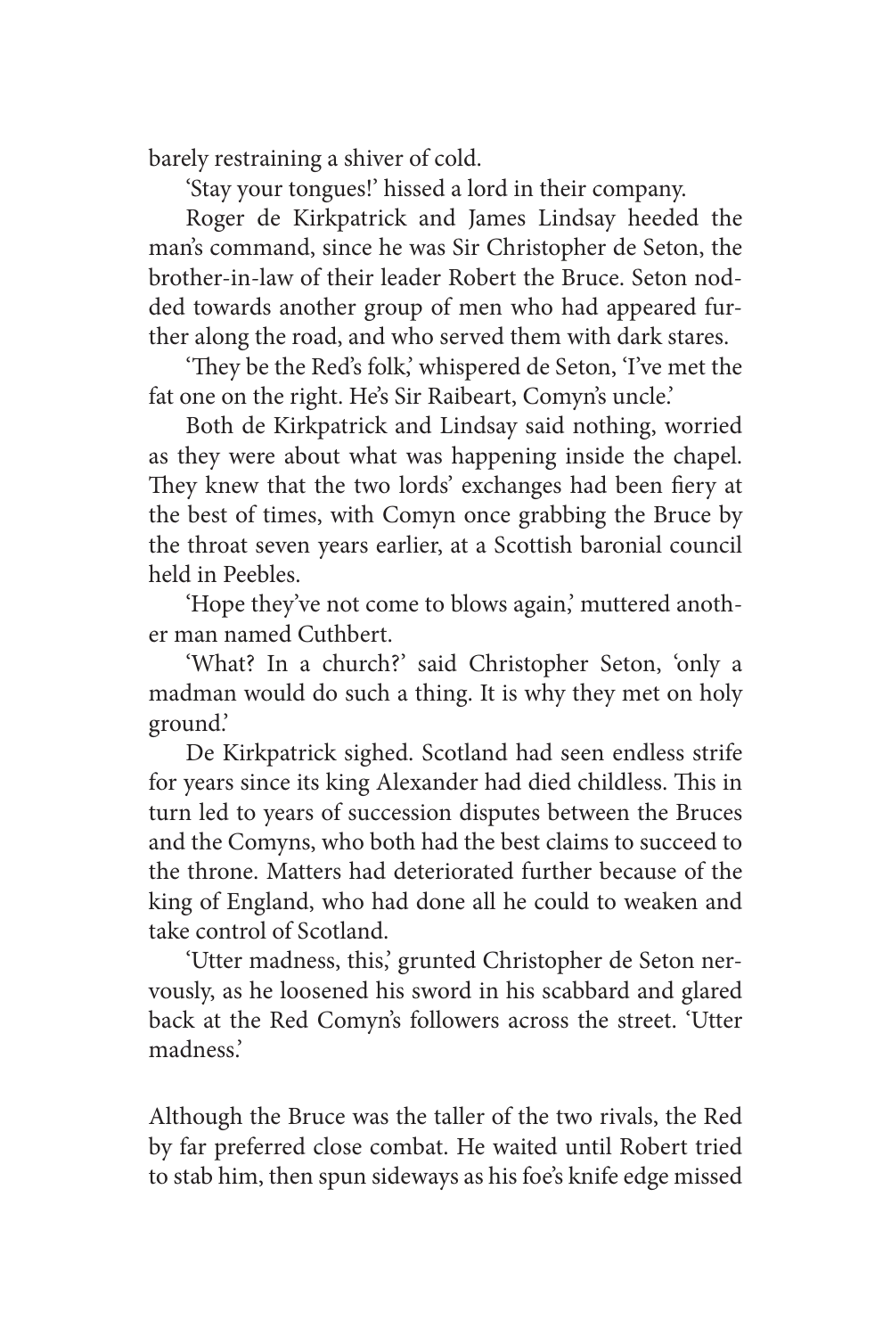barely restraining a shiver of cold.

'Stay your tongues!' hissed a lord in their company.

Roger de Kirkpatrick and James Lindsay heeded the man's command, since he was Sir Christopher de Seton, the brother-in-law of their leader Robert the Bruce. Seton nodded towards another group of men who had appeared further along the road, and who served them with dark stares.

'They be the Red's folk,' whispered de Seton, 'I've met the fat one on the right. He's Sir Raibeart, Comyn's uncle.'

Both de Kirkpatrick and Lindsay said nothing, worried as they were about what was happening inside the chapel. They knew that the two lords' exchanges had been fiery at the best of times, with Comyn once grabbing the Bruce by the throat seven years earlier, at a Scottish baronial council held in Peebles.

'Hope they've not come to blows again,' muttered another man named Cuthbert.

'What? In a church?' said Christopher Seton, 'only a madman would do such a thing. It is why they met on holy ground.'

De Kirkpatrick sighed. Scotland had seen endless strife for years since its king Alexander had died childless. This in turn led to years of succession disputes between the Bruces and the Comyns, who both had the best claims to succeed to the throne. Matters had deteriorated further because of the king of England, who had done all he could to weaken and take control of Scotland.

'Utter madness, this,' grunted Christopher de Seton nervously, as he loosened his sword in his scabbard and glared back at the Red Comyn's followers across the street. 'Utter madness.'

Although the Bruce was the taller of the two rivals, the Red by far preferred close combat. He waited until Robert tried to stab him, then spun sideways as his foe's knife edge missed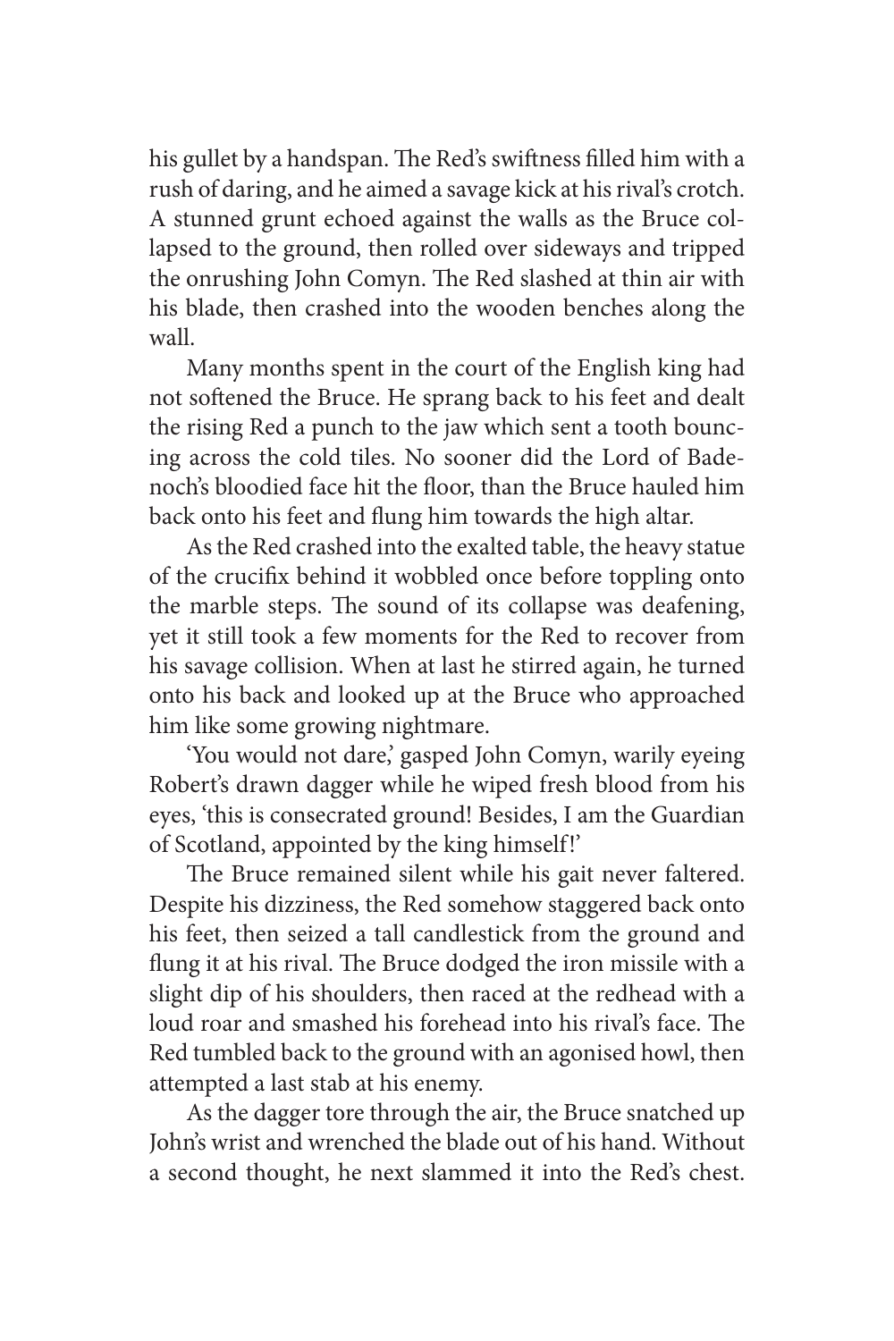his gullet by a handspan. The Red's swiftness filled him with a rush of daring, and he aimed a savage kick at his rival's crotch. A stunned grunt echoed against the walls as the Bruce collapsed to the ground, then rolled over sideways and tripped the onrushing John Comyn. The Red slashed at thin air with his blade, then crashed into the wooden benches along the wall.

Many months spent in the court of the English king had not softened the Bruce. He sprang back to his feet and dealt the rising Red a punch to the jaw which sent a tooth bouncing across the cold tiles. No sooner did the Lord of Badenoch's bloodied face hit the floor, than the Bruce hauled him back onto his feet and flung him towards the high altar.

As the Red crashed into the exalted table, the heavy statue of the crucifix behind it wobbled once before toppling onto the marble steps. The sound of its collapse was deafening, yet it still took a few moments for the Red to recover from his savage collision. When at last he stirred again, he turned onto his back and looked up at the Bruce who approached him like some growing nightmare.

'You would not dare,' gasped John Comyn, warily eyeing Robert's drawn dagger while he wiped fresh blood from his eyes, 'this is consecrated ground! Besides, I am the Guardian of Scotland, appointed by the king himself!'

The Bruce remained silent while his gait never faltered. Despite his dizziness, the Red somehow staggered back onto his feet, then seized a tall candlestick from the ground and flung it at his rival. The Bruce dodged the iron missile with a slight dip of his shoulders, then raced at the redhead with a loud roar and smashed his forehead into his rival's face. The Red tumbled back to the ground with an agonised howl, then attempted a last stab at his enemy.

As the dagger tore through the air, the Bruce snatched up John's wrist and wrenched the blade out of his hand. Without a second thought, he next slammed it into the Red's chest.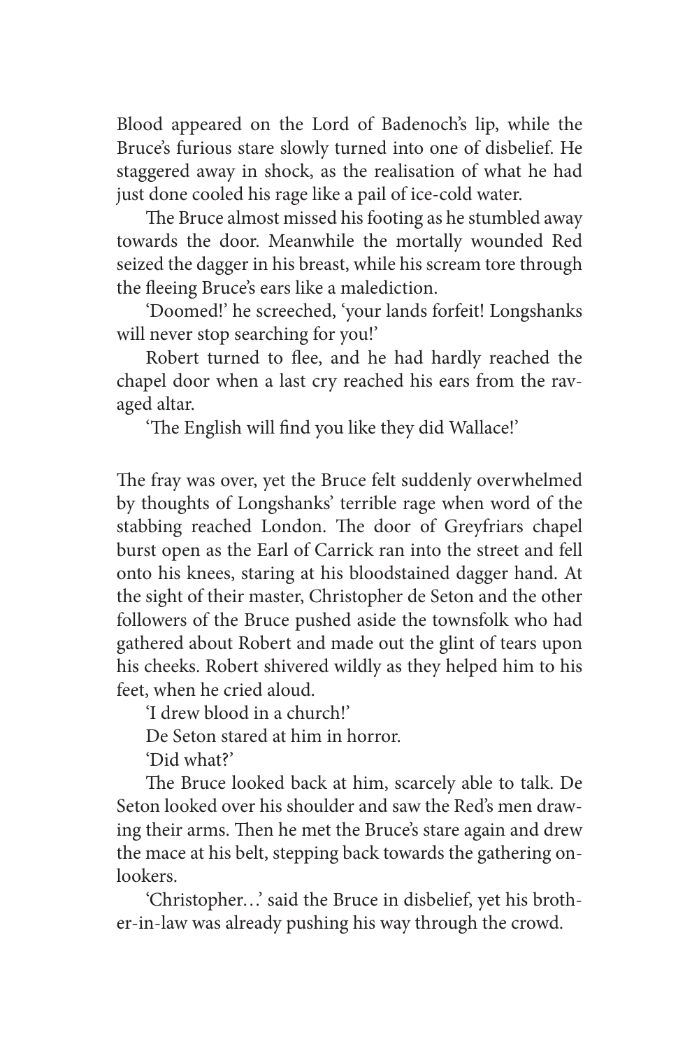Blood appeared on the Lord of Badenoch's lip, while the Bruce's furious stare slowly turned into one of disbelief. He staggered away in shock, as the realisation of what he had just done cooled his rage like a pail of ice-cold water.

The Bruce almost missed his footing as he stumbled away towards the door. Meanwhile the mortally wounded Red seized the dagger in his breast, while his scream tore through the fleeing Bruce's ears like a malediction.

'Doomed!' he screeched, 'your lands forfeit! Longshanks will never stop searching for you!'

Robert turned to flee, and he had hardly reached the chapel door when a last cry reached his ears from the ravaged altar.

'The English will find you like they did Wallace!'

The fray was over, yet the Bruce felt suddenly overwhelmed by thoughts of Longshanks' terrible rage when word of the stabbing reached London. The door of Greyfriars chapel burst open as the Earl of Carrick ran into the street and fell onto his knees, staring at his bloodstained dagger hand. At the sight of their master, Christopher de Seton and the other followers of the Bruce pushed aside the townsfolk who had gathered about Robert and made out the glint of tears upon his cheeks. Robert shivered wildly as they helped him to his feet, when he cried aloud.

'I drew blood in a church!'

De Seton stared at him in horror.

'Did what?'

The Bruce looked back at him, scarcely able to talk. De Seton looked over his shoulder and saw the Red's men drawing their arms. Then he met the Bruce's stare again and drew the mace at his belt, stepping back towards the gathering onlookers.

'Christopher…' said the Bruce in disbelief, yet his brother-in-law was already pushing his way through the crowd.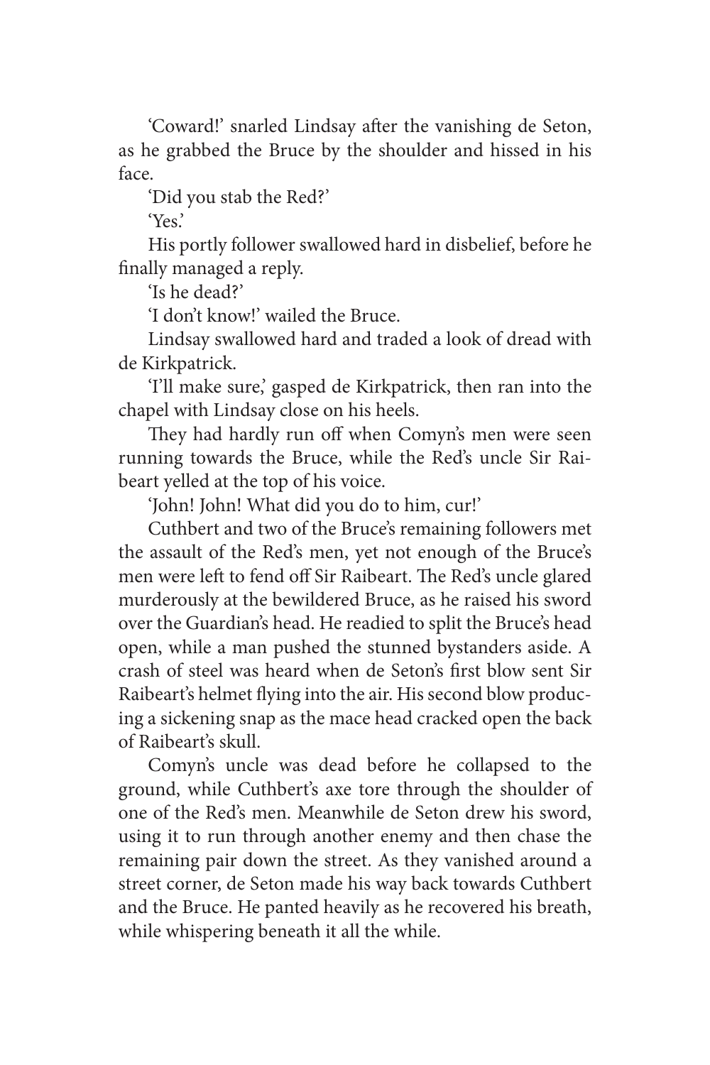'Coward!' snarled Lindsay after the vanishing de Seton, as he grabbed the Bruce by the shoulder and hissed in his face.

'Did you stab the Red?'

'Yes.'

His portly follower swallowed hard in disbelief, before he finally managed a reply.

'Is he dead?'

'I don't know!' wailed the Bruce.

Lindsay swallowed hard and traded a look of dread with de Kirkpatrick.

'I'll make sure,' gasped de Kirkpatrick, then ran into the chapel with Lindsay close on his heels.

They had hardly run off when Comyn's men were seen running towards the Bruce, while the Red's uncle Sir Raibeart yelled at the top of his voice.

'John! John! What did you do to him, cur!'

Cuthbert and two of the Bruce's remaining followers met the assault of the Red's men, yet not enough of the Bruce's men were left to fend off Sir Raibeart. The Red's uncle glared murderously at the bewildered Bruce, as he raised his sword over the Guardian's head. He readied to split the Bruce's head open, while a man pushed the stunned bystanders aside. A crash of steel was heard when de Seton's first blow sent Sir Raibeart's helmet flying into the air. His second blow producing a sickening snap as the mace head cracked open the back of Raibeart's skull.

Comyn's uncle was dead before he collapsed to the ground, while Cuthbert's axe tore through the shoulder of one of the Red's men. Meanwhile de Seton drew his sword, using it to run through another enemy and then chase the remaining pair down the street. As they vanished around a street corner, de Seton made his way back towards Cuthbert and the Bruce. He panted heavily as he recovered his breath, while whispering beneath it all the while.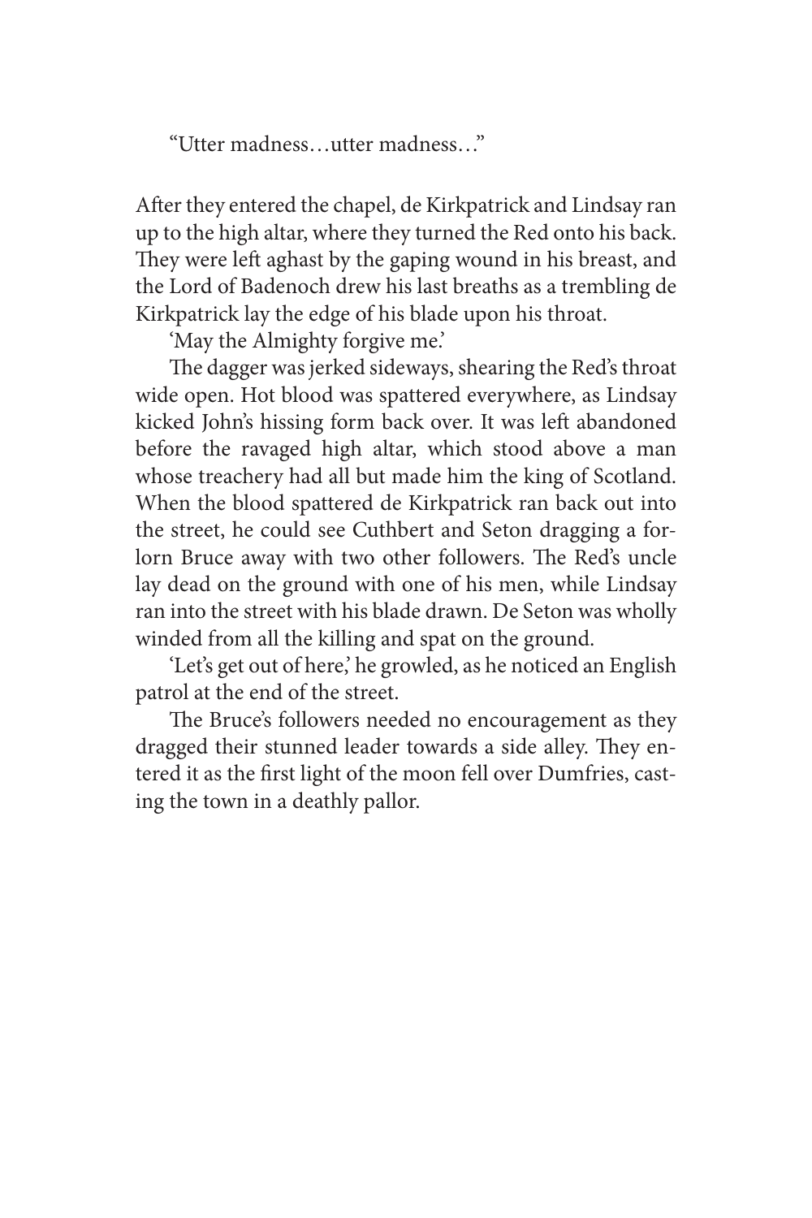“Utter madness…utter madness…”

After they entered the chapel, de Kirkpatrick and Lindsay ran up to the high altar, where they turned the Red onto his back. They were left aghast by the gaping wound in his breast, and the Lord of Badenoch drew his last breaths as a trembling de Kirkpatrick lay the edge of his blade upon his throat.

‘May the Almighty forgive me.’

The dagger was jerked sideways, shearing the Red’s throat wide open. Hot blood was spattered everywhere, as Lindsay kicked John’s hissing form back over. It was left abandoned before the ravaged high altar, which stood above a man whose treachery had all but made him the king of Scotland. When the blood spattered de Kirkpatrick ran back out into the street, he could see Cuthbert and Seton dragging a forlorn Bruce away with two other followers. The Red’s uncle lay dead on the ground with one of his men, while Lindsay ran into the street with his blade drawn. De Seton was wholly winded from all the killing and spat on the ground.

‘Let’s get out of here,’ he growled, as he noticed an English patrol at the end of the street.

The Bruce’s followers needed no encouragement as they dragged their stunned leader towards a side alley. They entered it as the first light of the moon fell over Dumfries, casting the town in a deathly pallor.